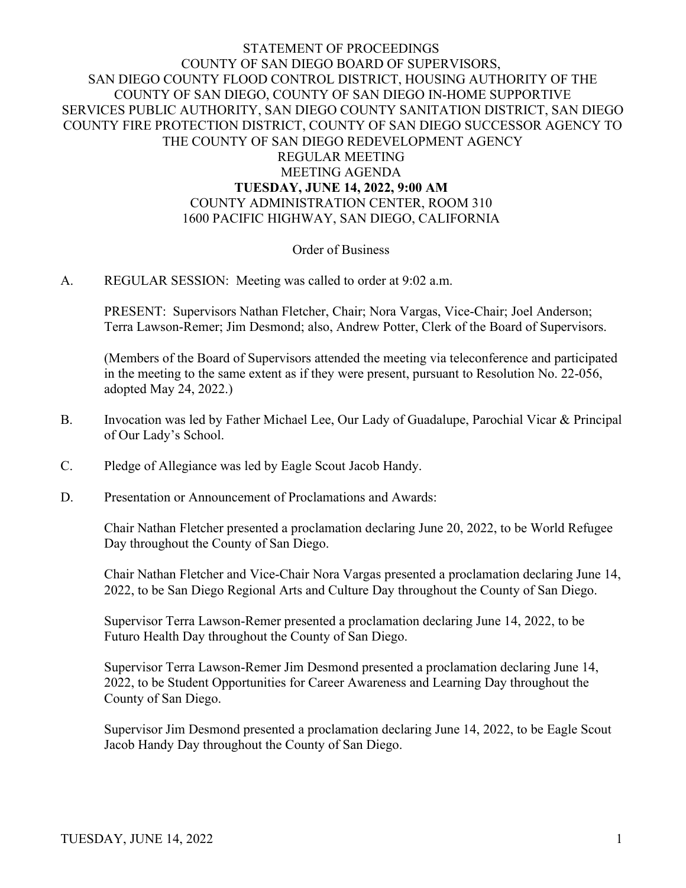# STATEMENT OF PROCEEDINGS
## COUNTY OF SAN DIEGO BOARD OF SUPERVISORS, SAN DIEGO COUNTY FLOOD CONTROL DISTRICT, HOUSING AUTHORITY OF THE COUNTY OF SAN DIEGO, COUNTY OF SAN DIEGO IN-HOME SUPPORTIVE SERVICES PUBLIC AUTHORITY, SAN DIEGO COUNTY SANITATION DISTRICT, SAN DIEGO COUNTY FIRE PROTECTION DISTRICT, COUNTY OF SAN DIEGO SUCCESSOR AGENCY TO THE COUNTY OF SAN DIEGO REDEVELOPMENT AGENCY

REGULAR MEETING
MEETING AGENDA
**TUESDAY, JUNE 14, 2022, 9:00 AM**
COUNTY ADMINISTRATION CENTER, ROOM 310
1600 PACIFIC HIGHWAY, SAN DIEGO, CALIFORNIA

Order of Business

A. REGULAR SESSION: Meeting was called to order at 9:02 a.m.

PRESENT: Supervisors Nathan Fletcher, Chair; Nora Vargas, Vice-Chair; Joel Anderson; Terra Lawson-Remer; Jim Desmond; also, Andrew Potter, Clerk of the Board of Supervisors.

(Members of the Board of Supervisors attended the meeting via teleconference and participated in the meeting to the same extent as if they were present, pursuant to Resolution No. 22-056, adopted May 24, 2022.)

B. Invocation was led by Father Michael Lee, Our Lady of Guadalupe, Parochial Vicar & Principal of Our Lady's School.

C. Pledge of Allegiance was led by Eagle Scout Jacob Handy.

D. Presentation or Announcement of Proclamations and Awards:

Chair Nathan Fletcher presented a proclamation declaring June 20, 2022, to be World Refugee Day throughout the County of San Diego.

Chair Nathan Fletcher and Vice-Chair Nora Vargas presented a proclamation declaring June 14, 2022, to be San Diego Regional Arts and Culture Day throughout the County of San Diego.

Supervisor Terra Lawson-Remer presented a proclamation declaring June 14, 2022, to be Futuro Health Day throughout the County of San Diego.

Supervisor Terra Lawson-Remer Jim Desmond presented a proclamation declaring June 14, 2022, to be Student Opportunities for Career Awareness and Learning Day throughout the County of San Diego.

Supervisor Jim Desmond presented a proclamation declaring June 14, 2022, to be Eagle Scout Jacob Handy Day throughout the County of San Diego.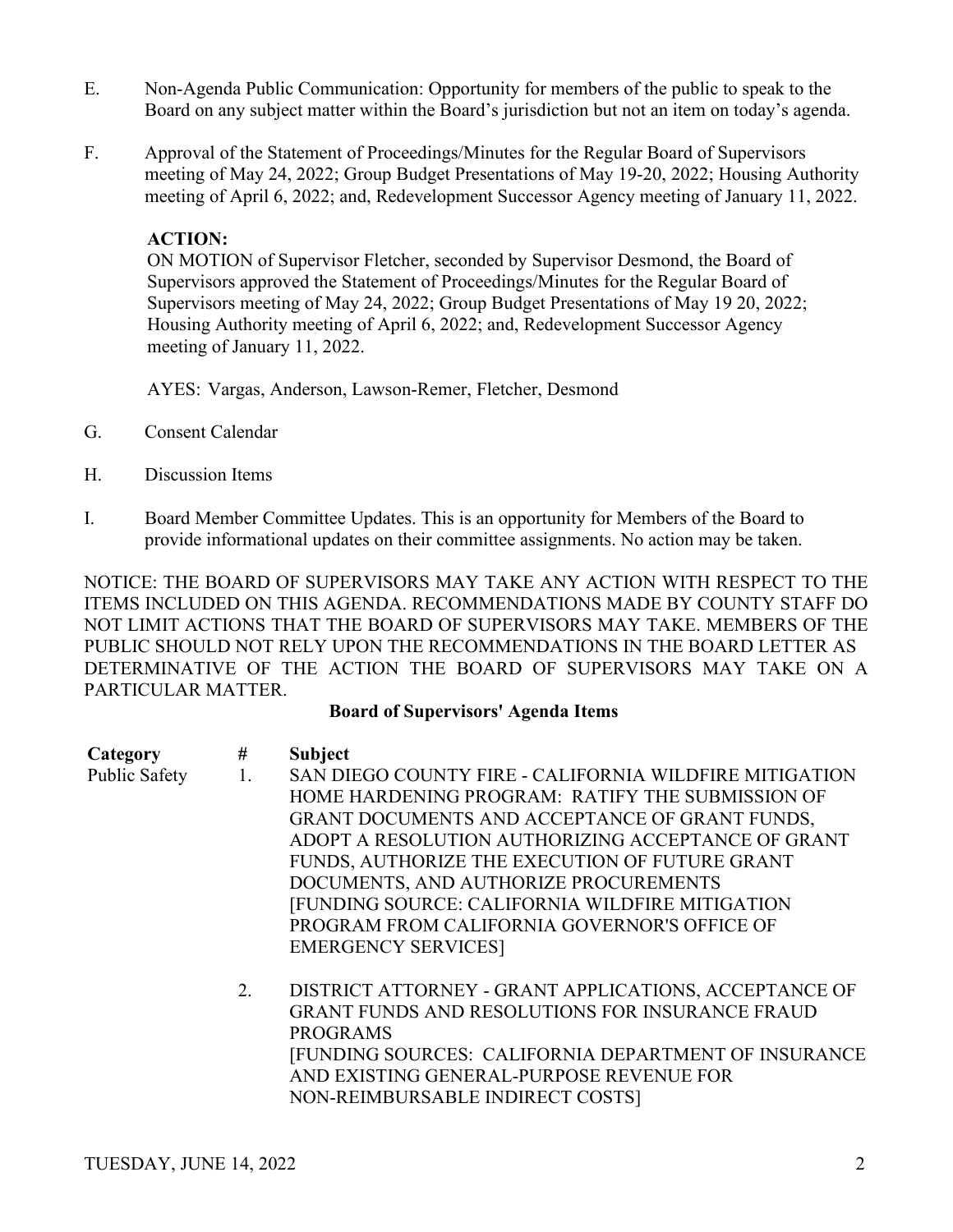E. Non-Agenda Public Communication: Opportunity for members of the public to speak to the Board on any subject matter within the Board's jurisdiction but not an item on today's agenda.

F. Approval of the Statement of Proceedings/Minutes for the Regular Board of Supervisors meeting of May 24, 2022; Group Budget Presentations of May 19-20, 2022; Housing Authority meeting of April 6, 2022; and, Redevelopment Successor Agency meeting of January 11, 2022.

**ACTION:**
ON MOTION of Supervisor Fletcher, seconded by Supervisor Desmond, the Board of Supervisors approved the Statement of Proceedings/Minutes for the Regular Board of Supervisors meeting of May 24, 2022; Group Budget Presentations of May 19 20, 2022; Housing Authority meeting of April 6, 2022; and, Redevelopment Successor Agency meeting of January 11, 2022.

AYES: Vargas, Anderson, Lawson-Remer, Fletcher, Desmond

G. Consent Calendar

H. Discussion Items

I. Board Member Committee Updates. This is an opportunity for Members of the Board to provide informational updates on their committee assignments. No action may be taken.

NOTICE: THE BOARD OF SUPERVISORS MAY TAKE ANY ACTION WITH RESPECT TO THE ITEMS INCLUDED ON THIS AGENDA. RECOMMENDATIONS MADE BY COUNTY STAFF DO NOT LIMIT ACTIONS THAT THE BOARD OF SUPERVISORS MAY TAKE. MEMBERS OF THE PUBLIC SHOULD NOT RELY UPON THE RECOMMENDATIONS IN THE BOARD LETTER AS DETERMINATIVE OF THE ACTION THE BOARD OF SUPERVISORS MAY TAKE ON A PARTICULAR MATTER.

**Board of Supervisors' Agenda Items**

| **Category** | **#** | **Subject** |
|---|---|---|
| Public Safety | 1. | SAN DIEGO COUNTY FIRE - CALIFORNIA WILDFIRE MITIGATION HOME HARDENING PROGRAM: RATIFY THE SUBMISSION OF GRANT DOCUMENTS AND ACCEPTANCE OF GRANT FUNDS, ADOPT A RESOLUTION AUTHORIZING ACCEPTANCE OF GRANT FUNDS, AUTHORIZE THE EXECUTION OF FUTURE GRANT DOCUMENTS, AND AUTHORIZE PROCUREMENTS [FUNDING SOURCE: CALIFORNIA WILDFIRE MITIGATION PROGRAM FROM CALIFORNIA GOVERNOR'S OFFICE OF EMERGENCY SERVICES] |
| | 2. | DISTRICT ATTORNEY - GRANT APPLICATIONS, ACCEPTANCE OF GRANT FUNDS AND RESOLUTIONS FOR INSURANCE FRAUD PROGRAMS [FUNDING SOURCES: CALIFORNIA DEPARTMENT OF INSURANCE AND EXISTING GENERAL-PURPOSE REVENUE FOR NON-REIMBURSABLE INDIRECT COSTS] |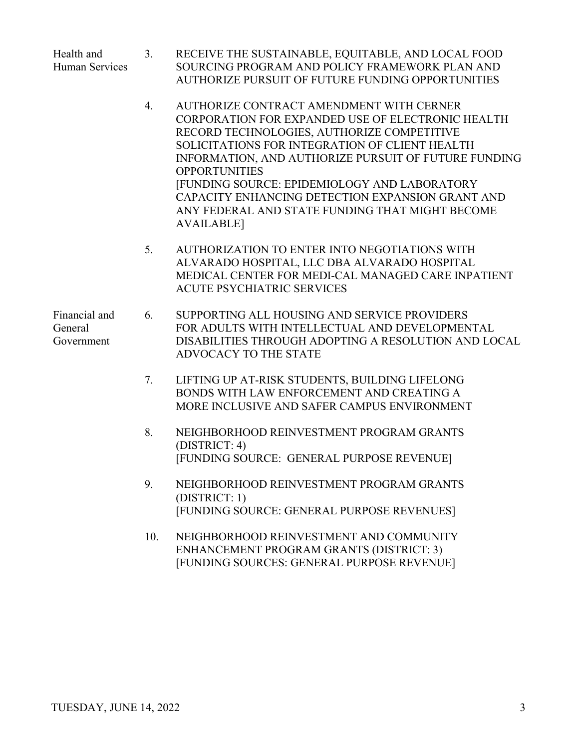| Category | No. | Item |
| --- | --- | --- |
| Health and Human Services | 3. | RECEIVE THE SUSTAINABLE, EQUITABLE, AND LOCAL FOOD SOURCING PROGRAM AND POLICY FRAMEWORK PLAN AND AUTHORIZE PURSUIT OF FUTURE FUNDING OPPORTUNITIES |
| | 4. | AUTHORIZE CONTRACT AMENDMENT WITH CERNER CORPORATION FOR EXPANDED USE OF ELECTRONIC HEALTH RECORD TECHNOLOGIES, AUTHORIZE COMPETITIVE SOLICITATIONS FOR INTEGRATION OF CLIENT HEALTH INFORMATION, AND AUTHORIZE PURSUIT OF FUTURE FUNDING OPPORTUNITIES [FUNDING SOURCE: EPIDEMIOLOGY AND LABORATORY CAPACITY ENHANCING DETECTION EXPANSION GRANT AND ANY FEDERAL AND STATE FUNDING THAT MIGHT BECOME AVAILABLE] |
| | 5. | AUTHORIZATION TO ENTER INTO NEGOTIATIONS WITH ALVARADO HOSPITAL, LLC DBA ALVARADO HOSPITAL MEDICAL CENTER FOR MEDI-CAL MANAGED CARE INPATIENT ACUTE PSYCHIATRIC SERVICES |
| Financial and General Government | 6. | SUPPORTING ALL HOUSING AND SERVICE PROVIDERS FOR ADULTS WITH INTELLECTUAL AND DEVELOPMENTAL DISABILITIES THROUGH ADOPTING A RESOLUTION AND LOCAL ADVOCACY TO THE STATE |
| | 7. | LIFTING UP AT-RISK STUDENTS, BUILDING LIFELONG BONDS WITH LAW ENFORCEMENT AND CREATING A MORE INCLUSIVE AND SAFER CAMPUS ENVIRONMENT |
| | 8. | NEIGHBORHOOD REINVESTMENT PROGRAM GRANTS (DISTRICT: 4) [FUNDING SOURCE: GENERAL PURPOSE REVENUE] |
| | 9. | NEIGHBORHOOD REINVESTMENT PROGRAM GRANTS (DISTRICT: 1) [FUNDING SOURCE: GENERAL PURPOSE REVENUES] |
| | 10. | NEIGHBORHOOD REINVESTMENT AND COMMUNITY ENHANCEMENT PROGRAM GRANTS (DISTRICT: 3) [FUNDING SOURCES: GENERAL PURPOSE REVENUE] |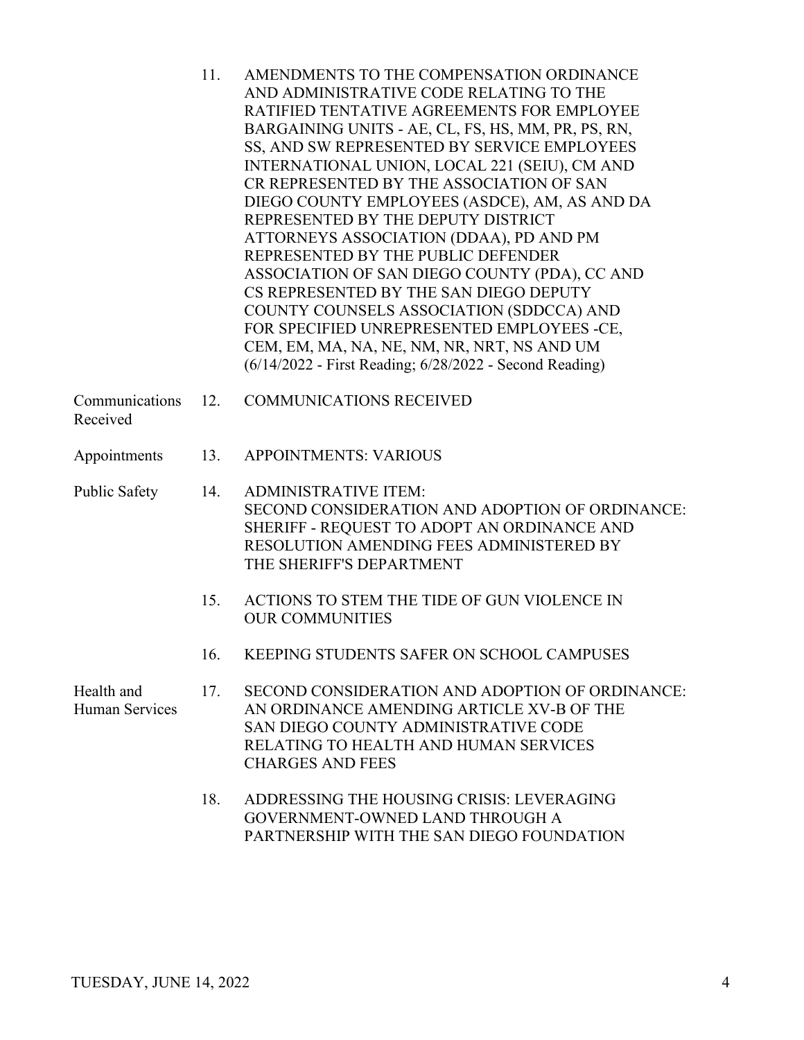| | | |
|---|---|---|
| | 11. | AMENDMENTS TO THE COMPENSATION ORDINANCE AND ADMINISTRATIVE CODE RELATING TO THE RATIFIED TENTATIVE AGREEMENTS FOR EMPLOYEE BARGAINING UNITS - AE, CL, FS, HS, MM, PR, PS, RN, SS, AND SW REPRESENTED BY SERVICE EMPLOYEES INTERNATIONAL UNION, LOCAL 221 (SEIU), CM AND CR REPRESENTED BY THE ASSOCIATION OF SAN DIEGO COUNTY EMPLOYEES (ASDCE), AM, AS AND DA REPRESENTED BY THE DEPUTY DISTRICT ATTORNEYS ASSOCIATION (DDAA), PD AND PM REPRESENTED BY THE PUBLIC DEFENDER ASSOCIATION OF SAN DIEGO COUNTY (PDA), CC AND CS REPRESENTED BY THE SAN DIEGO DEPUTY COUNTY COUNSELS ASSOCIATION (SDDCCA) AND FOR SPECIFIED UNREPRESENTED EMPLOYEES -CE, CEM, EM, MA, NA, NE, NM, NR, NRT, NS AND UM (6/14/2022 - First Reading; 6/28/2022 - Second Reading) |
| Communications Received | 12. | COMMUNICATIONS RECEIVED |
| Appointments | 13. | APPOINTMENTS: VARIOUS |
| Public Safety | 14. | ADMINISTRATIVE ITEM: SECOND CONSIDERATION AND ADOPTION OF ORDINANCE: SHERIFF - REQUEST TO ADOPT AN ORDINANCE AND RESOLUTION AMENDING FEES ADMINISTERED BY THE SHERIFF'S DEPARTMENT |
| | 15. | ACTIONS TO STEM THE TIDE OF GUN VIOLENCE IN OUR COMMUNITIES |
| | 16. | KEEPING STUDENTS SAFER ON SCHOOL CAMPUSES |
| Health and Human Services | 17. | SECOND CONSIDERATION AND ADOPTION OF ORDINANCE: AN ORDINANCE AMENDING ARTICLE XV-B OF THE SAN DIEGO COUNTY ADMINISTRATIVE CODE RELATING TO HEALTH AND HUMAN SERVICES CHARGES AND FEES |
| | 18. | ADDRESSING THE HOUSING CRISIS: LEVERAGING GOVERNMENT-OWNED LAND THROUGH A PARTNERSHIP WITH THE SAN DIEGO FOUNDATION |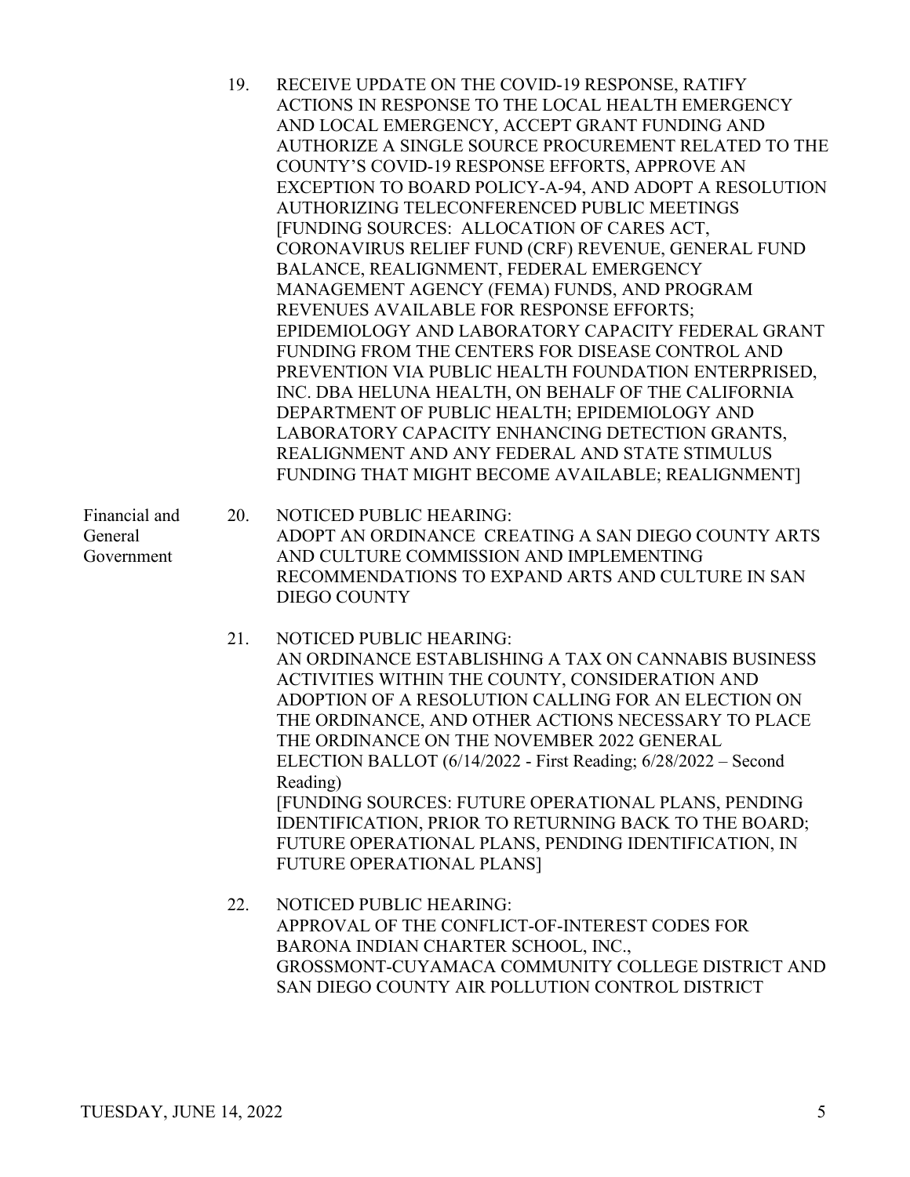19. RECEIVE UPDATE ON THE COVID-19 RESPONSE, RATIFY ACTIONS IN RESPONSE TO THE LOCAL HEALTH EMERGENCY AND LOCAL EMERGENCY, ACCEPT GRANT FUNDING AND AUTHORIZE A SINGLE SOURCE PROCUREMENT RELATED TO THE COUNTY'S COVID-19 RESPONSE EFFORTS, APPROVE AN EXCEPTION TO BOARD POLICY-A-94, AND ADOPT A RESOLUTION AUTHORIZING TELECONFERENCED PUBLIC MEETINGS [FUNDING SOURCES: ALLOCATION OF CARES ACT, CORONAVIRUS RELIEF FUND (CRF) REVENUE, GENERAL FUND BALANCE, REALIGNMENT, FEDERAL EMERGENCY MANAGEMENT AGENCY (FEMA) FUNDS, AND PROGRAM REVENUES AVAILABLE FOR RESPONSE EFFORTS; EPIDEMIOLOGY AND LABORATORY CAPACITY FEDERAL GRANT FUNDING FROM THE CENTERS FOR DISEASE CONTROL AND PREVENTION VIA PUBLIC HEALTH FOUNDATION ENTERPRISED, INC. DBA HELUNA HEALTH, ON BEHALF OF THE CALIFORNIA DEPARTMENT OF PUBLIC HEALTH; EPIDEMIOLOGY AND LABORATORY CAPACITY ENHANCING DETECTION GRANTS, REALIGNMENT AND ANY FEDERAL AND STATE STIMULUS FUNDING THAT MIGHT BECOME AVAILABLE; REALIGNMENT]

Financial and General Government

20. NOTICED PUBLIC HEARING:
ADOPT AN ORDINANCE CREATING A SAN DIEGO COUNTY ARTS AND CULTURE COMMISSION AND IMPLEMENTING RECOMMENDATIONS TO EXPAND ARTS AND CULTURE IN SAN DIEGO COUNTY

21. NOTICED PUBLIC HEARING:
AN ORDINANCE ESTABLISHING A TAX ON CANNABIS BUSINESS ACTIVITIES WITHIN THE COUNTY, CONSIDERATION AND ADOPTION OF A RESOLUTION CALLING FOR AN ELECTION ON THE ORDINANCE, AND OTHER ACTIONS NECESSARY TO PLACE THE ORDINANCE ON THE NOVEMBER 2022 GENERAL ELECTION BALLOT (6/14/2022 - First Reading; 6/28/2022 – Second Reading)
[FUNDING SOURCES: FUTURE OPERATIONAL PLANS, PENDING IDENTIFICATION, PRIOR TO RETURNING BACK TO THE BOARD; FUTURE OPERATIONAL PLANS, PENDING IDENTIFICATION, IN FUTURE OPERATIONAL PLANS]

22. NOTICED PUBLIC HEARING:
APPROVAL OF THE CONFLICT-OF-INTEREST CODES FOR BARONA INDIAN CHARTER SCHOOL, INC., GROSSMONT-CUYAMACA COMMUNITY COLLEGE DISTRICT AND SAN DIEGO COUNTY AIR POLLUTION CONTROL DISTRICT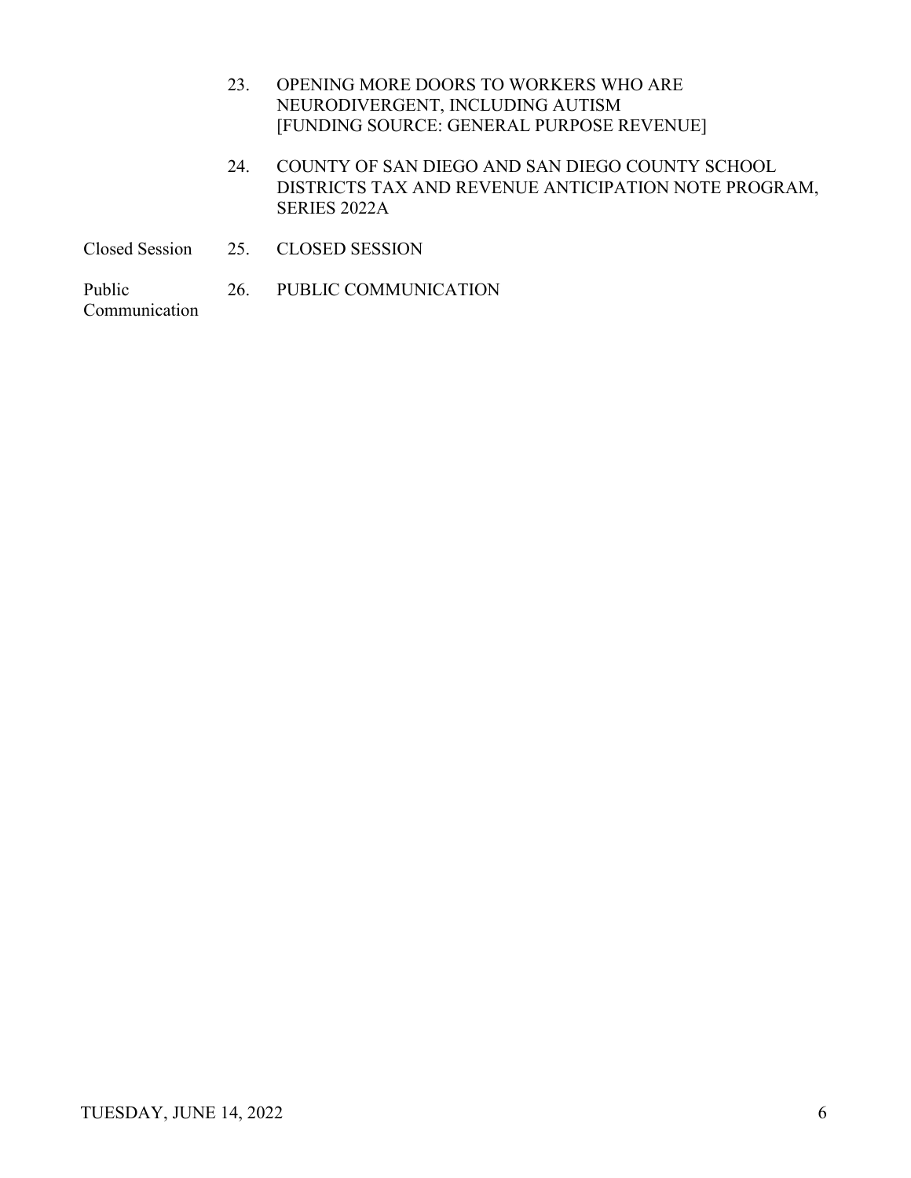| | | |
|---|---|---|
| | 23. | OPENING MORE DOORS TO WORKERS WHO ARE NEURODIVERGENT, INCLUDING AUTISM [FUNDING SOURCE: GENERAL PURPOSE REVENUE] |
| | 24. | COUNTY OF SAN DIEGO AND SAN DIEGO COUNTY SCHOOL DISTRICTS TAX AND REVENUE ANTICIPATION NOTE PROGRAM, SERIES 2022A |
| Closed Session | 25. | CLOSED SESSION |
| Public Communication | 26. | PUBLIC COMMUNICATION |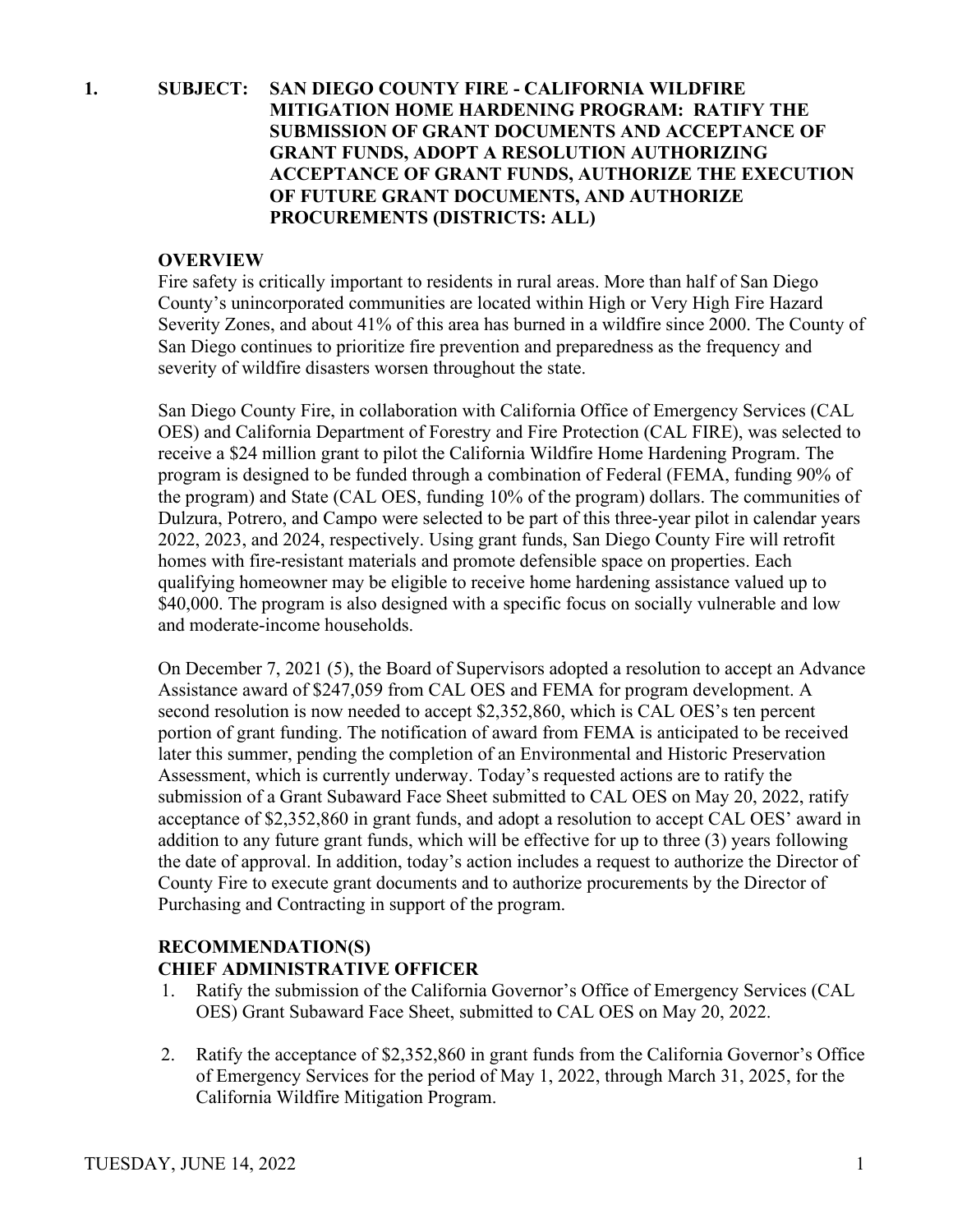**1. SUBJECT: SAN DIEGO COUNTY FIRE - CALIFORNIA WILDFIRE MITIGATION HOME HARDENING PROGRAM: RATIFY THE SUBMISSION OF GRANT DOCUMENTS AND ACCEPTANCE OF GRANT FUNDS, ADOPT A RESOLUTION AUTHORIZING ACCEPTANCE OF GRANT FUNDS, AUTHORIZE THE EXECUTION OF FUTURE GRANT DOCUMENTS, AND AUTHORIZE PROCUREMENTS (DISTRICTS: ALL)**

**OVERVIEW**

Fire safety is critically important to residents in rural areas. More than half of San Diego County's unincorporated communities are located within High or Very High Fire Hazard Severity Zones, and about 41% of this area has burned in a wildfire since 2000. The County of San Diego continues to prioritize fire prevention and preparedness as the frequency and severity of wildfire disasters worsen throughout the state.

San Diego County Fire, in collaboration with California Office of Emergency Services (CAL OES) and California Department of Forestry and Fire Protection (CAL FIRE), was selected to receive a $24 million grant to pilot the California Wildfire Home Hardening Program. The program is designed to be funded through a combination of Federal (FEMA, funding 90% of the program) and State (CAL OES, funding 10% of the program) dollars. The communities of Dulzura, Potrero, and Campo were selected to be part of this three-year pilot in calendar years 2022, 2023, and 2024, respectively. Using grant funds, San Diego County Fire will retrofit homes with fire-resistant materials and promote defensible space on properties. Each qualifying homeowner may be eligible to receive home hardening assistance valued up to $40,000. The program is also designed with a specific focus on socially vulnerable and low and moderate-income households.

On December 7, 2021 (5), the Board of Supervisors adopted a resolution to accept an Advance Assistance award of $247,059 from CAL OES and FEMA for program development. A second resolution is now needed to accept $2,352,860, which is CAL OES's ten percent portion of grant funding. The notification of award from FEMA is anticipated to be received later this summer, pending the completion of an Environmental and Historic Preservation Assessment, which is currently underway. Today's requested actions are to ratify the submission of a Grant Subaward Face Sheet submitted to CAL OES on May 20, 2022, ratify acceptance of $2,352,860 in grant funds, and adopt a resolution to accept CAL OES' award in addition to any future grant funds, which will be effective for up to three (3) years following the date of approval. In addition, today's action includes a request to authorize the Director of County Fire to execute grant documents and to authorize procurements by the Director of Purchasing and Contracting in support of the program.

**RECOMMENDATION(S)**
**CHIEF ADMINISTRATIVE OFFICER**

1. Ratify the submission of the California Governor's Office of Emergency Services (CAL OES) Grant Subaward Face Sheet, submitted to CAL OES on May 20, 2022.

2. Ratify the acceptance of $2,352,860 in grant funds from the California Governor's Office of Emergency Services for the period of May 1, 2022, through March 31, 2025, for the California Wildfire Mitigation Program.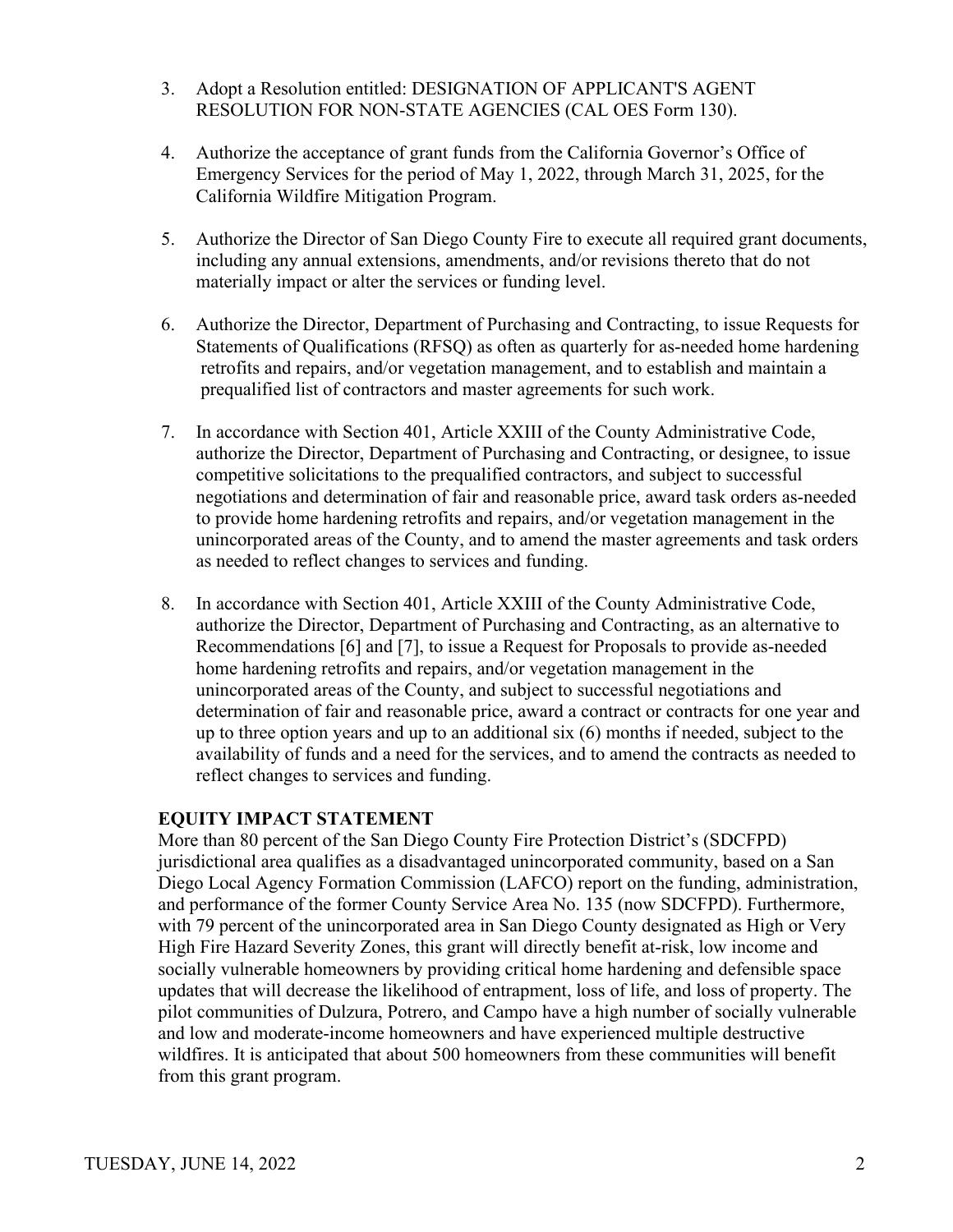3. Adopt a Resolution entitled: DESIGNATION OF APPLICANT'S AGENT RESOLUTION FOR NON-STATE AGENCIES (CAL OES Form 130).

4. Authorize the acceptance of grant funds from the California Governor's Office of Emergency Services for the period of May 1, 2022, through March 31, 2025, for the California Wildfire Mitigation Program.

5. Authorize the Director of San Diego County Fire to execute all required grant documents, including any annual extensions, amendments, and/or revisions thereto that do not materially impact or alter the services or funding level.

6. Authorize the Director, Department of Purchasing and Contracting, to issue Requests for Statements of Qualifications (RFSQ) as often as quarterly for as-needed home hardening retrofits and repairs, and/or vegetation management, and to establish and maintain a prequalified list of contractors and master agreements for such work.

7. In accordance with Section 401, Article XXIII of the County Administrative Code, authorize the Director, Department of Purchasing and Contracting, or designee, to issue competitive solicitations to the prequalified contractors, and subject to successful negotiations and determination of fair and reasonable price, award task orders as-needed to provide home hardening retrofits and repairs, and/or vegetation management in the unincorporated areas of the County, and to amend the master agreements and task orders as needed to reflect changes to services and funding.

8. In accordance with Section 401, Article XXIII of the County Administrative Code, authorize the Director, Department of Purchasing and Contracting, as an alternative to Recommendations [6] and [7], to issue a Request for Proposals to provide as-needed home hardening retrofits and repairs, and/or vegetation management in the unincorporated areas of the County, and subject to successful negotiations and determination of fair and reasonable price, award a contract or contracts for one year and up to three option years and up to an additional six (6) months if needed, subject to the availability of funds and a need for the services, and to amend the contracts as needed to reflect changes to services and funding.

**EQUITY IMPACT STATEMENT**

More than 80 percent of the San Diego County Fire Protection District's (SDCFPD) jurisdictional area qualifies as a disadvantaged unincorporated community, based on a San Diego Local Agency Formation Commission (LAFCO) report on the funding, administration, and performance of the former County Service Area No. 135 (now SDCFPD). Furthermore, with 79 percent of the unincorporated area in San Diego County designated as High or Very High Fire Hazard Severity Zones, this grant will directly benefit at-risk, low income and socially vulnerable homeowners by providing critical home hardening and defensible space updates that will decrease the likelihood of entrapment, loss of life, and loss of property. The pilot communities of Dulzura, Potrero, and Campo have a high number of socially vulnerable and low and moderate-income homeowners and have experienced multiple destructive wildfires. It is anticipated that about 500 homeowners from these communities will benefit from this grant program.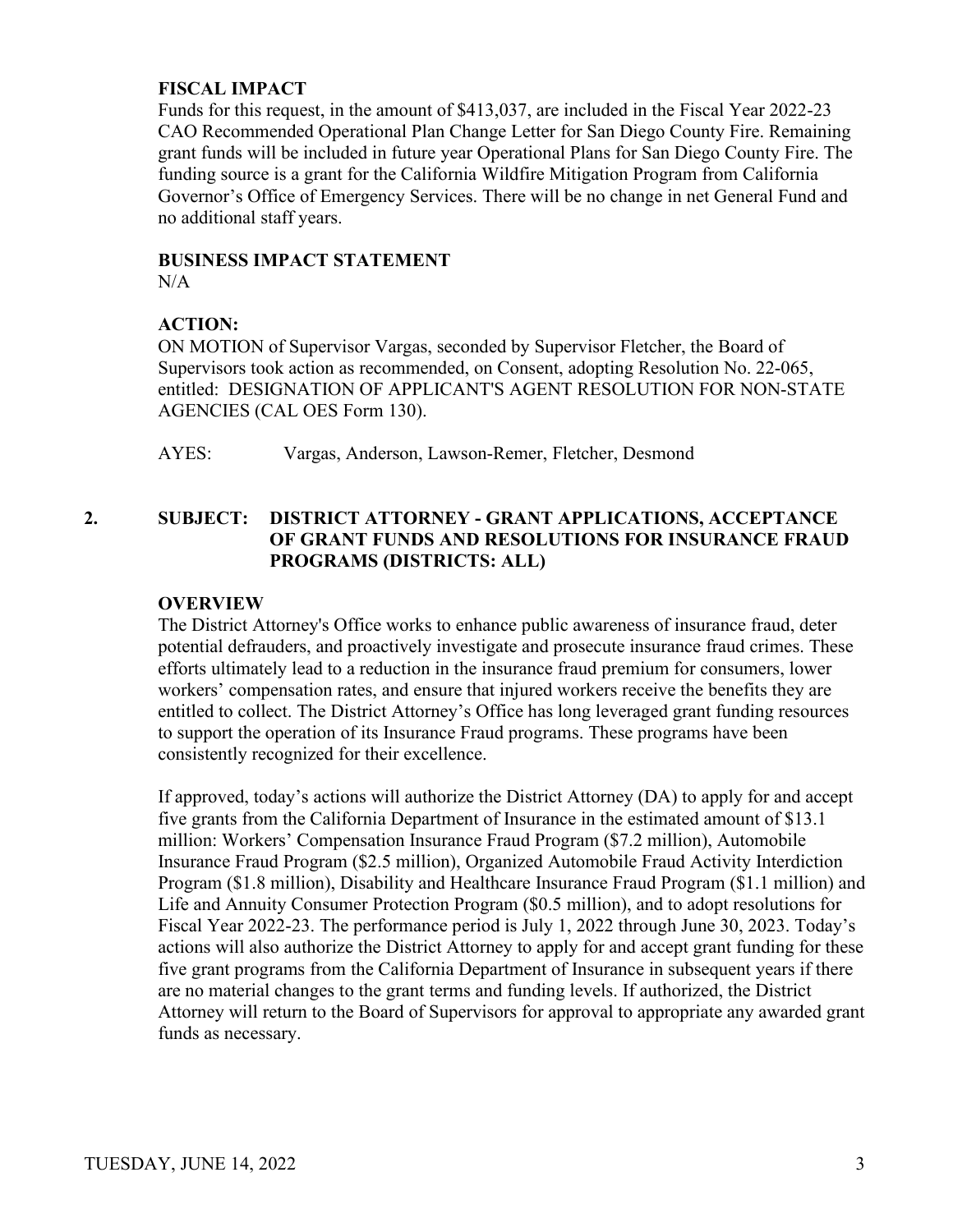**FISCAL IMPACT**

Funds for this request, in the amount of $413,037, are included in the Fiscal Year 2022-23 CAO Recommended Operational Plan Change Letter for San Diego County Fire. Remaining grant funds will be included in future year Operational Plans for San Diego County Fire. The funding source is a grant for the California Wildfire Mitigation Program from California Governor's Office of Emergency Services. There will be no change in net General Fund and no additional staff years.

**BUSINESS IMPACT STATEMENT**

N/A

**ACTION:**

ON MOTION of Supervisor Vargas, seconded by Supervisor Fletcher, the Board of Supervisors took action as recommended, on Consent, adopting Resolution No. 22-065, entitled: DESIGNATION OF APPLICANT'S AGENT RESOLUTION FOR NON-STATE AGENCIES (CAL OES Form 130).

AYES: Vargas, Anderson, Lawson-Remer, Fletcher, Desmond

**2. SUBJECT: DISTRICT ATTORNEY - GRANT APPLICATIONS, ACCEPTANCE OF GRANT FUNDS AND RESOLUTIONS FOR INSURANCE FRAUD PROGRAMS (DISTRICTS: ALL)**

**OVERVIEW**

The District Attorney's Office works to enhance public awareness of insurance fraud, deter potential defrauders, and proactively investigate and prosecute insurance fraud crimes. These efforts ultimately lead to a reduction in the insurance fraud premium for consumers, lower workers' compensation rates, and ensure that injured workers receive the benefits they are entitled to collect. The District Attorney's Office has long leveraged grant funding resources to support the operation of its Insurance Fraud programs. These programs have been consistently recognized for their excellence.

If approved, today's actions will authorize the District Attorney (DA) to apply for and accept five grants from the California Department of Insurance in the estimated amount of $13.1 million: Workers' Compensation Insurance Fraud Program ($7.2 million), Automobile Insurance Fraud Program ($2.5 million), Organized Automobile Fraud Activity Interdiction Program ($1.8 million), Disability and Healthcare Insurance Fraud Program ($1.1 million) and Life and Annuity Consumer Protection Program ($0.5 million), and to adopt resolutions for Fiscal Year 2022-23. The performance period is July 1, 2022 through June 30, 2023. Today's actions will also authorize the District Attorney to apply for and accept grant funding for these five grant programs from the California Department of Insurance in subsequent years if there are no material changes to the grant terms and funding levels. If authorized, the District Attorney will return to the Board of Supervisors for approval to appropriate any awarded grant funds as necessary.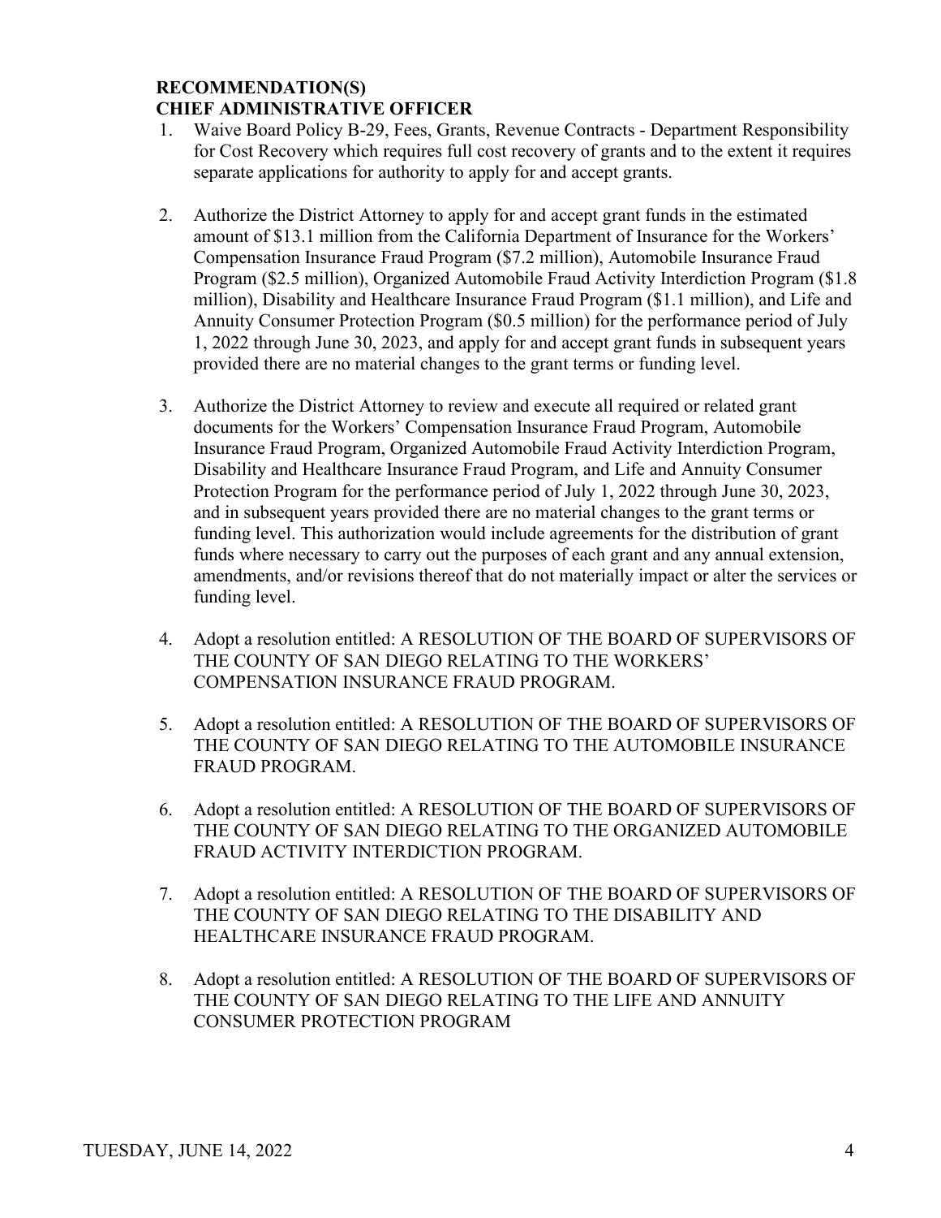**RECOMMENDATION(S)**
**CHIEF ADMINISTRATIVE OFFICER**

1. Waive Board Policy B-29, Fees, Grants, Revenue Contracts - Department Responsibility for Cost Recovery which requires full cost recovery of grants and to the extent it requires separate applications for authority to apply for and accept grants.

2. Authorize the District Attorney to apply for and accept grant funds in the estimated amount of $13.1 million from the California Department of Insurance for the Workers' Compensation Insurance Fraud Program ($7.2 million), Automobile Insurance Fraud Program ($2.5 million), Organized Automobile Fraud Activity Interdiction Program ($1.8 million), Disability and Healthcare Insurance Fraud Program ($1.1 million), and Life and Annuity Consumer Protection Program ($0.5 million) for the performance period of July 1, 2022 through June 30, 2023, and apply for and accept grant funds in subsequent years provided there are no material changes to the grant terms or funding level.

3. Authorize the District Attorney to review and execute all required or related grant documents for the Workers' Compensation Insurance Fraud Program, Automobile Insurance Fraud Program, Organized Automobile Fraud Activity Interdiction Program, Disability and Healthcare Insurance Fraud Program, and Life and Annuity Consumer Protection Program for the performance period of July 1, 2022 through June 30, 2023, and in subsequent years provided there are no material changes to the grant terms or funding level. This authorization would include agreements for the distribution of grant funds where necessary to carry out the purposes of each grant and any annual extension, amendments, and/or revisions thereof that do not materially impact or alter the services or funding level.

4. Adopt a resolution entitled: A RESOLUTION OF THE BOARD OF SUPERVISORS OF THE COUNTY OF SAN DIEGO RELATING TO THE WORKERS' COMPENSATION INSURANCE FRAUD PROGRAM.

5. Adopt a resolution entitled: A RESOLUTION OF THE BOARD OF SUPERVISORS OF THE COUNTY OF SAN DIEGO RELATING TO THE AUTOMOBILE INSURANCE FRAUD PROGRAM.

6. Adopt a resolution entitled: A RESOLUTION OF THE BOARD OF SUPERVISORS OF THE COUNTY OF SAN DIEGO RELATING TO THE ORGANIZED AUTOMOBILE FRAUD ACTIVITY INTERDICTION PROGRAM.

7. Adopt a resolution entitled: A RESOLUTION OF THE BOARD OF SUPERVISORS OF THE COUNTY OF SAN DIEGO RELATING TO THE DISABILITY AND HEALTHCARE INSURANCE FRAUD PROGRAM.

8. Adopt a resolution entitled: A RESOLUTION OF THE BOARD OF SUPERVISORS OF THE COUNTY OF SAN DIEGO RELATING TO THE LIFE AND ANNUITY CONSUMER PROTECTION PROGRAM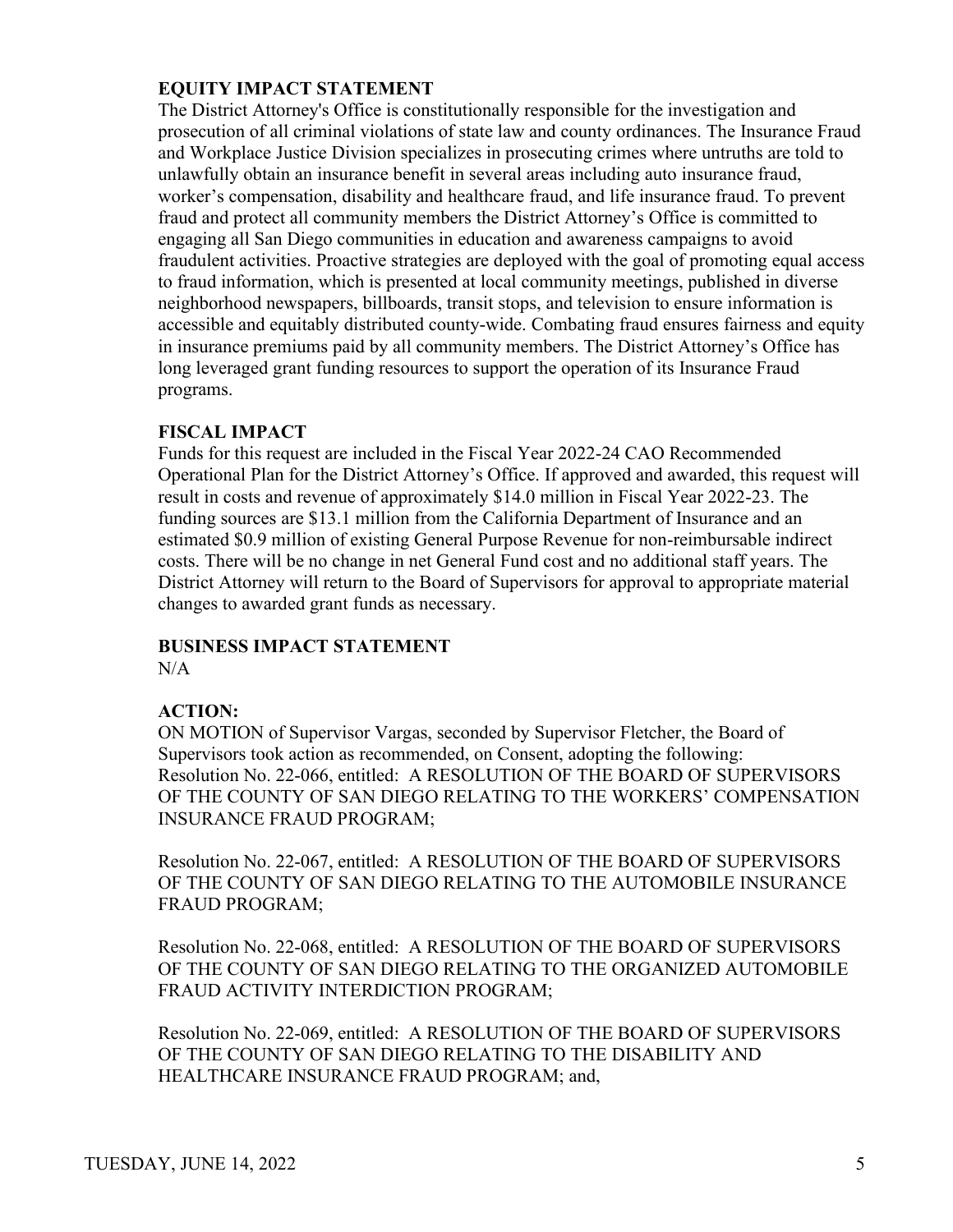**EQUITY IMPACT STATEMENT**

The District Attorney's Office is constitutionally responsible for the investigation and prosecution of all criminal violations of state law and county ordinances. The Insurance Fraud and Workplace Justice Division specializes in prosecuting crimes where untruths are told to unlawfully obtain an insurance benefit in several areas including auto insurance fraud, worker's compensation, disability and healthcare fraud, and life insurance fraud. To prevent fraud and protect all community members the District Attorney's Office is committed to engaging all San Diego communities in education and awareness campaigns to avoid fraudulent activities. Proactive strategies are deployed with the goal of promoting equal access to fraud information, which is presented at local community meetings, published in diverse neighborhood newspapers, billboards, transit stops, and television to ensure information is accessible and equitably distributed county-wide. Combating fraud ensures fairness and equity in insurance premiums paid by all community members. The District Attorney's Office has long leveraged grant funding resources to support the operation of its Insurance Fraud programs.

**FISCAL IMPACT**

Funds for this request are included in the Fiscal Year 2022-24 CAO Recommended Operational Plan for the District Attorney's Office. If approved and awarded, this request will result in costs and revenue of approximately $14.0 million in Fiscal Year 2022-23. The funding sources are $13.1 million from the California Department of Insurance and an estimated $0.9 million of existing General Purpose Revenue for non-reimbursable indirect costs. There will be no change in net General Fund cost and no additional staff years. The District Attorney will return to the Board of Supervisors for approval to appropriate material changes to awarded grant funds as necessary.

**BUSINESS IMPACT STATEMENT**

N/A

**ACTION:**

ON MOTION of Supervisor Vargas, seconded by Supervisor Fletcher, the Board of Supervisors took action as recommended, on Consent, adopting the following:
Resolution No. 22-066, entitled: A RESOLUTION OF THE BOARD OF SUPERVISORS OF THE COUNTY OF SAN DIEGO RELATING TO THE WORKERS' COMPENSATION INSURANCE FRAUD PROGRAM;

Resolution No. 22-067, entitled: A RESOLUTION OF THE BOARD OF SUPERVISORS OF THE COUNTY OF SAN DIEGO RELATING TO THE AUTOMOBILE INSURANCE FRAUD PROGRAM;

Resolution No. 22-068, entitled: A RESOLUTION OF THE BOARD OF SUPERVISORS OF THE COUNTY OF SAN DIEGO RELATING TO THE ORGANIZED AUTOMOBILE FRAUD ACTIVITY INTERDICTION PROGRAM;

Resolution No. 22-069, entitled: A RESOLUTION OF THE BOARD OF SUPERVISORS OF THE COUNTY OF SAN DIEGO RELATING TO THE DISABILITY AND HEALTHCARE INSURANCE FRAUD PROGRAM; and,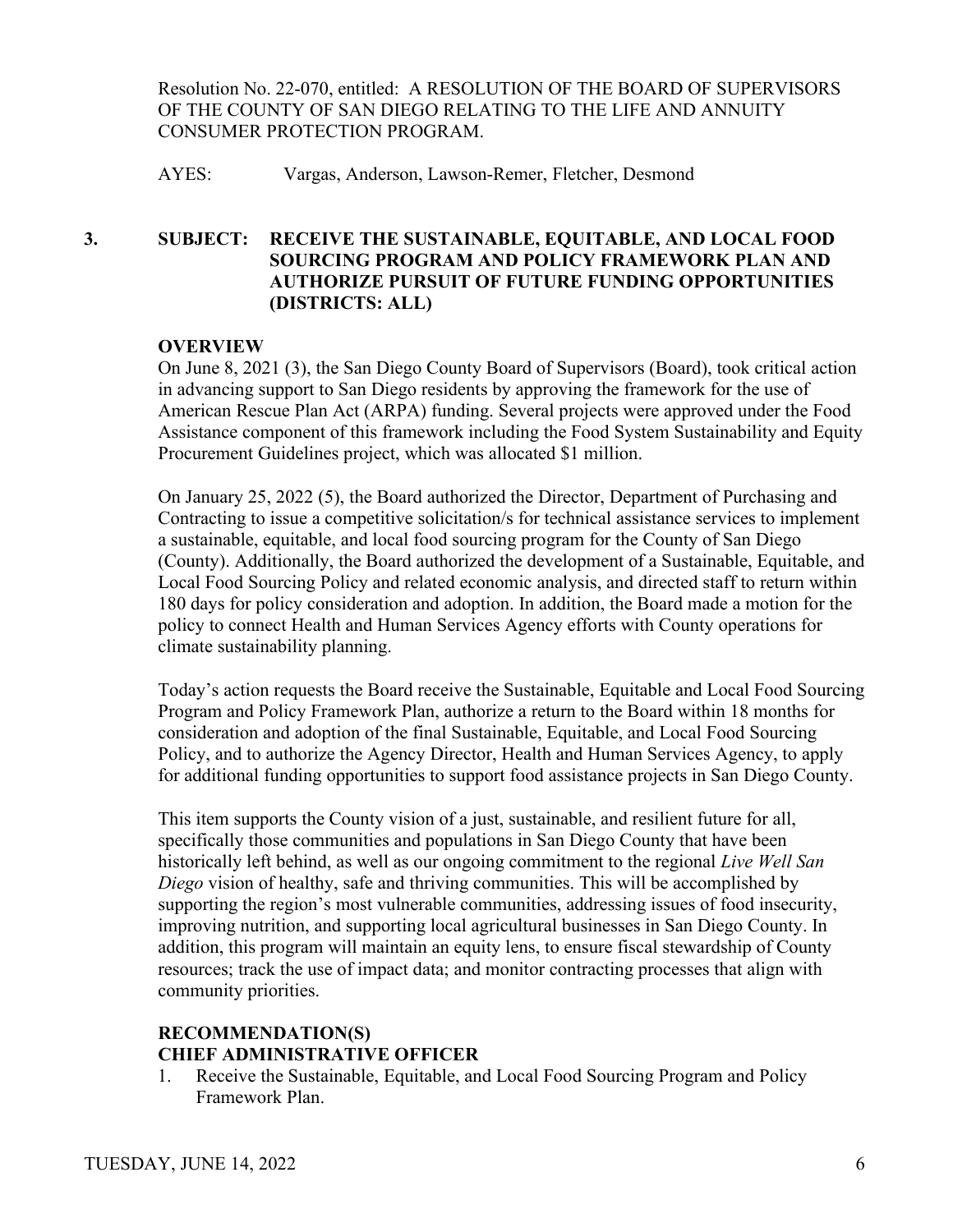Resolution No. 22-070, entitled: A RESOLUTION OF THE BOARD OF SUPERVISORS OF THE COUNTY OF SAN DIEGO RELATING TO THE LIFE AND ANNUITY CONSUMER PROTECTION PROGRAM.

AYES: Vargas, Anderson, Lawson-Remer, Fletcher, Desmond

**3. SUBJECT: RECEIVE THE SUSTAINABLE, EQUITABLE, AND LOCAL FOOD SOURCING PROGRAM AND POLICY FRAMEWORK PLAN AND AUTHORIZE PURSUIT OF FUTURE FUNDING OPPORTUNITIES (DISTRICTS: ALL)**

**OVERVIEW**

On June 8, 2021 (3), the San Diego County Board of Supervisors (Board), took critical action in advancing support to San Diego residents by approving the framework for the use of American Rescue Plan Act (ARPA) funding. Several projects were approved under the Food Assistance component of this framework including the Food System Sustainability and Equity Procurement Guidelines project, which was allocated $1 million.

On January 25, 2022 (5), the Board authorized the Director, Department of Purchasing and Contracting to issue a competitive solicitation/s for technical assistance services to implement a sustainable, equitable, and local food sourcing program for the County of San Diego (County). Additionally, the Board authorized the development of a Sustainable, Equitable, and Local Food Sourcing Policy and related economic analysis, and directed staff to return within 180 days for policy consideration and adoption. In addition, the Board made a motion for the policy to connect Health and Human Services Agency efforts with County operations for climate sustainability planning.

Today's action requests the Board receive the Sustainable, Equitable and Local Food Sourcing Program and Policy Framework Plan, authorize a return to the Board within 18 months for consideration and adoption of the final Sustainable, Equitable, and Local Food Sourcing Policy, and to authorize the Agency Director, Health and Human Services Agency, to apply for additional funding opportunities to support food assistance projects in San Diego County.

This item supports the County vision of a just, sustainable, and resilient future for all, specifically those communities and populations in San Diego County that have been historically left behind, as well as our ongoing commitment to the regional *Live Well San Diego* vision of healthy, safe and thriving communities. This will be accomplished by supporting the region's most vulnerable communities, addressing issues of food insecurity, improving nutrition, and supporting local agricultural businesses in San Diego County. In addition, this program will maintain an equity lens, to ensure fiscal stewardship of County resources; track the use of impact data; and monitor contracting processes that align with community priorities.

**RECOMMENDATION(S)**
**CHIEF ADMINISTRATIVE OFFICER**

1. Receive the Sustainable, Equitable, and Local Food Sourcing Program and Policy Framework Plan.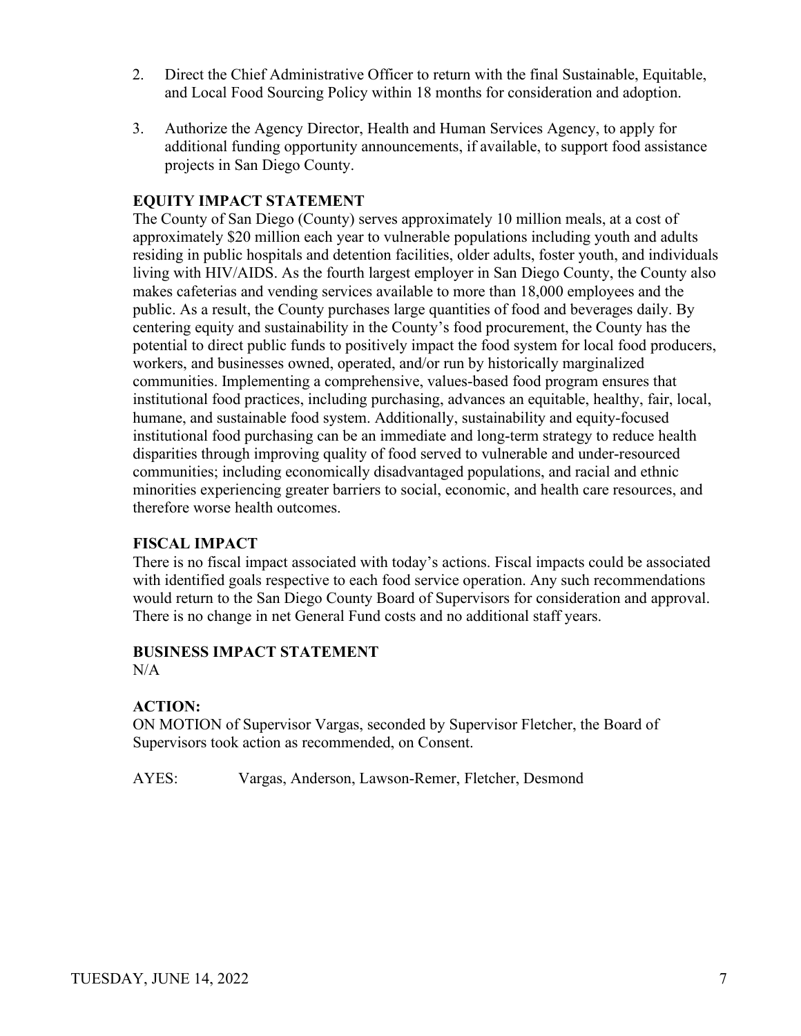2. Direct the Chief Administrative Officer to return with the final Sustainable, Equitable, and Local Food Sourcing Policy within 18 months for consideration and adoption.

3. Authorize the Agency Director, Health and Human Services Agency, to apply for additional funding opportunity announcements, if available, to support food assistance projects in San Diego County.

**EQUITY IMPACT STATEMENT**

The County of San Diego (County) serves approximately 10 million meals, at a cost of approximately $20 million each year to vulnerable populations including youth and adults residing in public hospitals and detention facilities, older adults, foster youth, and individuals living with HIV/AIDS. As the fourth largest employer in San Diego County, the County also makes cafeterias and vending services available to more than 18,000 employees and the public. As a result, the County purchases large quantities of food and beverages daily. By centering equity and sustainability in the County's food procurement, the County has the potential to direct public funds to positively impact the food system for local food producers, workers, and businesses owned, operated, and/or run by historically marginalized communities. Implementing a comprehensive, values-based food program ensures that institutional food practices, including purchasing, advances an equitable, healthy, fair, local, humane, and sustainable food system. Additionally, sustainability and equity-focused institutional food purchasing can be an immediate and long-term strategy to reduce health disparities through improving quality of food served to vulnerable and under-resourced communities; including economically disadvantaged populations, and racial and ethnic minorities experiencing greater barriers to social, economic, and health care resources, and therefore worse health outcomes.

**FISCAL IMPACT**

There is no fiscal impact associated with today's actions. Fiscal impacts could be associated with identified goals respective to each food service operation. Any such recommendations would return to the San Diego County Board of Supervisors for consideration and approval. There is no change in net General Fund costs and no additional staff years.

**BUSINESS IMPACT STATEMENT**

N/A

**ACTION:**

ON MOTION of Supervisor Vargas, seconded by Supervisor Fletcher, the Board of Supervisors took action as recommended, on Consent.

AYES: Vargas, Anderson, Lawson-Remer, Fletcher, Desmond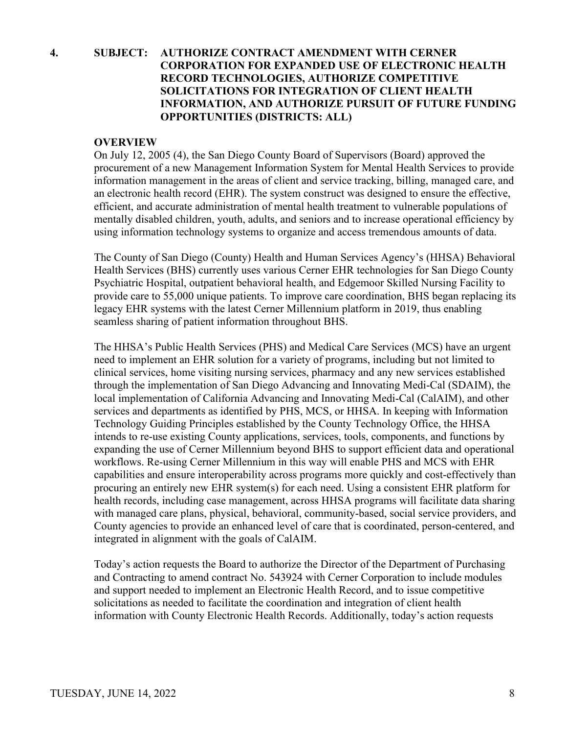**4. SUBJECT: AUTHORIZE CONTRACT AMENDMENT WITH CERNER CORPORATION FOR EXPANDED USE OF ELECTRONIC HEALTH RECORD TECHNOLOGIES, AUTHORIZE COMPETITIVE SOLICITATIONS FOR INTEGRATION OF CLIENT HEALTH INFORMATION, AND AUTHORIZE PURSUIT OF FUTURE FUNDING OPPORTUNITIES (DISTRICTS: ALL)**

**OVERVIEW**

On July 12, 2005 (4), the San Diego County Board of Supervisors (Board) approved the procurement of a new Management Information System for Mental Health Services to provide information management in the areas of client and service tracking, billing, managed care, and an electronic health record (EHR). The system construct was designed to ensure the effective, efficient, and accurate administration of mental health treatment to vulnerable populations of mentally disabled children, youth, adults, and seniors and to increase operational efficiency by using information technology systems to organize and access tremendous amounts of data.

The County of San Diego (County) Health and Human Services Agency's (HHSA) Behavioral Health Services (BHS) currently uses various Cerner EHR technologies for San Diego County Psychiatric Hospital, outpatient behavioral health, and Edgemoor Skilled Nursing Facility to provide care to 55,000 unique patients. To improve care coordination, BHS began replacing its legacy EHR systems with the latest Cerner Millennium platform in 2019, thus enabling seamless sharing of patient information throughout BHS.

The HHSA's Public Health Services (PHS) and Medical Care Services (MCS) have an urgent need to implement an EHR solution for a variety of programs, including but not limited to clinical services, home visiting nursing services, pharmacy and any new services established through the implementation of San Diego Advancing and Innovating Medi-Cal (SDAIM), the local implementation of California Advancing and Innovating Medi-Cal (CalAIM), and other services and departments as identified by PHS, MCS, or HHSA. In keeping with Information Technology Guiding Principles established by the County Technology Office, the HHSA intends to re-use existing County applications, services, tools, components, and functions by expanding the use of Cerner Millennium beyond BHS to support efficient data and operational workflows. Re-using Cerner Millennium in this way will enable PHS and MCS with EHR capabilities and ensure interoperability across programs more quickly and cost-effectively than procuring an entirely new EHR system(s) for each need. Using a consistent EHR platform for health records, including case management, across HHSA programs will facilitate data sharing with managed care plans, physical, behavioral, community-based, social service providers, and County agencies to provide an enhanced level of care that is coordinated, person-centered, and integrated in alignment with the goals of CalAIM.

Today's action requests the Board to authorize the Director of the Department of Purchasing and Contracting to amend contract No. 543924 with Cerner Corporation to include modules and support needed to implement an Electronic Health Record, and to issue competitive solicitations as needed to facilitate the coordination and integration of client health information with County Electronic Health Records. Additionally, today's action requests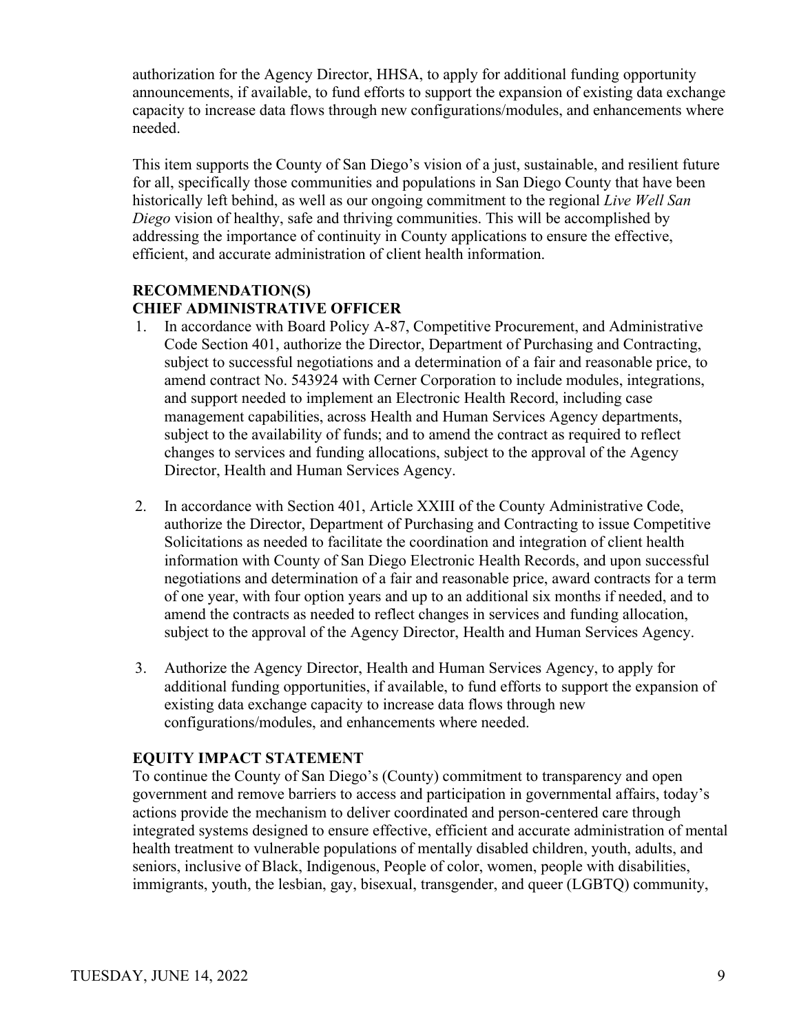authorization for the Agency Director, HHSA, to apply for additional funding opportunity announcements, if available, to fund efforts to support the expansion of existing data exchange capacity to increase data flows through new configurations/modules, and enhancements where needed.

This item supports the County of San Diego's vision of a just, sustainable, and resilient future for all, specifically those communities and populations in San Diego County that have been historically left behind, as well as our ongoing commitment to the regional *Live Well San Diego* vision of healthy, safe and thriving communities. This will be accomplished by addressing the importance of continuity in County applications to ensure the effective, efficient, and accurate administration of client health information.

**RECOMMENDATION(S)**
**CHIEF ADMINISTRATIVE OFFICER**

1. In accordance with Board Policy A-87, Competitive Procurement, and Administrative Code Section 401, authorize the Director, Department of Purchasing and Contracting, subject to successful negotiations and a determination of a fair and reasonable price, to amend contract No. 543924 with Cerner Corporation to include modules, integrations, and support needed to implement an Electronic Health Record, including case management capabilities, across Health and Human Services Agency departments, subject to the availability of funds; and to amend the contract as required to reflect changes to services and funding allocations, subject to the approval of the Agency Director, Health and Human Services Agency.

2. In accordance with Section 401, Article XXIII of the County Administrative Code, authorize the Director, Department of Purchasing and Contracting to issue Competitive Solicitations as needed to facilitate the coordination and integration of client health information with County of San Diego Electronic Health Records, and upon successful negotiations and determination of a fair and reasonable price, award contracts for a term of one year, with four option years and up to an additional six months if needed, and to amend the contracts as needed to reflect changes in services and funding allocation, subject to the approval of the Agency Director, Health and Human Services Agency.

3. Authorize the Agency Director, Health and Human Services Agency, to apply for additional funding opportunities, if available, to fund efforts to support the expansion of existing data exchange capacity to increase data flows through new configurations/modules, and enhancements where needed.

**EQUITY IMPACT STATEMENT**

To continue the County of San Diego's (County) commitment to transparency and open government and remove barriers to access and participation in governmental affairs, today's actions provide the mechanism to deliver coordinated and person-centered care through integrated systems designed to ensure effective, efficient and accurate administration of mental health treatment to vulnerable populations of mentally disabled children, youth, adults, and seniors, inclusive of Black, Indigenous, People of color, women, people with disabilities, immigrants, youth, the lesbian, gay, bisexual, transgender, and queer (LGBTQ) community,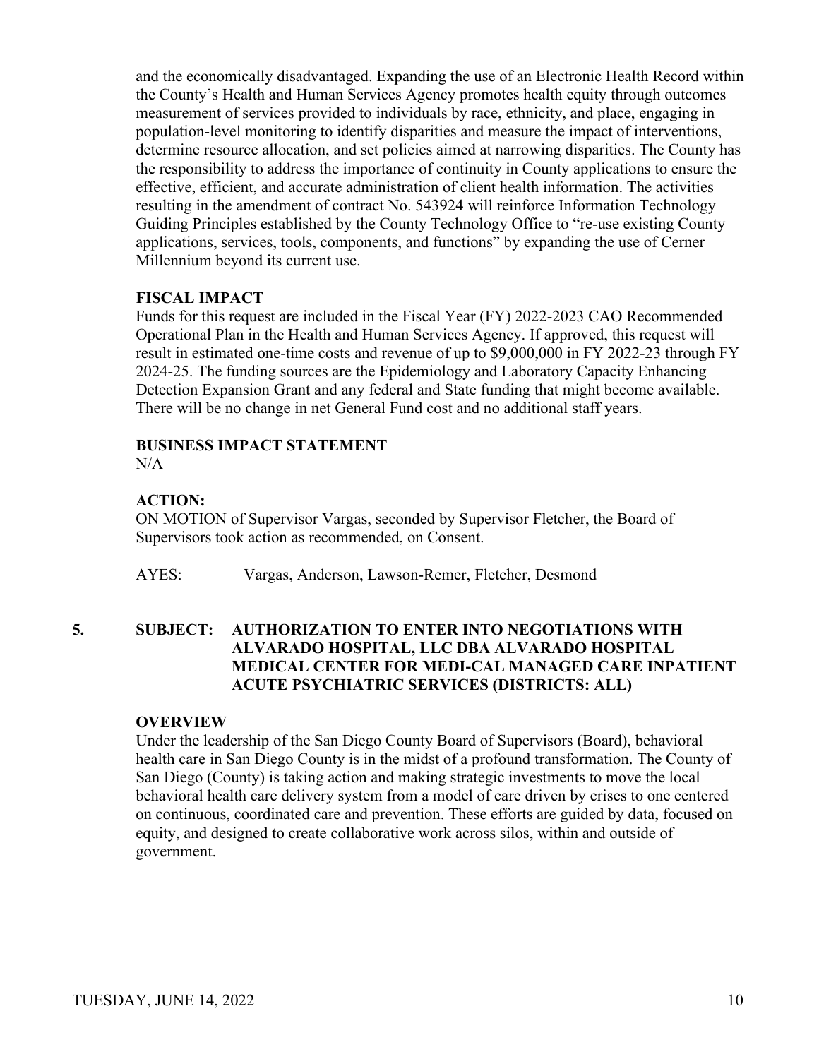and the economically disadvantaged. Expanding the use of an Electronic Health Record within the County's Health and Human Services Agency promotes health equity through outcomes measurement of services provided to individuals by race, ethnicity, and place, engaging in population-level monitoring to identify disparities and measure the impact of interventions, determine resource allocation, and set policies aimed at narrowing disparities. The County has the responsibility to address the importance of continuity in County applications to ensure the effective, efficient, and accurate administration of client health information. The activities resulting in the amendment of contract No. 543924 will reinforce Information Technology Guiding Principles established by the County Technology Office to "re-use existing County applications, services, tools, components, and functions" by expanding the use of Cerner Millennium beyond its current use.

**FISCAL IMPACT**

Funds for this request are included in the Fiscal Year (FY) 2022-2023 CAO Recommended Operational Plan in the Health and Human Services Agency. If approved, this request will result in estimated one-time costs and revenue of up to $9,000,000 in FY 2022-23 through FY 2024-25. The funding sources are the Epidemiology and Laboratory Capacity Enhancing Detection Expansion Grant and any federal and State funding that might become available. There will be no change in net General Fund cost and no additional staff years.

**BUSINESS IMPACT STATEMENT**

N/A

**ACTION:**

ON MOTION of Supervisor Vargas, seconded by Supervisor Fletcher, the Board of Supervisors took action as recommended, on Consent.

AYES: Vargas, Anderson, Lawson-Remer, Fletcher, Desmond

**5. SUBJECT: AUTHORIZATION TO ENTER INTO NEGOTIATIONS WITH ALVARADO HOSPITAL, LLC DBA ALVARADO HOSPITAL MEDICAL CENTER FOR MEDI-CAL MANAGED CARE INPATIENT ACUTE PSYCHIATRIC SERVICES (DISTRICTS: ALL)**

**OVERVIEW**

Under the leadership of the San Diego County Board of Supervisors (Board), behavioral health care in San Diego County is in the midst of a profound transformation. The County of San Diego (County) is taking action and making strategic investments to move the local behavioral health care delivery system from a model of care driven by crises to one centered on continuous, coordinated care and prevention. These efforts are guided by data, focused on equity, and designed to create collaborative work across silos, within and outside of government.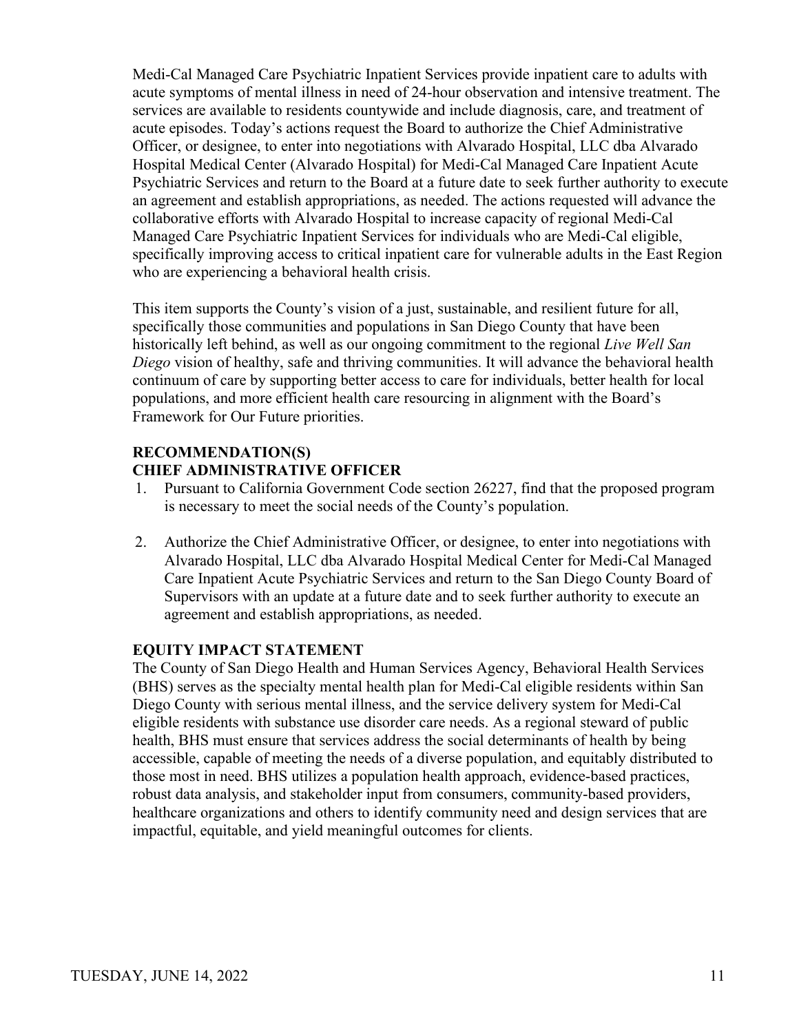Medi-Cal Managed Care Psychiatric Inpatient Services provide inpatient care to adults with acute symptoms of mental illness in need of 24-hour observation and intensive treatment. The services are available to residents countywide and include diagnosis, care, and treatment of acute episodes. Today's actions request the Board to authorize the Chief Administrative Officer, or designee, to enter into negotiations with Alvarado Hospital, LLC dba Alvarado Hospital Medical Center (Alvarado Hospital) for Medi-Cal Managed Care Inpatient Acute Psychiatric Services and return to the Board at a future date to seek further authority to execute an agreement and establish appropriations, as needed. The actions requested will advance the collaborative efforts with Alvarado Hospital to increase capacity of regional Medi-Cal Managed Care Psychiatric Inpatient Services for individuals who are Medi-Cal eligible, specifically improving access to critical inpatient care for vulnerable adults in the East Region who are experiencing a behavioral health crisis.

This item supports the County's vision of a just, sustainable, and resilient future for all, specifically those communities and populations in San Diego County that have been historically left behind, as well as our ongoing commitment to the regional *Live Well San Diego* vision of healthy, safe and thriving communities. It will advance the behavioral health continuum of care by supporting better access to care for individuals, better health for local populations, and more efficient health care resourcing in alignment with the Board's Framework for Our Future priorities.

**RECOMMENDATION(S)**
**CHIEF ADMINISTRATIVE OFFICER**

1. Pursuant to California Government Code section 26227, find that the proposed program is necessary to meet the social needs of the County's population.

2. Authorize the Chief Administrative Officer, or designee, to enter into negotiations with Alvarado Hospital, LLC dba Alvarado Hospital Medical Center for Medi-Cal Managed Care Inpatient Acute Psychiatric Services and return to the San Diego County Board of Supervisors with an update at a future date and to seek further authority to execute an agreement and establish appropriations, as needed.

**EQUITY IMPACT STATEMENT**

The County of San Diego Health and Human Services Agency, Behavioral Health Services (BHS) serves as the specialty mental health plan for Medi-Cal eligible residents within San Diego County with serious mental illness, and the service delivery system for Medi-Cal eligible residents with substance use disorder care needs. As a regional steward of public health, BHS must ensure that services address the social determinants of health by being accessible, capable of meeting the needs of a diverse population, and equitably distributed to those most in need. BHS utilizes a population health approach, evidence-based practices, robust data analysis, and stakeholder input from consumers, community-based providers, healthcare organizations and others to identify community need and design services that are impactful, equitable, and yield meaningful outcomes for clients.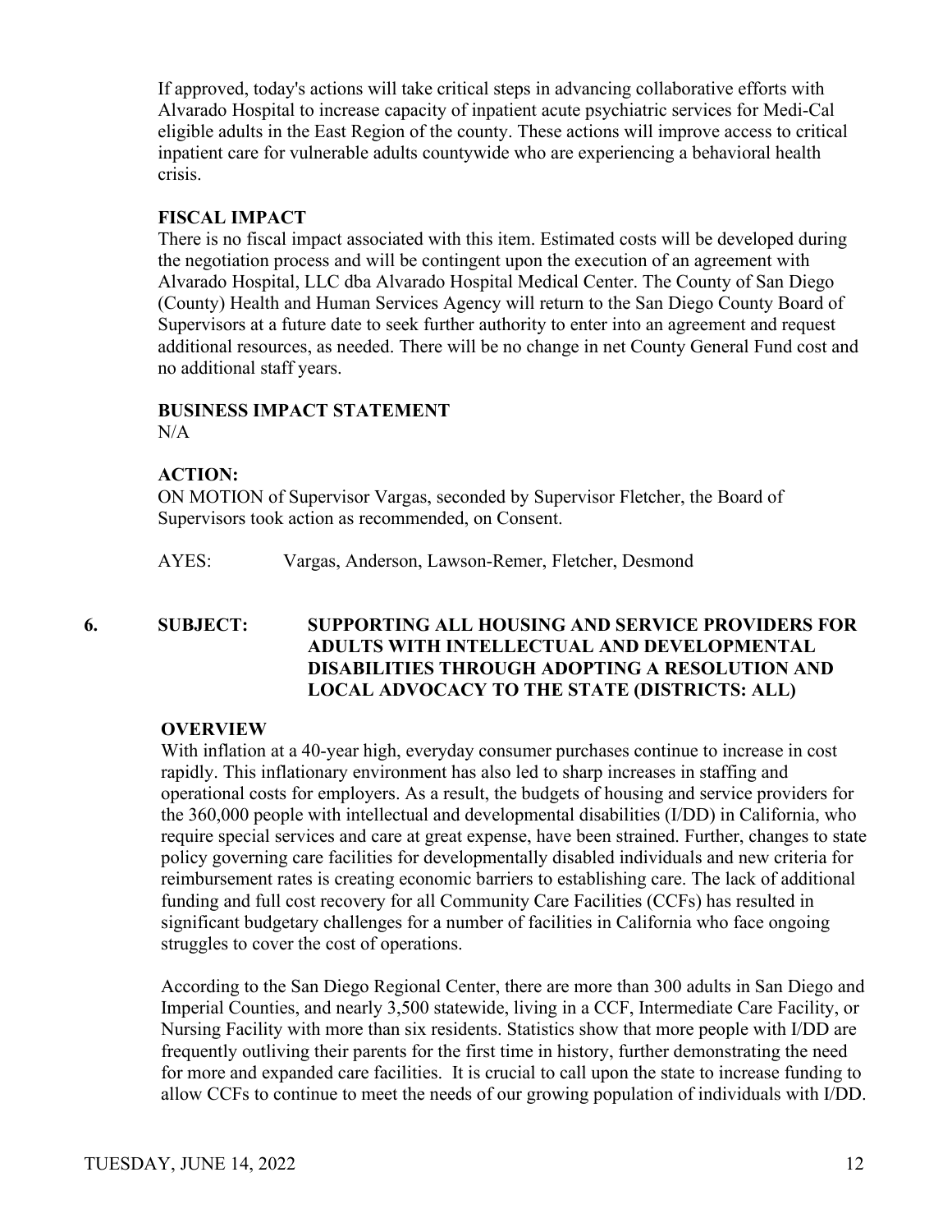If approved, today's actions will take critical steps in advancing collaborative efforts with Alvarado Hospital to increase capacity of inpatient acute psychiatric services for Medi-Cal eligible adults in the East Region of the county. These actions will improve access to critical inpatient care for vulnerable adults countywide who are experiencing a behavioral health crisis.

**FISCAL IMPACT**

There is no fiscal impact associated with this item. Estimated costs will be developed during the negotiation process and will be contingent upon the execution of an agreement with Alvarado Hospital, LLC dba Alvarado Hospital Medical Center. The County of San Diego (County) Health and Human Services Agency will return to the San Diego County Board of Supervisors at a future date to seek further authority to enter into an agreement and request additional resources, as needed. There will be no change in net County General Fund cost and no additional staff years.

**BUSINESS IMPACT STATEMENT**

N/A

**ACTION:**

ON MOTION of Supervisor Vargas, seconded by Supervisor Fletcher, the Board of Supervisors took action as recommended, on Consent.

AYES: Vargas, Anderson, Lawson-Remer, Fletcher, Desmond

**6. SUBJECT: SUPPORTING ALL HOUSING AND SERVICE PROVIDERS FOR ADULTS WITH INTELLECTUAL AND DEVELOPMENTAL DISABILITIES THROUGH ADOPTING A RESOLUTION AND LOCAL ADVOCACY TO THE STATE (DISTRICTS: ALL)**

**OVERVIEW**

With inflation at a 40-year high, everyday consumer purchases continue to increase in cost rapidly. This inflationary environment has also led to sharp increases in staffing and operational costs for employers. As a result, the budgets of housing and service providers for the 360,000 people with intellectual and developmental disabilities (I/DD) in California, who require special services and care at great expense, have been strained. Further, changes to state policy governing care facilities for developmentally disabled individuals and new criteria for reimbursement rates is creating economic barriers to establishing care. The lack of additional funding and full cost recovery for all Community Care Facilities (CCFs) has resulted in significant budgetary challenges for a number of facilities in California who face ongoing struggles to cover the cost of operations.

According to the San Diego Regional Center, there are more than 300 adults in San Diego and Imperial Counties, and nearly 3,500 statewide, living in a CCF, Intermediate Care Facility, or Nursing Facility with more than six residents. Statistics show that more people with I/DD are frequently outliving their parents for the first time in history, further demonstrating the need for more and expanded care facilities. It is crucial to call upon the state to increase funding to allow CCFs to continue to meet the needs of our growing population of individuals with I/DD.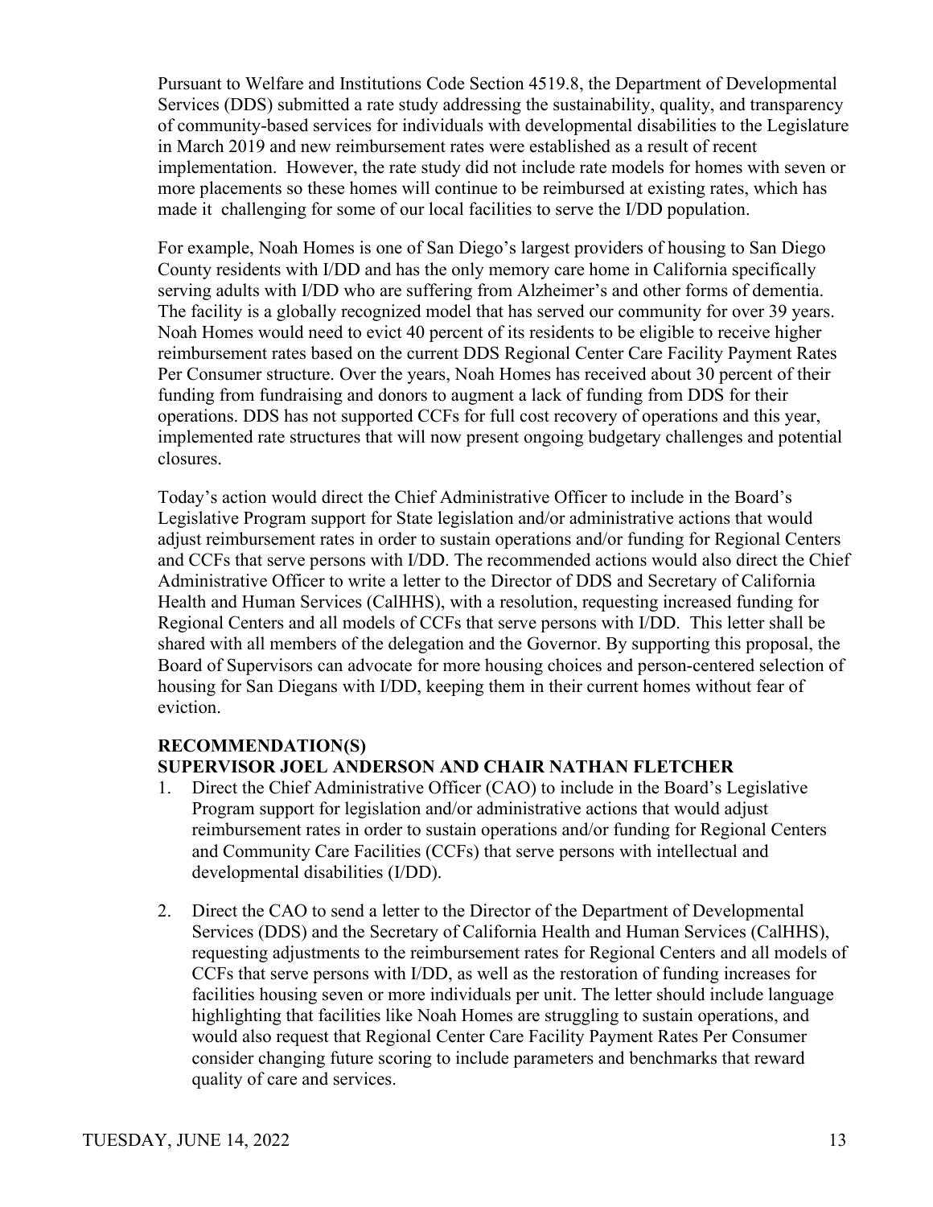Pursuant to Welfare and Institutions Code Section 4519.8, the Department of Developmental Services (DDS) submitted a rate study addressing the sustainability, quality, and transparency of community-based services for individuals with developmental disabilities to the Legislature in March 2019 and new reimbursement rates were established as a result of recent implementation. However, the rate study did not include rate models for homes with seven or more placements so these homes will continue to be reimbursed at existing rates, which has made it challenging for some of our local facilities to serve the I/DD population.

For example, Noah Homes is one of San Diego's largest providers of housing to San Diego County residents with I/DD and has the only memory care home in California specifically serving adults with I/DD who are suffering from Alzheimer's and other forms of dementia. The facility is a globally recognized model that has served our community for over 39 years. Noah Homes would need to evict 40 percent of its residents to be eligible to receive higher reimbursement rates based on the current DDS Regional Center Care Facility Payment Rates Per Consumer structure. Over the years, Noah Homes has received about 30 percent of their funding from fundraising and donors to augment a lack of funding from DDS for their operations. DDS has not supported CCFs for full cost recovery of operations and this year, implemented rate structures that will now present ongoing budgetary challenges and potential closures.

Today's action would direct the Chief Administrative Officer to include in the Board's Legislative Program support for State legislation and/or administrative actions that would adjust reimbursement rates in order to sustain operations and/or funding for Regional Centers and CCFs that serve persons with I/DD. The recommended actions would also direct the Chief Administrative Officer to write a letter to the Director of DDS and Secretary of California Health and Human Services (CalHHS), with a resolution, requesting increased funding for Regional Centers and all models of CCFs that serve persons with I/DD. This letter shall be shared with all members of the delegation and the Governor. By supporting this proposal, the Board of Supervisors can advocate for more housing choices and person-centered selection of housing for San Diegans with I/DD, keeping them in their current homes without fear of eviction.

**RECOMMENDATION(S)**
**SUPERVISOR JOEL ANDERSON AND CHAIR NATHAN FLETCHER**

1. Direct the Chief Administrative Officer (CAO) to include in the Board's Legislative Program support for legislation and/or administrative actions that would adjust reimbursement rates in order to sustain operations and/or funding for Regional Centers and Community Care Facilities (CCFs) that serve persons with intellectual and developmental disabilities (I/DD).

2. Direct the CAO to send a letter to the Director of the Department of Developmental Services (DDS) and the Secretary of California Health and Human Services (CalHHS), requesting adjustments to the reimbursement rates for Regional Centers and all models of CCFs that serve persons with I/DD, as well as the restoration of funding increases for facilities housing seven or more individuals per unit. The letter should include language highlighting that facilities like Noah Homes are struggling to sustain operations, and would also request that Regional Center Care Facility Payment Rates Per Consumer consider changing future scoring to include parameters and benchmarks that reward quality of care and services.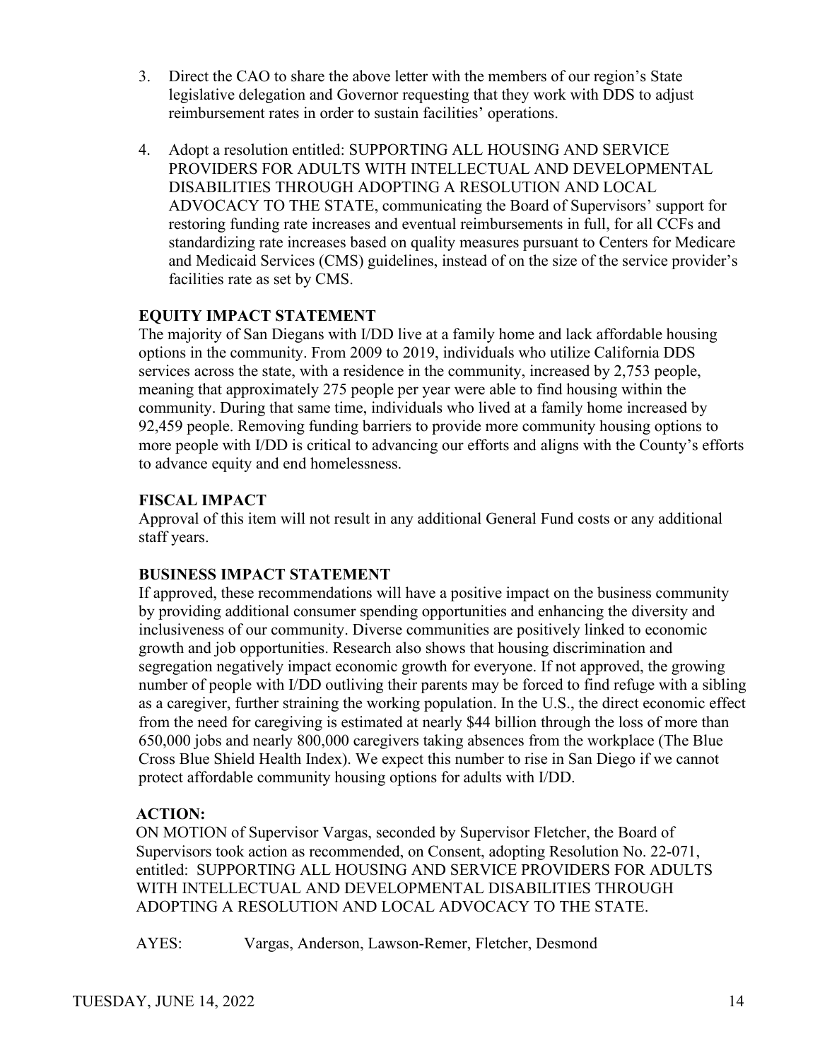3. Direct the CAO to share the above letter with the members of our region's State legislative delegation and Governor requesting that they work with DDS to adjust reimbursement rates in order to sustain facilities' operations.

4. Adopt a resolution entitled: SUPPORTING ALL HOUSING AND SERVICE PROVIDERS FOR ADULTS WITH INTELLECTUAL AND DEVELOPMENTAL DISABILITIES THROUGH ADOPTING A RESOLUTION AND LOCAL ADVOCACY TO THE STATE, communicating the Board of Supervisors' support for restoring funding rate increases and eventual reimbursements in full, for all CCFs and standardizing rate increases based on quality measures pursuant to Centers for Medicare and Medicaid Services (CMS) guidelines, instead of on the size of the service provider's facilities rate as set by CMS.

**EQUITY IMPACT STATEMENT**

The majority of San Diegans with I/DD live at a family home and lack affordable housing options in the community. From 2009 to 2019, individuals who utilize California DDS services across the state, with a residence in the community, increased by 2,753 people, meaning that approximately 275 people per year were able to find housing within the community. During that same time, individuals who lived at a family home increased by 92,459 people. Removing funding barriers to provide more community housing options to more people with I/DD is critical to advancing our efforts and aligns with the County's efforts to advance equity and end homelessness.

**FISCAL IMPACT**

Approval of this item will not result in any additional General Fund costs or any additional staff years.

**BUSINESS IMPACT STATEMENT**

If approved, these recommendations will have a positive impact on the business community by providing additional consumer spending opportunities and enhancing the diversity and inclusiveness of our community. Diverse communities are positively linked to economic growth and job opportunities. Research also shows that housing discrimination and segregation negatively impact economic growth for everyone. If not approved, the growing number of people with I/DD outliving their parents may be forced to find refuge with a sibling as a caregiver, further straining the working population. In the U.S., the direct economic effect from the need for caregiving is estimated at nearly $44 billion through the loss of more than 650,000 jobs and nearly 800,000 caregivers taking absences from the workplace (The Blue Cross Blue Shield Health Index). We expect this number to rise in San Diego if we cannot protect affordable community housing options for adults with I/DD.

**ACTION:**

ON MOTION of Supervisor Vargas, seconded by Supervisor Fletcher, the Board of Supervisors took action as recommended, on Consent, adopting Resolution No. 22-071, entitled: SUPPORTING ALL HOUSING AND SERVICE PROVIDERS FOR ADULTS WITH INTELLECTUAL AND DEVELOPMENTAL DISABILITIES THROUGH ADOPTING A RESOLUTION AND LOCAL ADVOCACY TO THE STATE.

AYES: Vargas, Anderson, Lawson-Remer, Fletcher, Desmond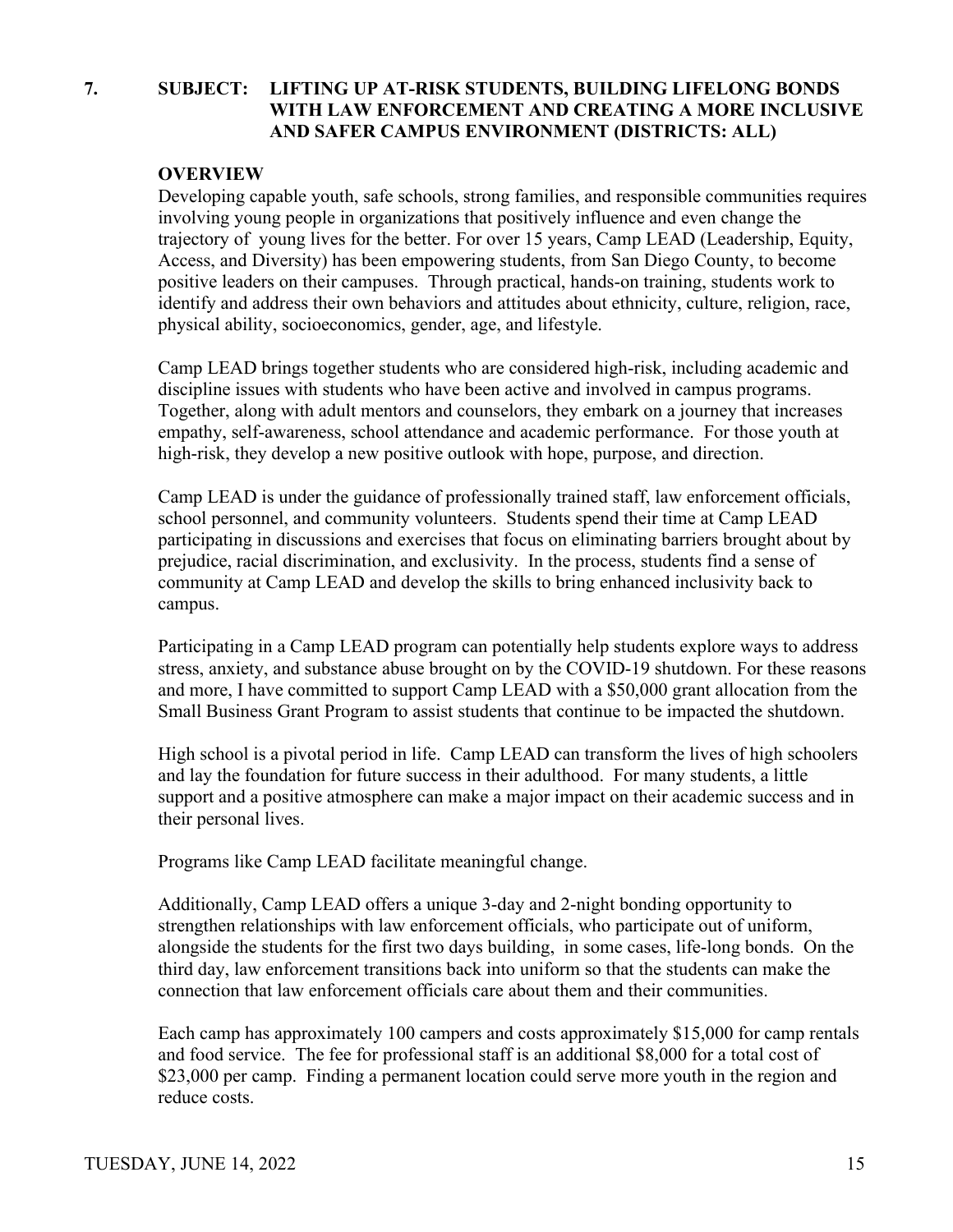**7. SUBJECT: LIFTING UP AT-RISK STUDENTS, BUILDING LIFELONG BONDS WITH LAW ENFORCEMENT AND CREATING A MORE INCLUSIVE AND SAFER CAMPUS ENVIRONMENT (DISTRICTS: ALL)**

**OVERVIEW**

Developing capable youth, safe schools, strong families, and responsible communities requires involving young people in organizations that positively influence and even change the trajectory of young lives for the better. For over 15 years, Camp LEAD (Leadership, Equity, Access, and Diversity) has been empowering students, from San Diego County, to become positive leaders on their campuses. Through practical, hands-on training, students work to identify and address their own behaviors and attitudes about ethnicity, culture, religion, race, physical ability, socioeconomics, gender, age, and lifestyle.

Camp LEAD brings together students who are considered high-risk, including academic and discipline issues with students who have been active and involved in campus programs. Together, along with adult mentors and counselors, they embark on a journey that increases empathy, self-awareness, school attendance and academic performance. For those youth at high-risk, they develop a new positive outlook with hope, purpose, and direction.

Camp LEAD is under the guidance of professionally trained staff, law enforcement officials, school personnel, and community volunteers. Students spend their time at Camp LEAD participating in discussions and exercises that focus on eliminating barriers brought about by prejudice, racial discrimination, and exclusivity. In the process, students find a sense of community at Camp LEAD and develop the skills to bring enhanced inclusivity back to campus.

Participating in a Camp LEAD program can potentially help students explore ways to address stress, anxiety, and substance abuse brought on by the COVID-19 shutdown. For these reasons and more, I have committed to support Camp LEAD with a $50,000 grant allocation from the Small Business Grant Program to assist students that continue to be impacted the shutdown.

High school is a pivotal period in life. Camp LEAD can transform the lives of high schoolers and lay the foundation for future success in their adulthood. For many students, a little support and a positive atmosphere can make a major impact on their academic success and in their personal lives.

Programs like Camp LEAD facilitate meaningful change.

Additionally, Camp LEAD offers a unique 3-day and 2-night bonding opportunity to strengthen relationships with law enforcement officials, who participate out of uniform, alongside the students for the first two days building, in some cases, life-long bonds. On the third day, law enforcement transitions back into uniform so that the students can make the connection that law enforcement officials care about them and their communities.

Each camp has approximately 100 campers and costs approximately $15,000 for camp rentals and food service. The fee for professional staff is an additional $8,000 for a total cost of $23,000 per camp. Finding a permanent location could serve more youth in the region and reduce costs.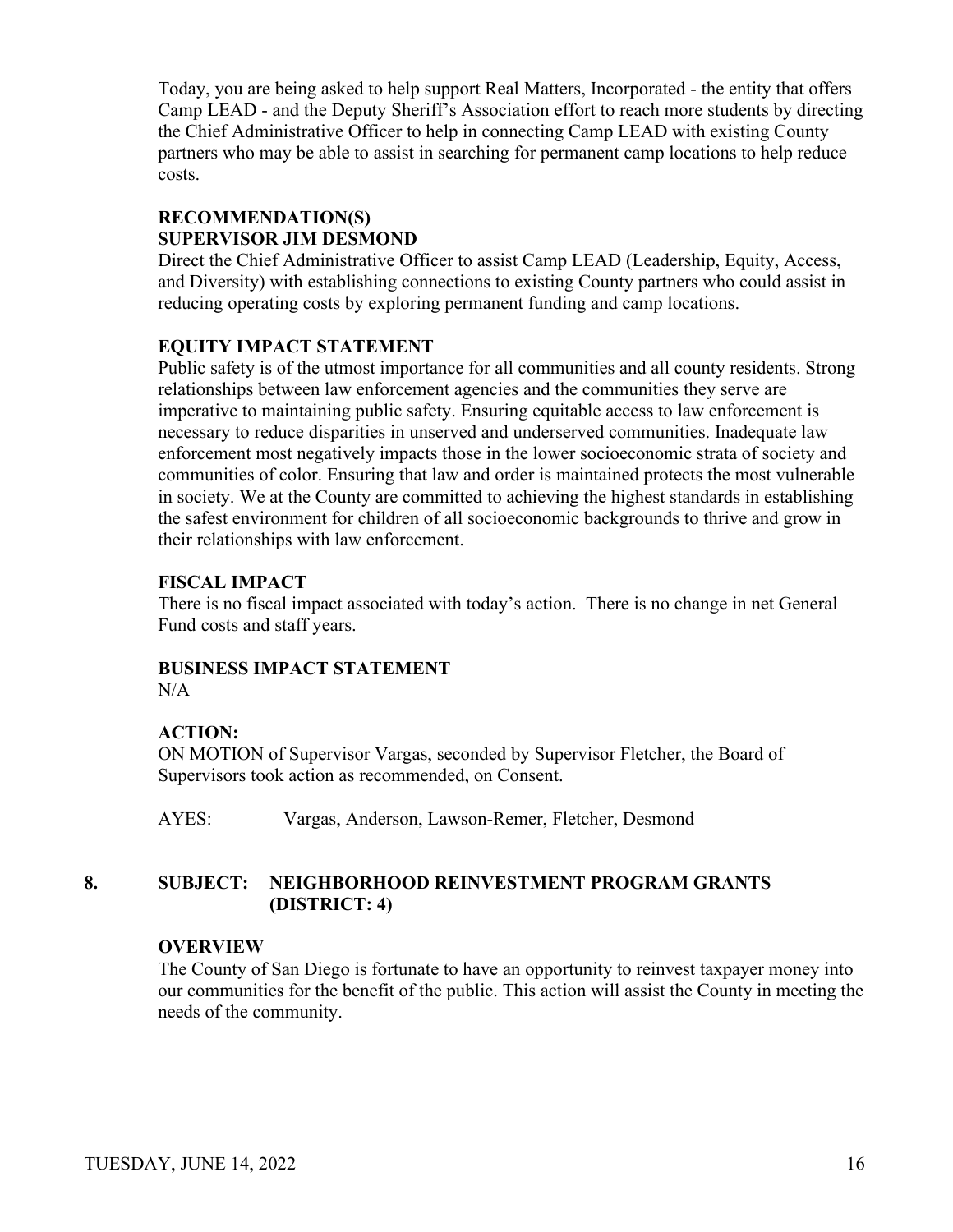Today, you are being asked to help support Real Matters, Incorporated - the entity that offers Camp LEAD - and the Deputy Sheriff's Association effort to reach more students by directing the Chief Administrative Officer to help in connecting Camp LEAD with existing County partners who may be able to assist in searching for permanent camp locations to help reduce costs.

**RECOMMENDATION(S)**
**SUPERVISOR JIM DESMOND**
Direct the Chief Administrative Officer to assist Camp LEAD (Leadership, Equity, Access, and Diversity) with establishing connections to existing County partners who could assist in reducing operating costs by exploring permanent funding and camp locations.

**EQUITY IMPACT STATEMENT**
Public safety is of the utmost importance for all communities and all county residents. Strong relationships between law enforcement agencies and the communities they serve are imperative to maintaining public safety. Ensuring equitable access to law enforcement is necessary to reduce disparities in unserved and underserved communities. Inadequate law enforcement most negatively impacts those in the lower socioeconomic strata of society and communities of color. Ensuring that law and order is maintained protects the most vulnerable in society. We at the County are committed to achieving the highest standards in establishing the safest environment for children of all socioeconomic backgrounds to thrive and grow in their relationships with law enforcement.

**FISCAL IMPACT**
There is no fiscal impact associated with today's action. There is no change in net General Fund costs and staff years.

**BUSINESS IMPACT STATEMENT**
N/A

**ACTION:**
ON MOTION of Supervisor Vargas, seconded by Supervisor Fletcher, the Board of Supervisors took action as recommended, on Consent.

AYES: Vargas, Anderson, Lawson-Remer, Fletcher, Desmond

## 8. SUBJECT: NEIGHBORHOOD REINVESTMENT PROGRAM GRANTS (DISTRICT: 4)

**OVERVIEW**
The County of San Diego is fortunate to have an opportunity to reinvest taxpayer money into our communities for the benefit of the public. This action will assist the County in meeting the needs of the community.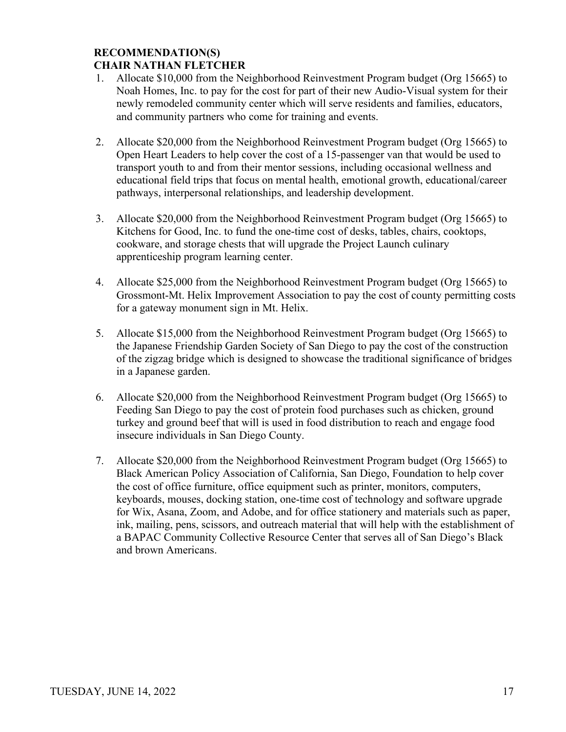**RECOMMENDATION(S)**
**CHAIR NATHAN FLETCHER**

1. Allocate $10,000 from the Neighborhood Reinvestment Program budget (Org 15665) to Noah Homes, Inc. to pay for the cost for part of their new Audio-Visual system for their newly remodeled community center which will serve residents and families, educators, and community partners who come for training and events.

2. Allocate $20,000 from the Neighborhood Reinvestment Program budget (Org 15665) to Open Heart Leaders to help cover the cost of a 15-passenger van that would be used to transport youth to and from their mentor sessions, including occasional wellness and educational field trips that focus on mental health, emotional growth, educational/career pathways, interpersonal relationships, and leadership development.

3. Allocate $20,000 from the Neighborhood Reinvestment Program budget (Org 15665) to Kitchens for Good, Inc. to fund the one-time cost of desks, tables, chairs, cooktops, cookware, and storage chests that will upgrade the Project Launch culinary apprenticeship program learning center.

4. Allocate $25,000 from the Neighborhood Reinvestment Program budget (Org 15665) to Grossmont-Mt. Helix Improvement Association to pay the cost of county permitting costs for a gateway monument sign in Mt. Helix.

5. Allocate $15,000 from the Neighborhood Reinvestment Program budget (Org 15665) to the Japanese Friendship Garden Society of San Diego to pay the cost of the construction of the zigzag bridge which is designed to showcase the traditional significance of bridges in a Japanese garden.

6. Allocate $20,000 from the Neighborhood Reinvestment Program budget (Org 15665) to Feeding San Diego to pay the cost of protein food purchases such as chicken, ground turkey and ground beef that will is used in food distribution to reach and engage food insecure individuals in San Diego County.

7. Allocate $20,000 from the Neighborhood Reinvestment Program budget (Org 15665) to Black American Policy Association of California, San Diego, Foundation to help cover the cost of office furniture, office equipment such as printer, monitors, computers, keyboards, mouses, docking station, one-time cost of technology and software upgrade for Wix, Asana, Zoom, and Adobe, and for office stationery and materials such as paper, ink, mailing, pens, scissors, and outreach material that will help with the establishment of a BAPAC Community Collective Resource Center that serves all of San Diego's Black and brown Americans.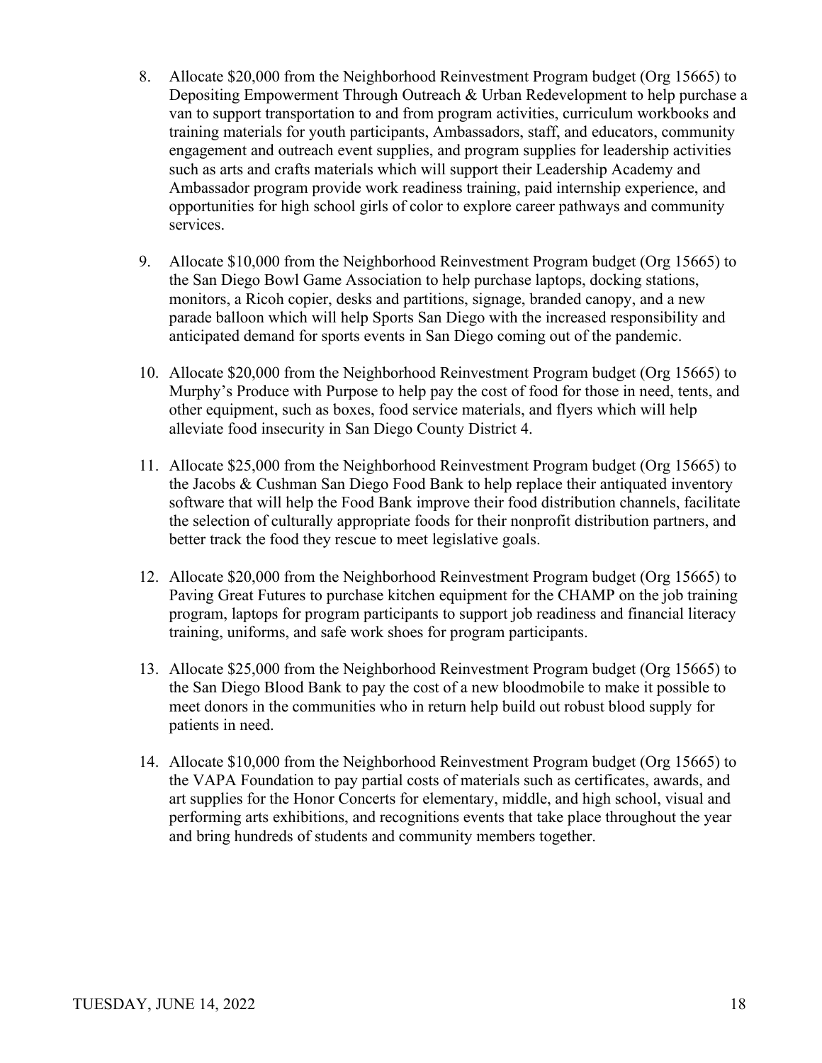8. Allocate $20,000 from the Neighborhood Reinvestment Program budget (Org 15665) to Depositing Empowerment Through Outreach & Urban Redevelopment to help purchase a van to support transportation to and from program activities, curriculum workbooks and training materials for youth participants, Ambassadors, staff, and educators, community engagement and outreach event supplies, and program supplies for leadership activities such as arts and crafts materials which will support their Leadership Academy and Ambassador program provide work readiness training, paid internship experience, and opportunities for high school girls of color to explore career pathways and community services.

9. Allocate $10,000 from the Neighborhood Reinvestment Program budget (Org 15665) to the San Diego Bowl Game Association to help purchase laptops, docking stations, monitors, a Ricoh copier, desks and partitions, signage, branded canopy, and a new parade balloon which will help Sports San Diego with the increased responsibility and anticipated demand for sports events in San Diego coming out of the pandemic.

10. Allocate $20,000 from the Neighborhood Reinvestment Program budget (Org 15665) to Murphy's Produce with Purpose to help pay the cost of food for those in need, tents, and other equipment, such as boxes, food service materials, and flyers which will help alleviate food insecurity in San Diego County District 4.

11. Allocate $25,000 from the Neighborhood Reinvestment Program budget (Org 15665) to the Jacobs & Cushman San Diego Food Bank to help replace their antiquated inventory software that will help the Food Bank improve their food distribution channels, facilitate the selection of culturally appropriate foods for their nonprofit distribution partners, and better track the food they rescue to meet legislative goals.

12. Allocate $20,000 from the Neighborhood Reinvestment Program budget (Org 15665) to Paving Great Futures to purchase kitchen equipment for the CHAMP on the job training program, laptops for program participants to support job readiness and financial literacy training, uniforms, and safe work shoes for program participants.

13. Allocate $25,000 from the Neighborhood Reinvestment Program budget (Org 15665) to the San Diego Blood Bank to pay the cost of a new bloodmobile to make it possible to meet donors in the communities who in return help build out robust blood supply for patients in need.

14. Allocate $10,000 from the Neighborhood Reinvestment Program budget (Org 15665) to the VAPA Foundation to pay partial costs of materials such as certificates, awards, and art supplies for the Honor Concerts for elementary, middle, and high school, visual and performing arts exhibitions, and recognitions events that take place throughout the year and bring hundreds of students and community members together.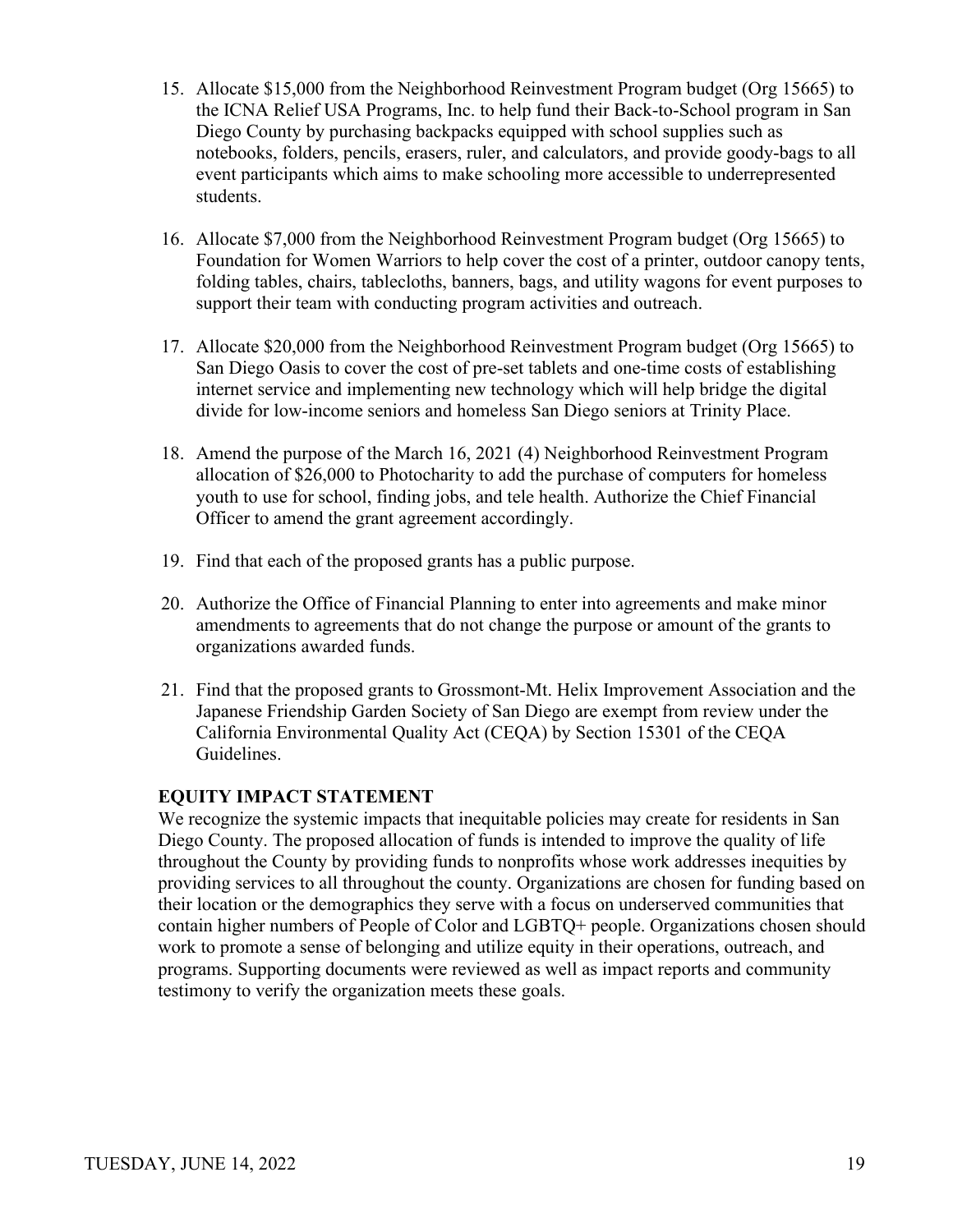15. Allocate $15,000 from the Neighborhood Reinvestment Program budget (Org 15665) to the ICNA Relief USA Programs, Inc. to help fund their Back-to-School program in San Diego County by purchasing backpacks equipped with school supplies such as notebooks, folders, pencils, erasers, ruler, and calculators, and provide goody-bags to all event participants which aims to make schooling more accessible to underrepresented students.

16. Allocate $7,000 from the Neighborhood Reinvestment Program budget (Org 15665) to Foundation for Women Warriors to help cover the cost of a printer, outdoor canopy tents, folding tables, chairs, tablecloths, banners, bags, and utility wagons for event purposes to support their team with conducting program activities and outreach.

17. Allocate $20,000 from the Neighborhood Reinvestment Program budget (Org 15665) to San Diego Oasis to cover the cost of pre-set tablets and one-time costs of establishing internet service and implementing new technology which will help bridge the digital divide for low-income seniors and homeless San Diego seniors at Trinity Place.

18. Amend the purpose of the March 16, 2021 (4) Neighborhood Reinvestment Program allocation of $26,000 to Photocharity to add the purchase of computers for homeless youth to use for school, finding jobs, and tele health. Authorize the Chief Financial Officer to amend the grant agreement accordingly.

19. Find that each of the proposed grants has a public purpose.

20. Authorize the Office of Financial Planning to enter into agreements and make minor amendments to agreements that do not change the purpose or amount of the grants to organizations awarded funds.

21. Find that the proposed grants to Grossmont-Mt. Helix Improvement Association and the Japanese Friendship Garden Society of San Diego are exempt from review under the California Environmental Quality Act (CEQA) by Section 15301 of the CEQA Guidelines.

**EQUITY IMPACT STATEMENT**

We recognize the systemic impacts that inequitable policies may create for residents in San Diego County. The proposed allocation of funds is intended to improve the quality of life throughout the County by providing funds to nonprofits whose work addresses inequities by providing services to all throughout the county. Organizations are chosen for funding based on their location or the demographics they serve with a focus on underserved communities that contain higher numbers of People of Color and LGBTQ+ people. Organizations chosen should work to promote a sense of belonging and utilize equity in their operations, outreach, and programs. Supporting documents were reviewed as well as impact reports and community testimony to verify the organization meets these goals.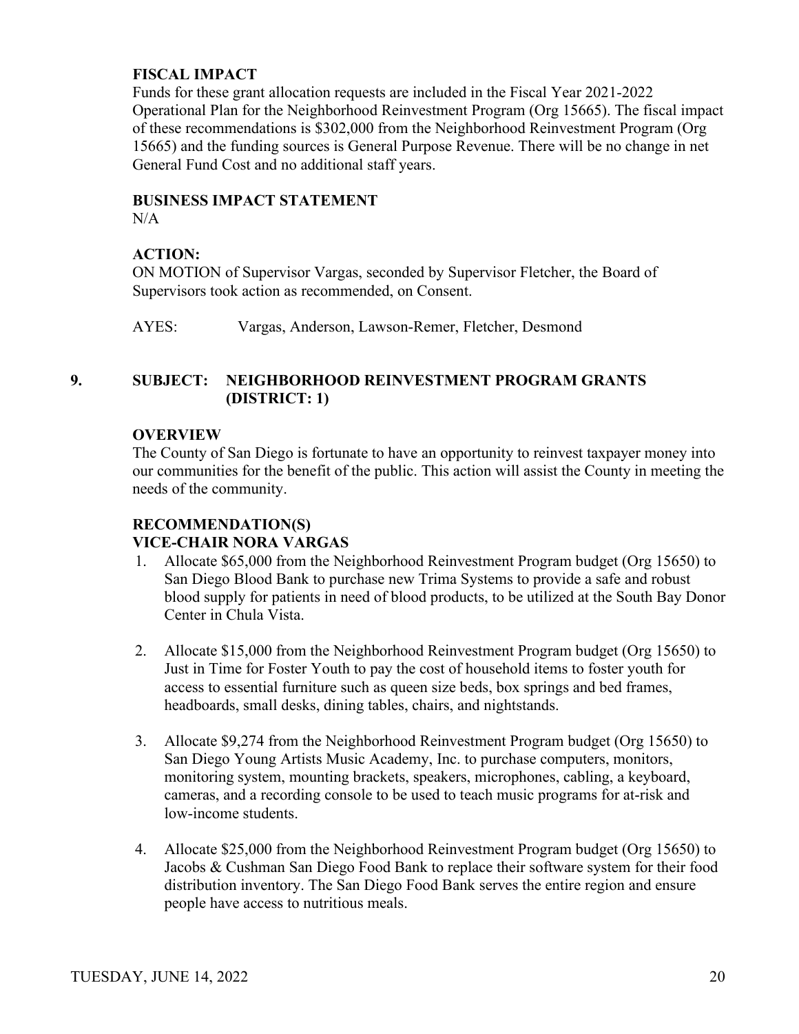**FISCAL IMPACT**
Funds for these grant allocation requests are included in the Fiscal Year 2021-2022 Operational Plan for the Neighborhood Reinvestment Program (Org 15665). The fiscal impact of these recommendations is $302,000 from the Neighborhood Reinvestment Program (Org 15665) and the funding sources is General Purpose Revenue. There will be no change in net General Fund Cost and no additional staff years.

**BUSINESS IMPACT STATEMENT**
N/A

**ACTION:**
ON MOTION of Supervisor Vargas, seconded by Supervisor Fletcher, the Board of Supervisors took action as recommended, on Consent.

AYES: Vargas, Anderson, Lawson-Remer, Fletcher, Desmond

## 9. SUBJECT: NEIGHBORHOOD REINVESTMENT PROGRAM GRANTS (DISTRICT: 1)

**OVERVIEW**
The County of San Diego is fortunate to have an opportunity to reinvest taxpayer money into our communities for the benefit of the public. This action will assist the County in meeting the needs of the community.

**RECOMMENDATION(S)**
**VICE-CHAIR NORA VARGAS**

1. Allocate $65,000 from the Neighborhood Reinvestment Program budget (Org 15650) to San Diego Blood Bank to purchase new Trima Systems to provide a safe and robust blood supply for patients in need of blood products, to be utilized at the South Bay Donor Center in Chula Vista.

2. Allocate $15,000 from the Neighborhood Reinvestment Program budget (Org 15650) to Just in Time for Foster Youth to pay the cost of household items to foster youth for access to essential furniture such as queen size beds, box springs and bed frames, headboards, small desks, dining tables, chairs, and nightstands.

3. Allocate $9,274 from the Neighborhood Reinvestment Program budget (Org 15650) to San Diego Young Artists Music Academy, Inc. to purchase computers, monitors, monitoring system, mounting brackets, speakers, microphones, cabling, a keyboard, cameras, and a recording console to be used to teach music programs for at-risk and low-income students.

4. Allocate $25,000 from the Neighborhood Reinvestment Program budget (Org 15650) to Jacobs & Cushman San Diego Food Bank to replace their software system for their food distribution inventory. The San Diego Food Bank serves the entire region and ensure people have access to nutritious meals.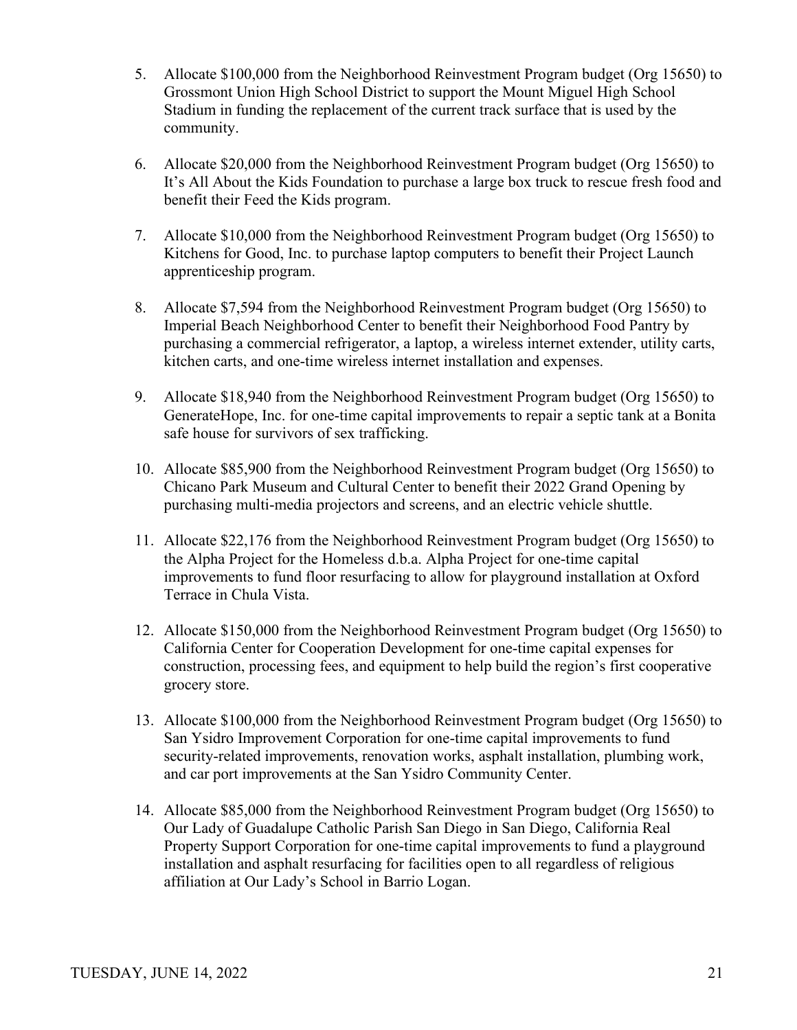5. Allocate $100,000 from the Neighborhood Reinvestment Program budget (Org 15650) to Grossmont Union High School District to support the Mount Miguel High School Stadium in funding the replacement of the current track surface that is used by the community.

6. Allocate $20,000 from the Neighborhood Reinvestment Program budget (Org 15650) to It's All About the Kids Foundation to purchase a large box truck to rescue fresh food and benefit their Feed the Kids program.

7. Allocate $10,000 from the Neighborhood Reinvestment Program budget (Org 15650) to Kitchens for Good, Inc. to purchase laptop computers to benefit their Project Launch apprenticeship program.

8. Allocate $7,594 from the Neighborhood Reinvestment Program budget (Org 15650) to Imperial Beach Neighborhood Center to benefit their Neighborhood Food Pantry by purchasing a commercial refrigerator, a laptop, a wireless internet extender, utility carts, kitchen carts, and one-time wireless internet installation and expenses.

9. Allocate $18,940 from the Neighborhood Reinvestment Program budget (Org 15650) to GenerateHope, Inc. for one-time capital improvements to repair a septic tank at a Bonita safe house for survivors of sex trafficking.

10. Allocate $85,900 from the Neighborhood Reinvestment Program budget (Org 15650) to Chicano Park Museum and Cultural Center to benefit their 2022 Grand Opening by purchasing multi-media projectors and screens, and an electric vehicle shuttle.

11. Allocate $22,176 from the Neighborhood Reinvestment Program budget (Org 15650) to the Alpha Project for the Homeless d.b.a. Alpha Project for one-time capital improvements to fund floor resurfacing to allow for playground installation at Oxford Terrace in Chula Vista.

12. Allocate $150,000 from the Neighborhood Reinvestment Program budget (Org 15650) to California Center for Cooperation Development for one-time capital expenses for construction, processing fees, and equipment to help build the region's first cooperative grocery store.

13. Allocate $100,000 from the Neighborhood Reinvestment Program budget (Org 15650) to San Ysidro Improvement Corporation for one-time capital improvements to fund security-related improvements, renovation works, asphalt installation, plumbing work, and car port improvements at the San Ysidro Community Center.

14. Allocate $85,000 from the Neighborhood Reinvestment Program budget (Org 15650) to Our Lady of Guadalupe Catholic Parish San Diego in San Diego, California Real Property Support Corporation for one-time capital improvements to fund a playground installation and asphalt resurfacing for facilities open to all regardless of religious affiliation at Our Lady's School in Barrio Logan.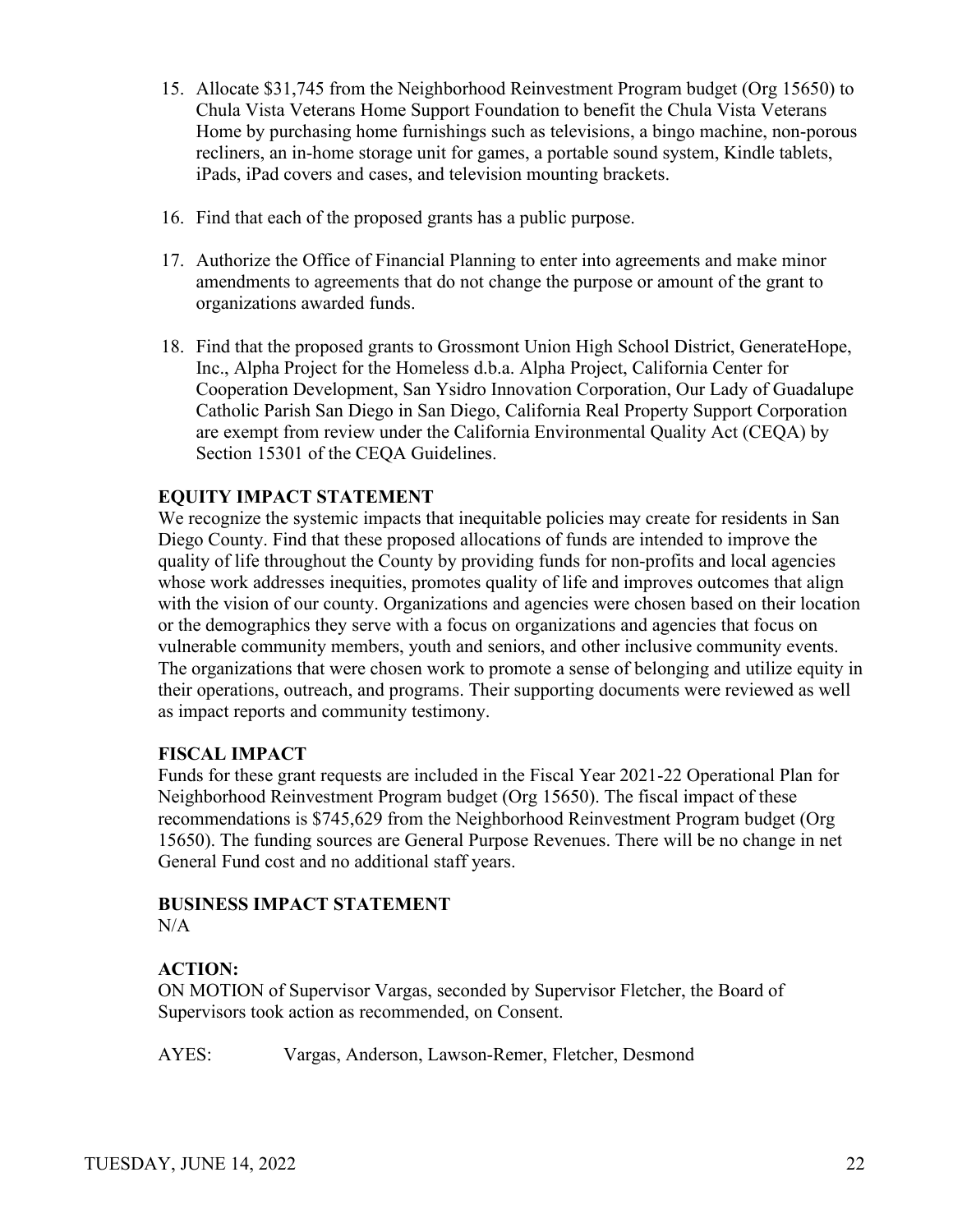15. Allocate $31,745 from the Neighborhood Reinvestment Program budget (Org 15650) to Chula Vista Veterans Home Support Foundation to benefit the Chula Vista Veterans Home by purchasing home furnishings such as televisions, a bingo machine, non-porous recliners, an in-home storage unit for games, a portable sound system, Kindle tablets, iPads, iPad covers and cases, and television mounting brackets.

16. Find that each of the proposed grants has a public purpose.

17. Authorize the Office of Financial Planning to enter into agreements and make minor amendments to agreements that do not change the purpose or amount of the grant to organizations awarded funds.

18. Find that the proposed grants to Grossmont Union High School District, GenerateHope, Inc., Alpha Project for the Homeless d.b.a. Alpha Project, California Center for Cooperation Development, San Ysidro Innovation Corporation, Our Lady of Guadalupe Catholic Parish San Diego in San Diego, California Real Property Support Corporation are exempt from review under the California Environmental Quality Act (CEQA) by Section 15301 of the CEQA Guidelines.

**EQUITY IMPACT STATEMENT**

We recognize the systemic impacts that inequitable policies may create for residents in San Diego County. Find that these proposed allocations of funds are intended to improve the quality of life throughout the County by providing funds for non-profits and local agencies whose work addresses inequities, promotes quality of life and improves outcomes that align with the vision of our county. Organizations and agencies were chosen based on their location or the demographics they serve with a focus on organizations and agencies that focus on vulnerable community members, youth and seniors, and other inclusive community events. The organizations that were chosen work to promote a sense of belonging and utilize equity in their operations, outreach, and programs. Their supporting documents were reviewed as well as impact reports and community testimony.

**FISCAL IMPACT**

Funds for these grant requests are included in the Fiscal Year 2021-22 Operational Plan for Neighborhood Reinvestment Program budget (Org 15650). The fiscal impact of these recommendations is $745,629 from the Neighborhood Reinvestment Program budget (Org 15650). The funding sources are General Purpose Revenues. There will be no change in net General Fund cost and no additional staff years.

**BUSINESS IMPACT STATEMENT**

N/A

**ACTION:**

ON MOTION of Supervisor Vargas, seconded by Supervisor Fletcher, the Board of Supervisors took action as recommended, on Consent.

AYES: Vargas, Anderson, Lawson-Remer, Fletcher, Desmond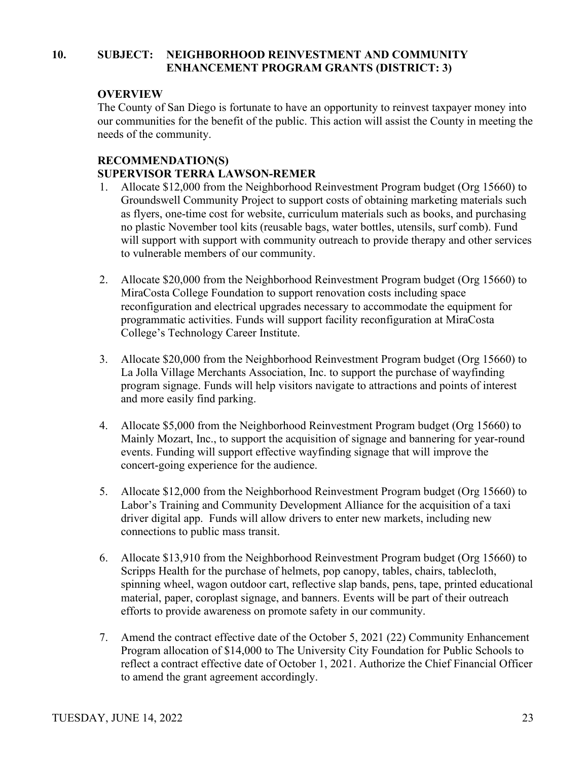## 10. SUBJECT: NEIGHBORHOOD REINVESTMENT AND COMMUNITY ENHANCEMENT PROGRAM GRANTS (DISTRICT: 3)

**OVERVIEW**

The County of San Diego is fortunate to have an opportunity to reinvest taxpayer money into our communities for the benefit of the public. This action will assist the County in meeting the needs of the community.

**RECOMMENDATION(S)**
**SUPERVISOR TERRA LAWSON-REMER**

1. Allocate $12,000 from the Neighborhood Reinvestment Program budget (Org 15660) to Groundswell Community Project to support costs of obtaining marketing materials such as flyers, one-time cost for website, curriculum materials such as books, and purchasing no plastic November tool kits (reusable bags, water bottles, utensils, surf comb). Fund will support with support with community outreach to provide therapy and other services to vulnerable members of our community.

2. Allocate $20,000 from the Neighborhood Reinvestment Program budget (Org 15660) to MiraCosta College Foundation to support renovation costs including space reconfiguration and electrical upgrades necessary to accommodate the equipment for programmatic activities. Funds will support facility reconfiguration at MiraCosta College's Technology Career Institute.

3. Allocate $20,000 from the Neighborhood Reinvestment Program budget (Org 15660) to La Jolla Village Merchants Association, Inc. to support the purchase of wayfinding program signage. Funds will help visitors navigate to attractions and points of interest and more easily find parking.

4. Allocate $5,000 from the Neighborhood Reinvestment Program budget (Org 15660) to Mainly Mozart, Inc., to support the acquisition of signage and bannering for year-round events. Funding will support effective wayfinding signage that will improve the concert-going experience for the audience.

5. Allocate $12,000 from the Neighborhood Reinvestment Program budget (Org 15660) to Labor's Training and Community Development Alliance for the acquisition of a taxi driver digital app. Funds will allow drivers to enter new markets, including new connections to public mass transit.

6. Allocate $13,910 from the Neighborhood Reinvestment Program budget (Org 15660) to Scripps Health for the purchase of helmets, pop canopy, tables, chairs, tablecloth, spinning wheel, wagon outdoor cart, reflective slap bands, pens, tape, printed educational material, paper, coroplast signage, and banners. Events will be part of their outreach efforts to provide awareness on promote safety in our community.

7. Amend the contract effective date of the October 5, 2021 (22) Community Enhancement Program allocation of $14,000 to The University City Foundation for Public Schools to reflect a contract effective date of October 1, 2021. Authorize the Chief Financial Officer to amend the grant agreement accordingly.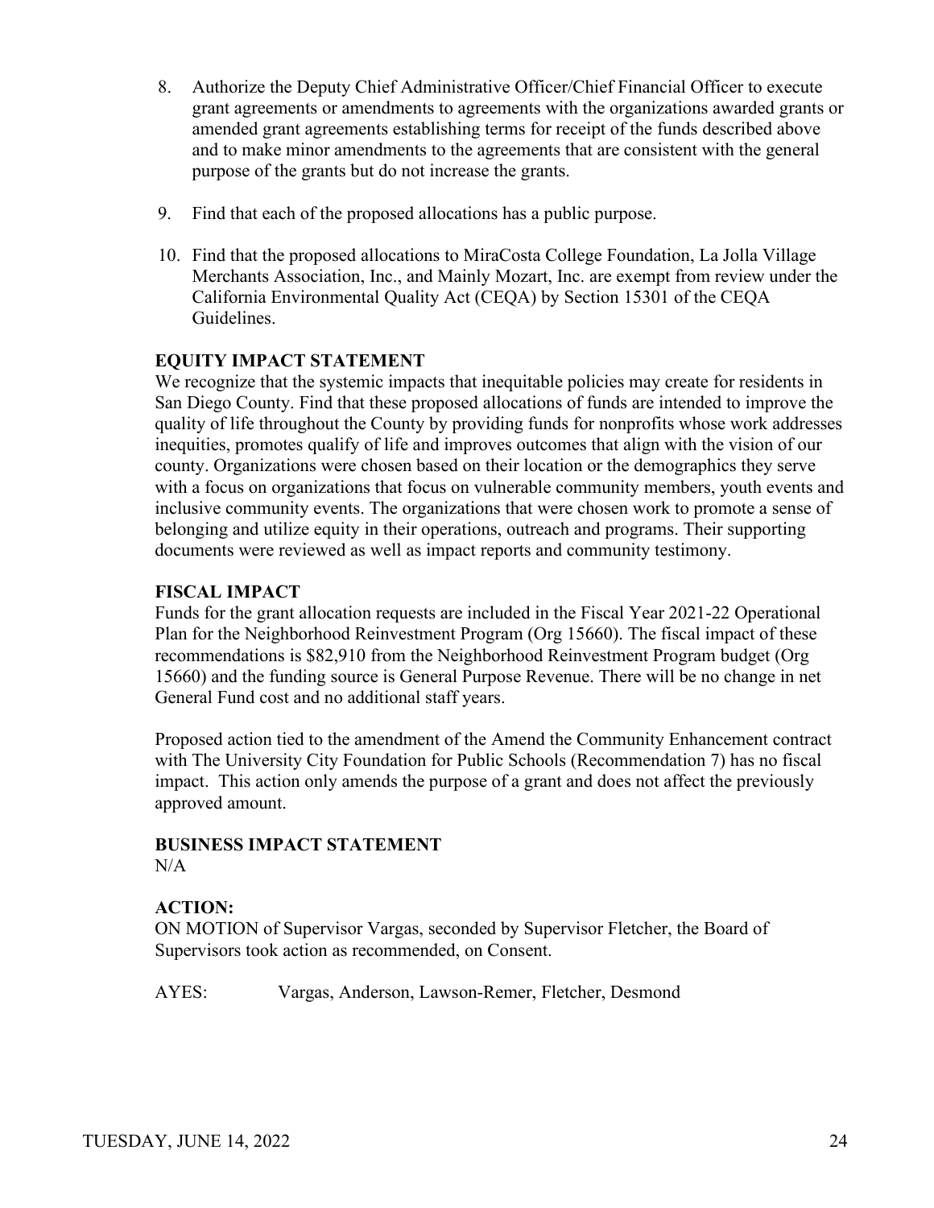8. Authorize the Deputy Chief Administrative Officer/Chief Financial Officer to execute grant agreements or amendments to agreements with the organizations awarded grants or amended grant agreements establishing terms for receipt of the funds described above and to make minor amendments to the agreements that are consistent with the general purpose of the grants but do not increase the grants.

9. Find that each of the proposed allocations has a public purpose.

10. Find that the proposed allocations to MiraCosta College Foundation, La Jolla Village Merchants Association, Inc., and Mainly Mozart, Inc. are exempt from review under the California Environmental Quality Act (CEQA) by Section 15301 of the CEQA Guidelines.

**EQUITY IMPACT STATEMENT**

We recognize that the systemic impacts that inequitable policies may create for residents in San Diego County. Find that these proposed allocations of funds are intended to improve the quality of life throughout the County by providing funds for nonprofits whose work addresses inequities, promotes qualify of life and improves outcomes that align with the vision of our county. Organizations were chosen based on their location or the demographics they serve with a focus on organizations that focus on vulnerable community members, youth events and inclusive community events. The organizations that were chosen work to promote a sense of belonging and utilize equity in their operations, outreach and programs. Their supporting documents were reviewed as well as impact reports and community testimony.

**FISCAL IMPACT**

Funds for the grant allocation requests are included in the Fiscal Year 2021-22 Operational Plan for the Neighborhood Reinvestment Program (Org 15660). The fiscal impact of these recommendations is $82,910 from the Neighborhood Reinvestment Program budget (Org 15660) and the funding source is General Purpose Revenue. There will be no change in net General Fund cost and no additional staff years.

Proposed action tied to the amendment of the Amend the Community Enhancement contract with The University City Foundation for Public Schools (Recommendation 7) has no fiscal impact. This action only amends the purpose of a grant and does not affect the previously approved amount.

**BUSINESS IMPACT STATEMENT**

N/A

**ACTION:**

ON MOTION of Supervisor Vargas, seconded by Supervisor Fletcher, the Board of Supervisors took action as recommended, on Consent.

AYES: Vargas, Anderson, Lawson-Remer, Fletcher, Desmond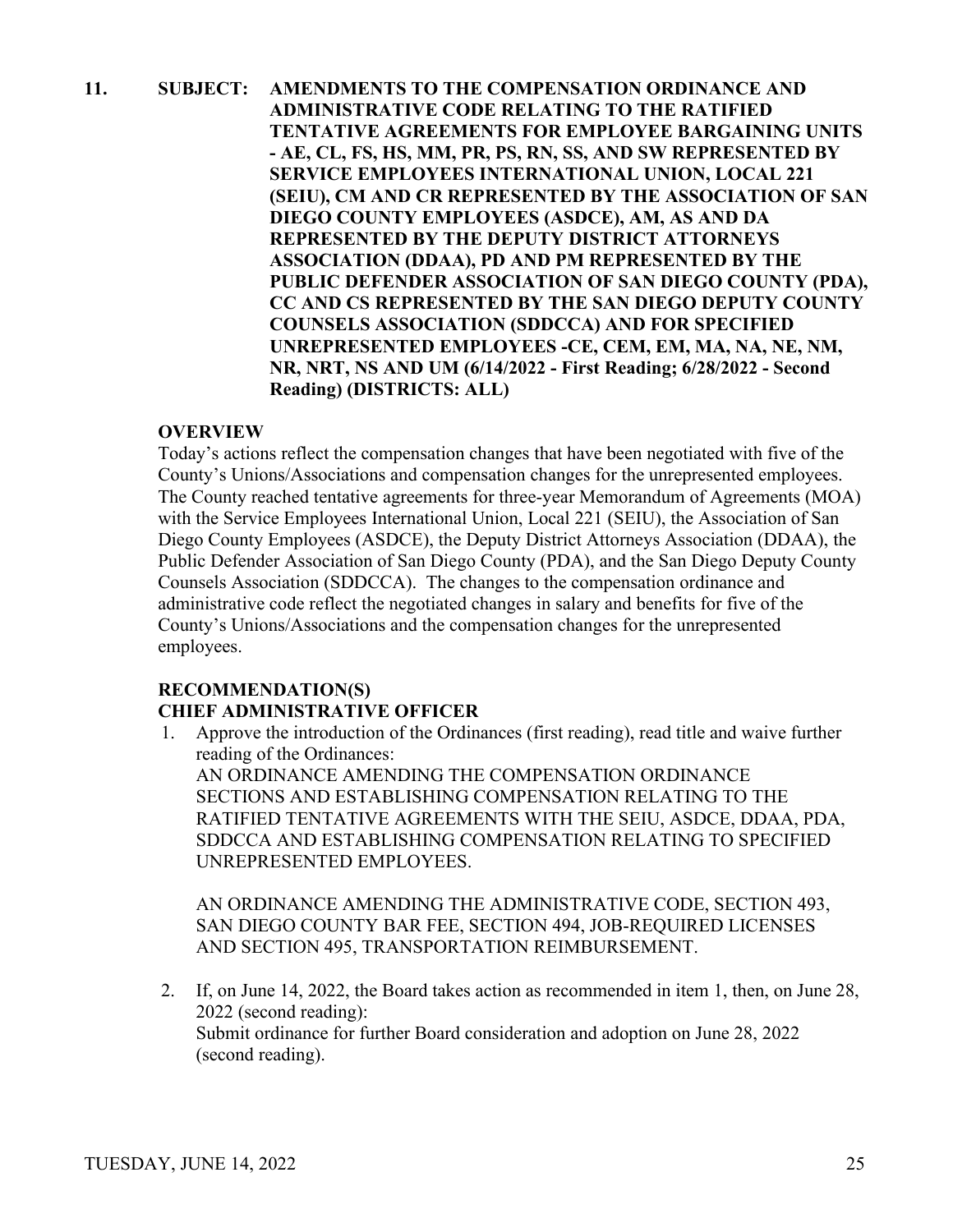**11. SUBJECT: AMENDMENTS TO THE COMPENSATION ORDINANCE AND ADMINISTRATIVE CODE RELATING TO THE RATIFIED TENTATIVE AGREEMENTS FOR EMPLOYEE BARGAINING UNITS - AE, CL, FS, HS, MM, PR, PS, RN, SS, AND SW REPRESENTED BY SERVICE EMPLOYEES INTERNATIONAL UNION, LOCAL 221 (SEIU), CM AND CR REPRESENTED BY THE ASSOCIATION OF SAN DIEGO COUNTY EMPLOYEES (ASDCE), AM, AS AND DA REPRESENTED BY THE DEPUTY DISTRICT ATTORNEYS ASSOCIATION (DDAA), PD AND PM REPRESENTED BY THE PUBLIC DEFENDER ASSOCIATION OF SAN DIEGO COUNTY (PDA), CC AND CS REPRESENTED BY THE SAN DIEGO DEPUTY COUNTY COUNSELS ASSOCIATION (SDDCCA) AND FOR SPECIFIED UNREPRESENTED EMPLOYEES -CE, CEM, EM, MA, NA, NE, NM, NR, NRT, NS AND UM (6/14/2022 - First Reading; 6/28/2022 - Second Reading) (DISTRICTS: ALL)**

**OVERVIEW**

Today's actions reflect the compensation changes that have been negotiated with five of the County's Unions/Associations and compensation changes for the unrepresented employees. The County reached tentative agreements for three-year Memorandum of Agreements (MOA) with the Service Employees International Union, Local 221 (SEIU), the Association of San Diego County Employees (ASDCE), the Deputy District Attorneys Association (DDAA), the Public Defender Association of San Diego County (PDA), and the San Diego Deputy County Counsels Association (SDDCCA). The changes to the compensation ordinance and administrative code reflect the negotiated changes in salary and benefits for five of the County's Unions/Associations and the compensation changes for the unrepresented employees.

**RECOMMENDATION(S)**
**CHIEF ADMINISTRATIVE OFFICER**

1. Approve the introduction of the Ordinances (first reading), read title and waive further reading of the Ordinances:
   AN ORDINANCE AMENDING THE COMPENSATION ORDINANCE SECTIONS AND ESTABLISHING COMPENSATION RELATING TO THE RATIFIED TENTATIVE AGREEMENTS WITH THE SEIU, ASDCE, DDAA, PDA, SDDCCA AND ESTABLISHING COMPENSATION RELATING TO SPECIFIED UNREPRESENTED EMPLOYEES.

   AN ORDINANCE AMENDING THE ADMINISTRATIVE CODE, SECTION 493, SAN DIEGO COUNTY BAR FEE, SECTION 494, JOB-REQUIRED LICENSES AND SECTION 495, TRANSPORTATION REIMBURSEMENT.

2. If, on June 14, 2022, the Board takes action as recommended in item 1, then, on June 28, 2022 (second reading):
   Submit ordinance for further Board consideration and adoption on June 28, 2022 (second reading).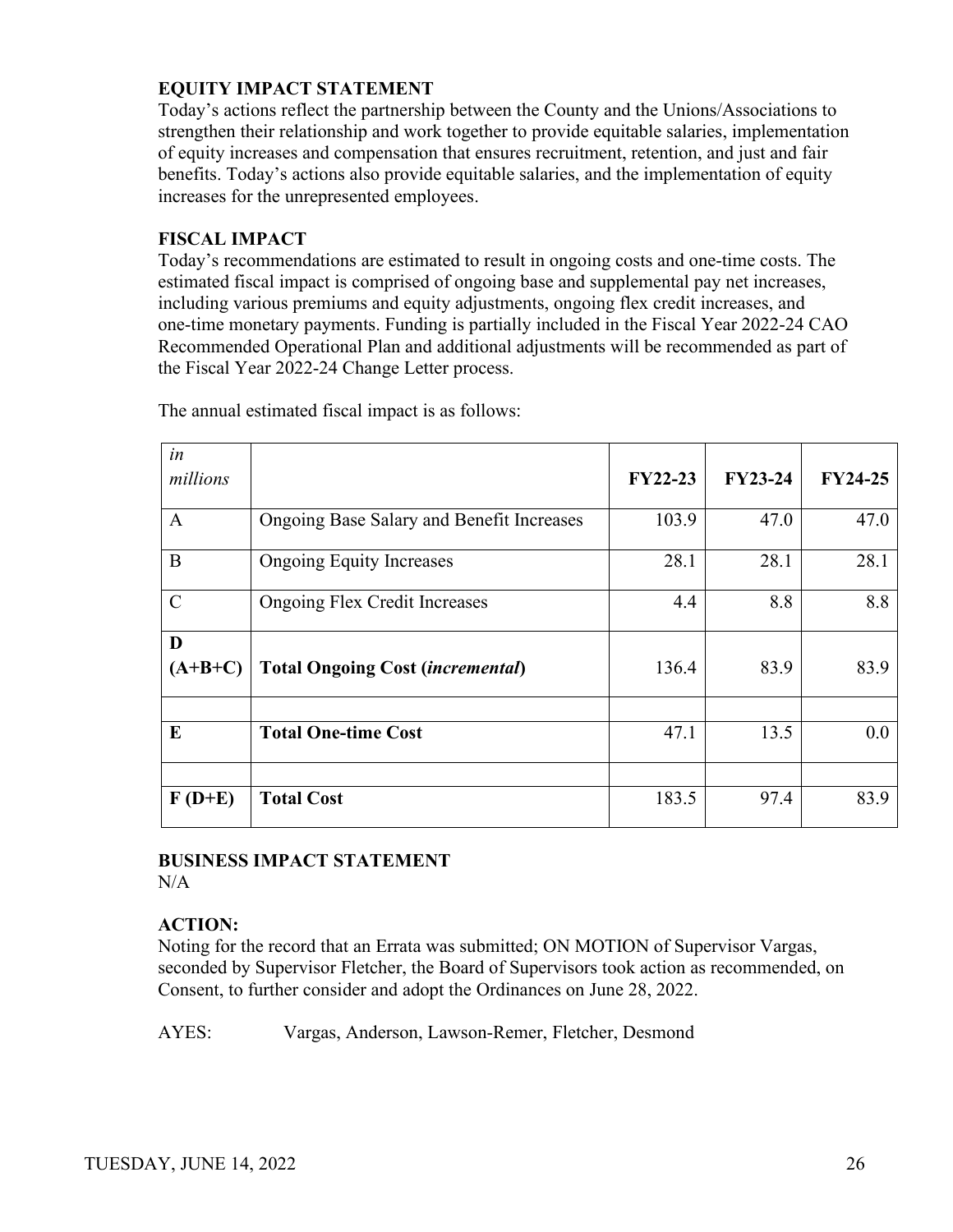**EQUITY IMPACT STATEMENT**

Today's actions reflect the partnership between the County and the Unions/Associations to strengthen their relationship and work together to provide equitable salaries, implementation of equity increases and compensation that ensures recruitment, retention, and just and fair benefits. Today's actions also provide equitable salaries, and the implementation of equity increases for the unrepresented employees.

**FISCAL IMPACT**

Today's recommendations are estimated to result in ongoing costs and one-time costs. The estimated fiscal impact is comprised of ongoing base and supplemental pay net increases, including various premiums and equity adjustments, ongoing flex credit increases, and one-time monetary payments. Funding is partially included in the Fiscal Year 2022-24 CAO Recommended Operational Plan and additional adjustments will be recommended as part of the Fiscal Year 2022-24 Change Letter process.

The annual estimated fiscal impact is as follows:

| *in millions* | | **FY22-23** | **FY23-24** | **FY24-25** |
|---|---|---|---|---|
| A | Ongoing Base Salary and Benefit Increases | 103.9 | 47.0 | 47.0 |
| B | Ongoing Equity Increases | 28.1 | 28.1 | 28.1 |
| C | Ongoing Flex Credit Increases | 4.4 | 8.8 | 8.8 |
| **D (A+B+C)** | **Total Ongoing Cost (*incremental*)** | 136.4 | 83.9 | 83.9 |
| | | | | |
| **E** | **Total One-time Cost** | 47.1 | 13.5 | 0.0 |
| | | | | |
| **F (D+E)** | **Total Cost** | 183.5 | 97.4 | 83.9 |

**BUSINESS IMPACT STATEMENT**

N/A

**ACTION:**

Noting for the record that an Errata was submitted; ON MOTION of Supervisor Vargas, seconded by Supervisor Fletcher, the Board of Supervisors took action as recommended, on Consent, to further consider and adopt the Ordinances on June 28, 2022.

AYES: Vargas, Anderson, Lawson-Remer, Fletcher, Desmond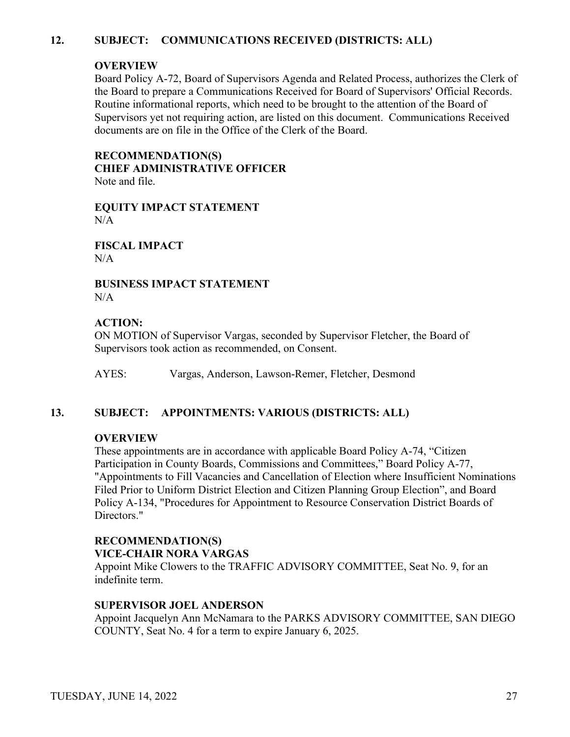## 12. SUBJECT: COMMUNICATIONS RECEIVED (DISTRICTS: ALL)

**OVERVIEW**

Board Policy A-72, Board of Supervisors Agenda and Related Process, authorizes the Clerk of the Board to prepare a Communications Received for Board of Supervisors' Official Records. Routine informational reports, which need to be brought to the attention of the Board of Supervisors yet not requiring action, are listed on this document. Communications Received documents are on file in the Office of the Clerk of the Board.

**RECOMMENDATION(S)**
**CHIEF ADMINISTRATIVE OFFICER**
Note and file.

**EQUITY IMPACT STATEMENT**
N/A

**FISCAL IMPACT**
N/A

**BUSINESS IMPACT STATEMENT**
N/A

**ACTION:**
ON MOTION of Supervisor Vargas, seconded by Supervisor Fletcher, the Board of Supervisors took action as recommended, on Consent.

AYES: Vargas, Anderson, Lawson-Remer, Fletcher, Desmond

## 13. SUBJECT: APPOINTMENTS: VARIOUS (DISTRICTS: ALL)

**OVERVIEW**

These appointments are in accordance with applicable Board Policy A-74, "Citizen Participation in County Boards, Commissions and Committees," Board Policy A-77, "Appointments to Fill Vacancies and Cancellation of Election where Insufficient Nominations Filed Prior to Uniform District Election and Citizen Planning Group Election", and Board Policy A-134, "Procedures for Appointment to Resource Conservation District Boards of Directors."

**RECOMMENDATION(S)**
**VICE-CHAIR NORA VARGAS**
Appoint Mike Clowers to the TRAFFIC ADVISORY COMMITTEE, Seat No. 9, for an indefinite term.

**SUPERVISOR JOEL ANDERSON**
Appoint Jacquelyn Ann McNamara to the PARKS ADVISORY COMMITTEE, SAN DIEGO COUNTY, Seat No. 4 for a term to expire January 6, 2025.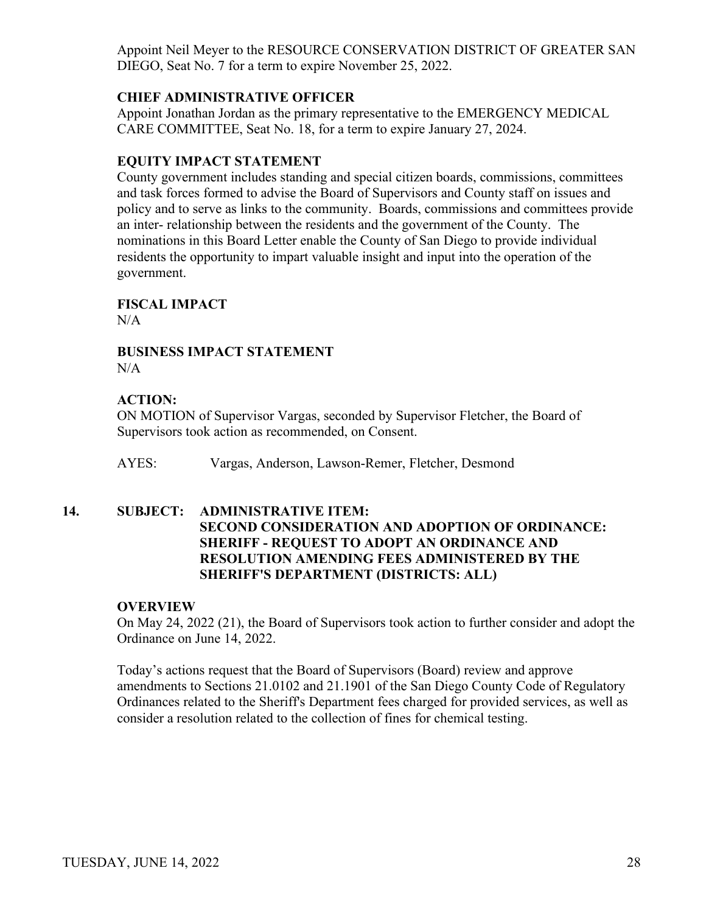Appoint Neil Meyer to the RESOURCE CONSERVATION DISTRICT OF GREATER SAN DIEGO, Seat No. 7 for a term to expire November 25, 2022.

**CHIEF ADMINISTRATIVE OFFICER**

Appoint Jonathan Jordan as the primary representative to the EMERGENCY MEDICAL CARE COMMITTEE, Seat No. 18, for a term to expire January 27, 2024.

**EQUITY IMPACT STATEMENT**

County government includes standing and special citizen boards, commissions, committees and task forces formed to advise the Board of Supervisors and County staff on issues and policy and to serve as links to the community. Boards, commissions and committees provide an inter- relationship between the residents and the government of the County. The nominations in this Board Letter enable the County of San Diego to provide individual residents the opportunity to impart valuable insight and input into the operation of the government.

**FISCAL IMPACT**

N/A

**BUSINESS IMPACT STATEMENT**

N/A

**ACTION:**

ON MOTION of Supervisor Vargas, seconded by Supervisor Fletcher, the Board of Supervisors took action as recommended, on Consent.

AYES: Vargas, Anderson, Lawson-Remer, Fletcher, Desmond

**14. SUBJECT: ADMINISTRATIVE ITEM: SECOND CONSIDERATION AND ADOPTION OF ORDINANCE: SHERIFF - REQUEST TO ADOPT AN ORDINANCE AND RESOLUTION AMENDING FEES ADMINISTERED BY THE SHERIFF'S DEPARTMENT (DISTRICTS: ALL)**

**OVERVIEW**

On May 24, 2022 (21), the Board of Supervisors took action to further consider and adopt the Ordinance on June 14, 2022.

Today's actions request that the Board of Supervisors (Board) review and approve amendments to Sections 21.0102 and 21.1901 of the San Diego County Code of Regulatory Ordinances related to the Sheriff's Department fees charged for provided services, as well as consider a resolution related to the collection of fines for chemical testing.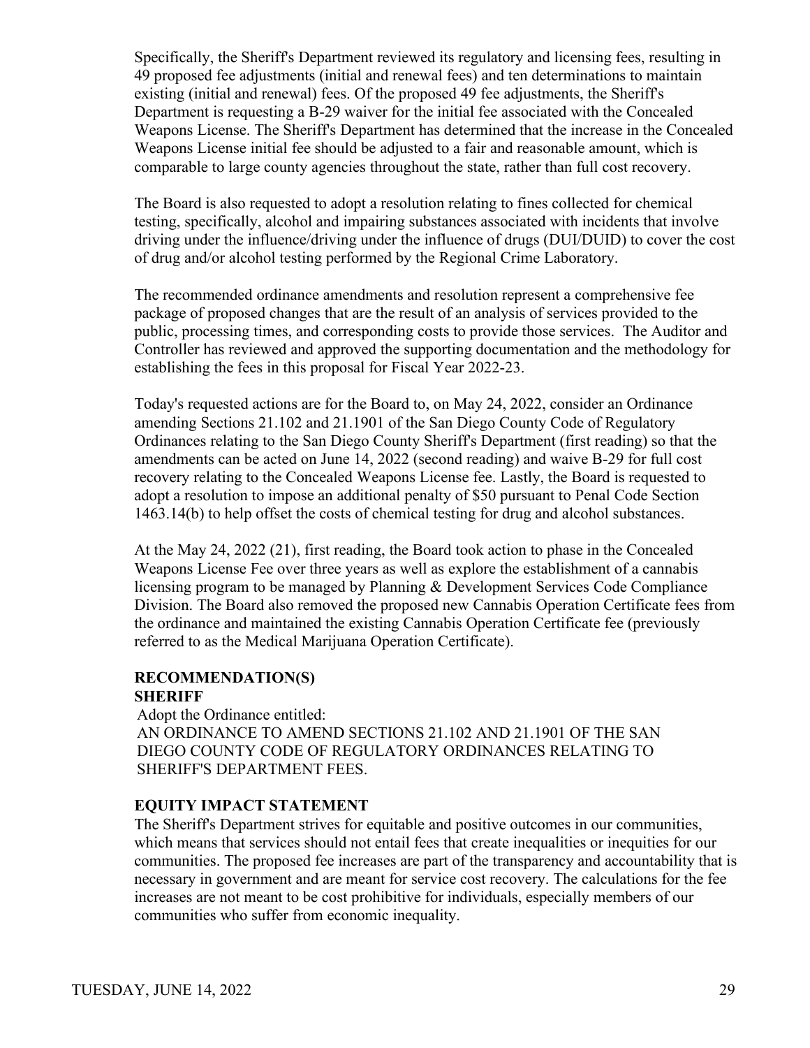Specifically, the Sheriff's Department reviewed its regulatory and licensing fees, resulting in 49 proposed fee adjustments (initial and renewal fees) and ten determinations to maintain existing (initial and renewal) fees. Of the proposed 49 fee adjustments, the Sheriff's Department is requesting a B-29 waiver for the initial fee associated with the Concealed Weapons License. The Sheriff's Department has determined that the increase in the Concealed Weapons License initial fee should be adjusted to a fair and reasonable amount, which is comparable to large county agencies throughout the state, rather than full cost recovery.

The Board is also requested to adopt a resolution relating to fines collected for chemical testing, specifically, alcohol and impairing substances associated with incidents that involve driving under the influence/driving under the influence of drugs (DUI/DUID) to cover the cost of drug and/or alcohol testing performed by the Regional Crime Laboratory.

The recommended ordinance amendments and resolution represent a comprehensive fee package of proposed changes that are the result of an analysis of services provided to the public, processing times, and corresponding costs to provide those services. The Auditor and Controller has reviewed and approved the supporting documentation and the methodology for establishing the fees in this proposal for Fiscal Year 2022-23.

Today's requested actions are for the Board to, on May 24, 2022, consider an Ordinance amending Sections 21.102 and 21.1901 of the San Diego County Code of Regulatory Ordinances relating to the San Diego County Sheriff's Department (first reading) so that the amendments can be acted on June 14, 2022 (second reading) and waive B-29 for full cost recovery relating to the Concealed Weapons License fee. Lastly, the Board is requested to adopt a resolution to impose an additional penalty of $50 pursuant to Penal Code Section 1463.14(b) to help offset the costs of chemical testing for drug and alcohol substances.

At the May 24, 2022 (21), first reading, the Board took action to phase in the Concealed Weapons License Fee over three years as well as explore the establishment of a cannabis licensing program to be managed by Planning & Development Services Code Compliance Division. The Board also removed the proposed new Cannabis Operation Certificate fees from the ordinance and maintained the existing Cannabis Operation Certificate fee (previously referred to as the Medical Marijuana Operation Certificate).

**RECOMMENDATION(S)**
**SHERIFF**

Adopt the Ordinance entitled:
AN ORDINANCE TO AMEND SECTIONS 21.102 AND 21.1901 OF THE SAN DIEGO COUNTY CODE OF REGULATORY ORDINANCES RELATING TO SHERIFF'S DEPARTMENT FEES.

**EQUITY IMPACT STATEMENT**

The Sheriff's Department strives for equitable and positive outcomes in our communities, which means that services should not entail fees that create inequalities or inequities for our communities. The proposed fee increases are part of the transparency and accountability that is necessary in government and are meant for service cost recovery. The calculations for the fee increases are not meant to be cost prohibitive for individuals, especially members of our communities who suffer from economic inequality.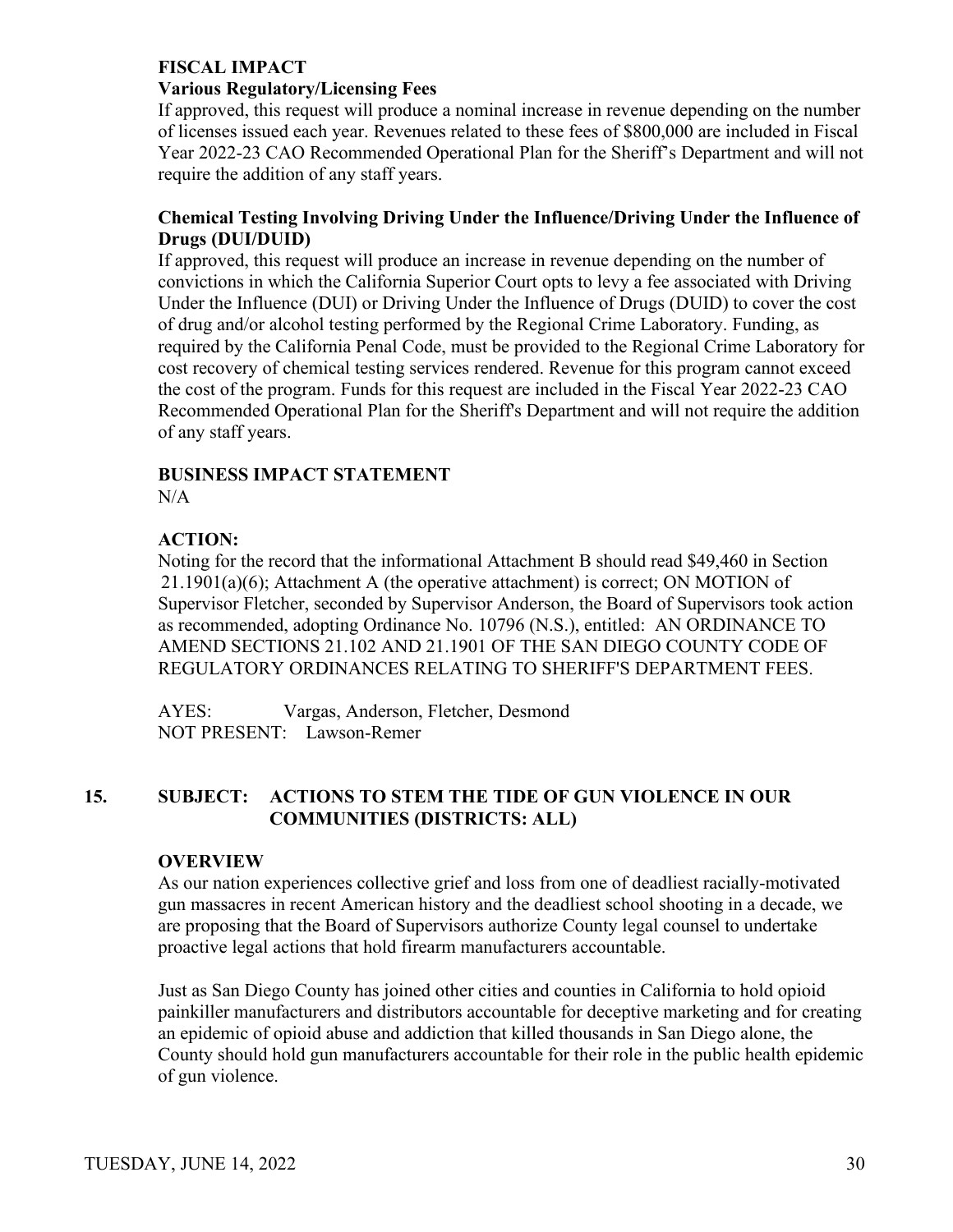### FISCAL IMPACT

**Various Regulatory/Licensing Fees**

If approved, this request will produce a nominal increase in revenue depending on the number of licenses issued each year. Revenues related to these fees of $800,000 are included in Fiscal Year 2022-23 CAO Recommended Operational Plan for the Sheriff's Department and will not require the addition of any staff years.

**Chemical Testing Involving Driving Under the Influence/Driving Under the Influence of Drugs (DUI/DUID)**

If approved, this request will produce an increase in revenue depending on the number of convictions in which the California Superior Court opts to levy a fee associated with Driving Under the Influence (DUI) or Driving Under the Influence of Drugs (DUID) to cover the cost of drug and/or alcohol testing performed by the Regional Crime Laboratory. Funding, as required by the California Penal Code, must be provided to the Regional Crime Laboratory for cost recovery of chemical testing services rendered. Revenue for this program cannot exceed the cost of the program. Funds for this request are included in the Fiscal Year 2022-23 CAO Recommended Operational Plan for the Sheriff's Department and will not require the addition of any staff years.

### BUSINESS IMPACT STATEMENT

N/A

### ACTION:

Noting for the record that the informational Attachment B should read $49,460 in Section 21.1901(a)(6); Attachment A (the operative attachment) is correct; ON MOTION of Supervisor Fletcher, seconded by Supervisor Anderson, the Board of Supervisors took action as recommended, adopting Ordinance No. 10796 (N.S.), entitled: AN ORDINANCE TO AMEND SECTIONS 21.102 AND 21.1901 OF THE SAN DIEGO COUNTY CODE OF REGULATORY ORDINANCES RELATING TO SHERIFF'S DEPARTMENT FEES.

AYES: Vargas, Anderson, Fletcher, Desmond
NOT PRESENT: Lawson-Remer

## 15. SUBJECT: ACTIONS TO STEM THE TIDE OF GUN VIOLENCE IN OUR COMMUNITIES (DISTRICTS: ALL)

### OVERVIEW

As our nation experiences collective grief and loss from one of deadliest racially-motivated gun massacres in recent American history and the deadliest school shooting in a decade, we are proposing that the Board of Supervisors authorize County legal counsel to undertake proactive legal actions that hold firearm manufacturers accountable.

Just as San Diego County has joined other cities and counties in California to hold opioid painkiller manufacturers and distributors accountable for deceptive marketing and for creating an epidemic of opioid abuse and addiction that killed thousands in San Diego alone, the County should hold gun manufacturers accountable for their role in the public health epidemic of gun violence.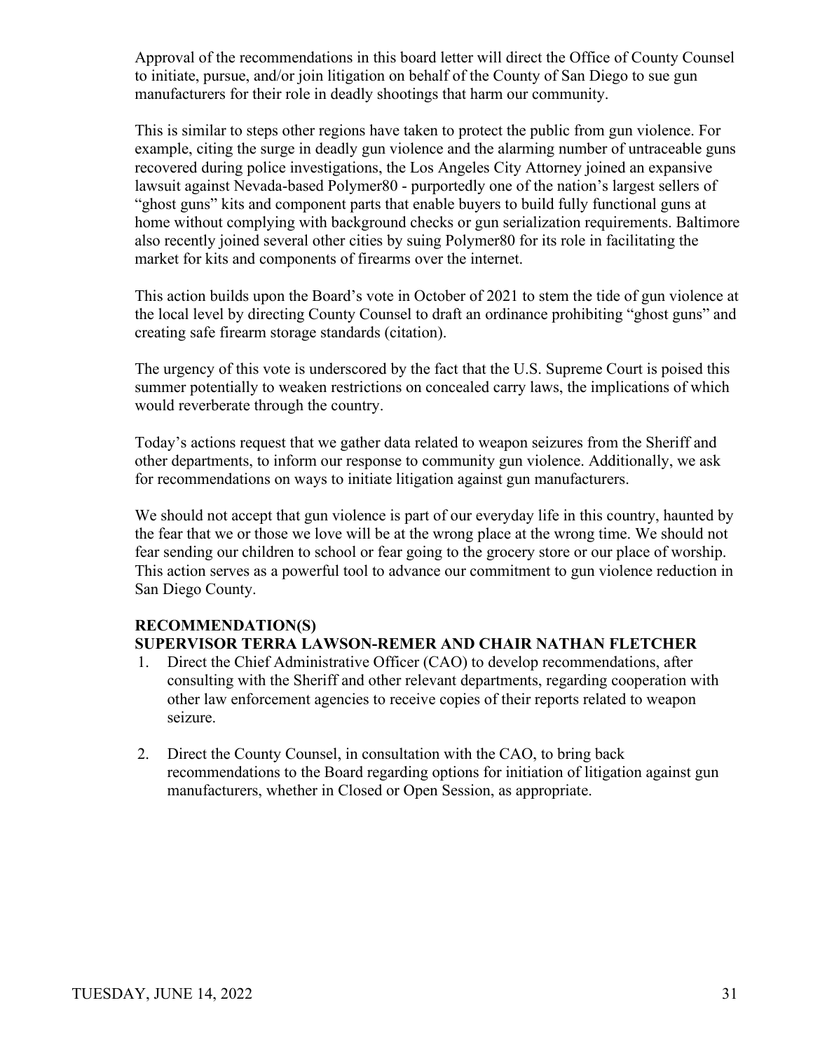Approval of the recommendations in this board letter will direct the Office of County Counsel to initiate, pursue, and/or join litigation on behalf of the County of San Diego to sue gun manufacturers for their role in deadly shootings that harm our community.

This is similar to steps other regions have taken to protect the public from gun violence. For example, citing the surge in deadly gun violence and the alarming number of untraceable guns recovered during police investigations, the Los Angeles City Attorney joined an expansive lawsuit against Nevada-based Polymer80 - purportedly one of the nation's largest sellers of "ghost guns" kits and component parts that enable buyers to build fully functional guns at home without complying with background checks or gun serialization requirements. Baltimore also recently joined several other cities by suing Polymer80 for its role in facilitating the market for kits and components of firearms over the internet.

This action builds upon the Board's vote in October of 2021 to stem the tide of gun violence at the local level by directing County Counsel to draft an ordinance prohibiting "ghost guns" and creating safe firearm storage standards (citation).

The urgency of this vote is underscored by the fact that the U.S. Supreme Court is poised this summer potentially to weaken restrictions on concealed carry laws, the implications of which would reverberate through the country.

Today's actions request that we gather data related to weapon seizures from the Sheriff and other departments, to inform our response to community gun violence. Additionally, we ask for recommendations on ways to initiate litigation against gun manufacturers.

We should not accept that gun violence is part of our everyday life in this country, haunted by the fear that we or those we love will be at the wrong place at the wrong time. We should not fear sending our children to school or fear going to the grocery store or our place of worship. This action serves as a powerful tool to advance our commitment to gun violence reduction in San Diego County.

**RECOMMENDATION(S)**
**SUPERVISOR TERRA LAWSON-REMER AND CHAIR NATHAN FLETCHER**

1. Direct the Chief Administrative Officer (CAO) to develop recommendations, after consulting with the Sheriff and other relevant departments, regarding cooperation with other law enforcement agencies to receive copies of their reports related to weapon seizure.

2. Direct the County Counsel, in consultation with the CAO, to bring back recommendations to the Board regarding options for initiation of litigation against gun manufacturers, whether in Closed or Open Session, as appropriate.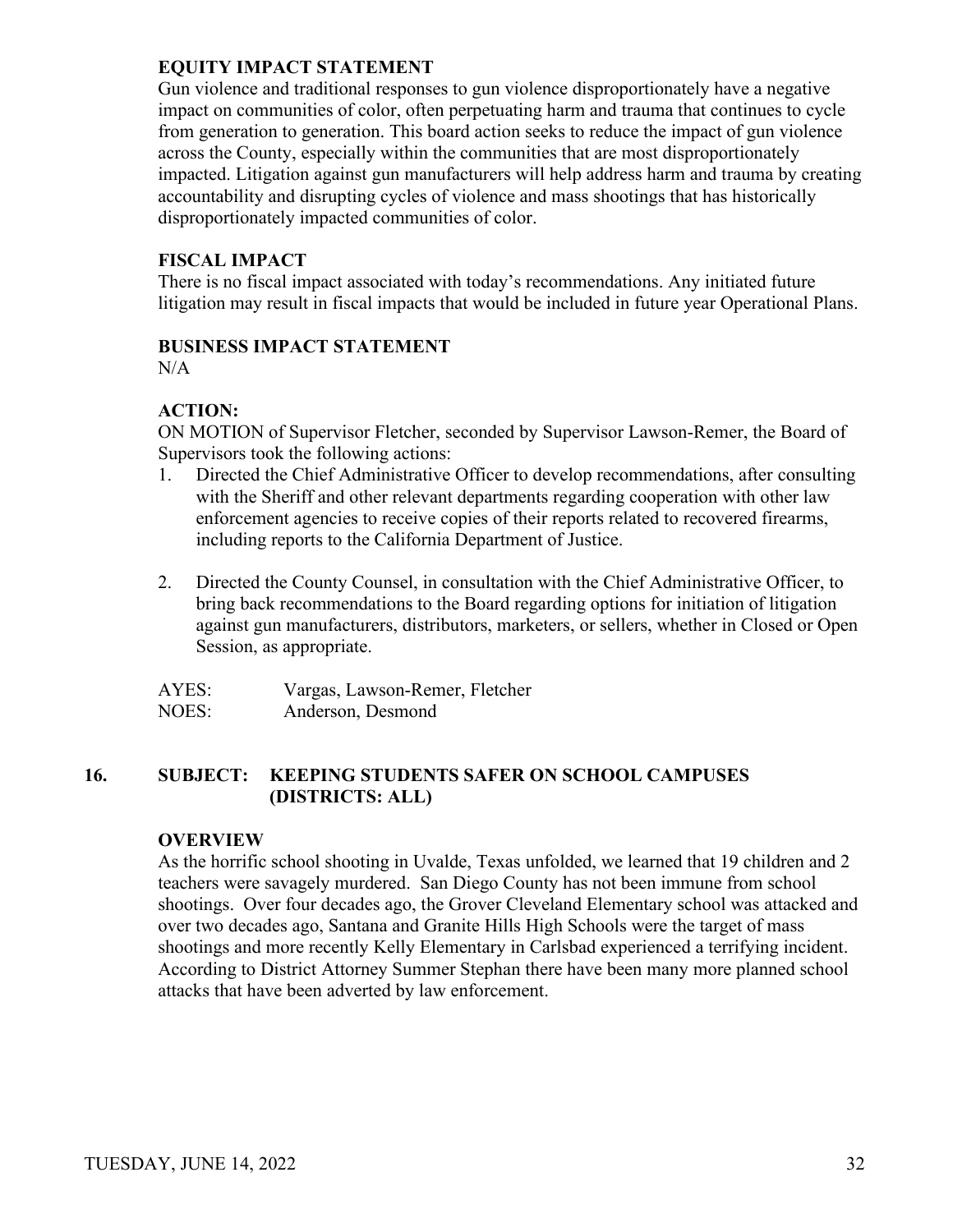**EQUITY IMPACT STATEMENT**

Gun violence and traditional responses to gun violence disproportionately have a negative impact on communities of color, often perpetuating harm and trauma that continues to cycle from generation to generation. This board action seeks to reduce the impact of gun violence across the County, especially within the communities that are most disproportionately impacted. Litigation against gun manufacturers will help address harm and trauma by creating accountability and disrupting cycles of violence and mass shootings that has historically disproportionately impacted communities of color.

**FISCAL IMPACT**

There is no fiscal impact associated with today's recommendations. Any initiated future litigation may result in fiscal impacts that would be included in future year Operational Plans.

**BUSINESS IMPACT STATEMENT**

N/A

**ACTION:**

ON MOTION of Supervisor Fletcher, seconded by Supervisor Lawson-Remer, the Board of Supervisors took the following actions:

1. Directed the Chief Administrative Officer to develop recommendations, after consulting with the Sheriff and other relevant departments regarding cooperation with other law enforcement agencies to receive copies of their reports related to recovered firearms, including reports to the California Department of Justice.

2. Directed the County Counsel, in consultation with the Chief Administrative Officer, to bring back recommendations to the Board regarding options for initiation of litigation against gun manufacturers, distributors, marketers, or sellers, whether in Closed or Open Session, as appropriate.

AYES: Vargas, Lawson-Remer, Fletcher
NOES: Anderson, Desmond

**16. SUBJECT: KEEPING STUDENTS SAFER ON SCHOOL CAMPUSES (DISTRICTS: ALL)**

**OVERVIEW**

As the horrific school shooting in Uvalde, Texas unfolded, we learned that 19 children and 2 teachers were savagely murdered. San Diego County has not been immune from school shootings. Over four decades ago, the Grover Cleveland Elementary school was attacked and over two decades ago, Santana and Granite Hills High Schools were the target of mass shootings and more recently Kelly Elementary in Carlsbad experienced a terrifying incident. According to District Attorney Summer Stephan there have been many more planned school attacks that have been adverted by law enforcement.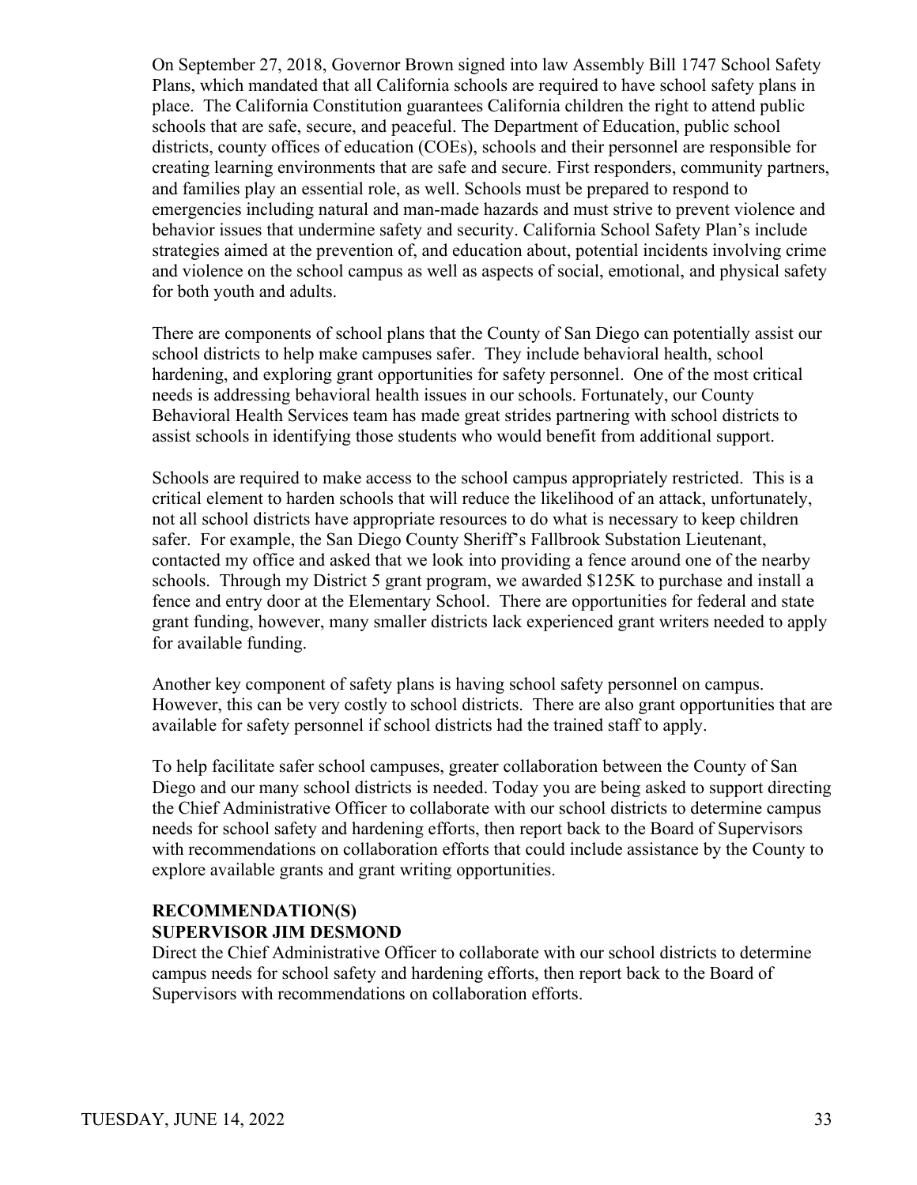On September 27, 2018, Governor Brown signed into law Assembly Bill 1747 School Safety Plans, which mandated that all California schools are required to have school safety plans in place. The California Constitution guarantees California children the right to attend public schools that are safe, secure, and peaceful. The Department of Education, public school districts, county offices of education (COEs), schools and their personnel are responsible for creating learning environments that are safe and secure. First responders, community partners, and families play an essential role, as well. Schools must be prepared to respond to emergencies including natural and man-made hazards and must strive to prevent violence and behavior issues that undermine safety and security. California School Safety Plan's include strategies aimed at the prevention of, and education about, potential incidents involving crime and violence on the school campus as well as aspects of social, emotional, and physical safety for both youth and adults.

There are components of school plans that the County of San Diego can potentially assist our school districts to help make campuses safer. They include behavioral health, school hardening, and exploring grant opportunities for safety personnel. One of the most critical needs is addressing behavioral health issues in our schools. Fortunately, our County Behavioral Health Services team has made great strides partnering with school districts to assist schools in identifying those students who would benefit from additional support.

Schools are required to make access to the school campus appropriately restricted. This is a critical element to harden schools that will reduce the likelihood of an attack, unfortunately, not all school districts have appropriate resources to do what is necessary to keep children safer. For example, the San Diego County Sheriff's Fallbrook Substation Lieutenant, contacted my office and asked that we look into providing a fence around one of the nearby schools. Through my District 5 grant program, we awarded $125K to purchase and install a fence and entry door at the Elementary School. There are opportunities for federal and state grant funding, however, many smaller districts lack experienced grant writers needed to apply for available funding.

Another key component of safety plans is having school safety personnel on campus. However, this can be very costly to school districts. There are also grant opportunities that are available for safety personnel if school districts had the trained staff to apply.

To help facilitate safer school campuses, greater collaboration between the County of San Diego and our many school districts is needed. Today you are being asked to support directing the Chief Administrative Officer to collaborate with our school districts to determine campus needs for school safety and hardening efforts, then report back to the Board of Supervisors with recommendations on collaboration efforts that could include assistance by the County to explore available grants and grant writing opportunities.

**RECOMMENDATION(S)**
**SUPERVISOR JIM DESMOND**

Direct the Chief Administrative Officer to collaborate with our school districts to determine campus needs for school safety and hardening efforts, then report back to the Board of Supervisors with recommendations on collaboration efforts.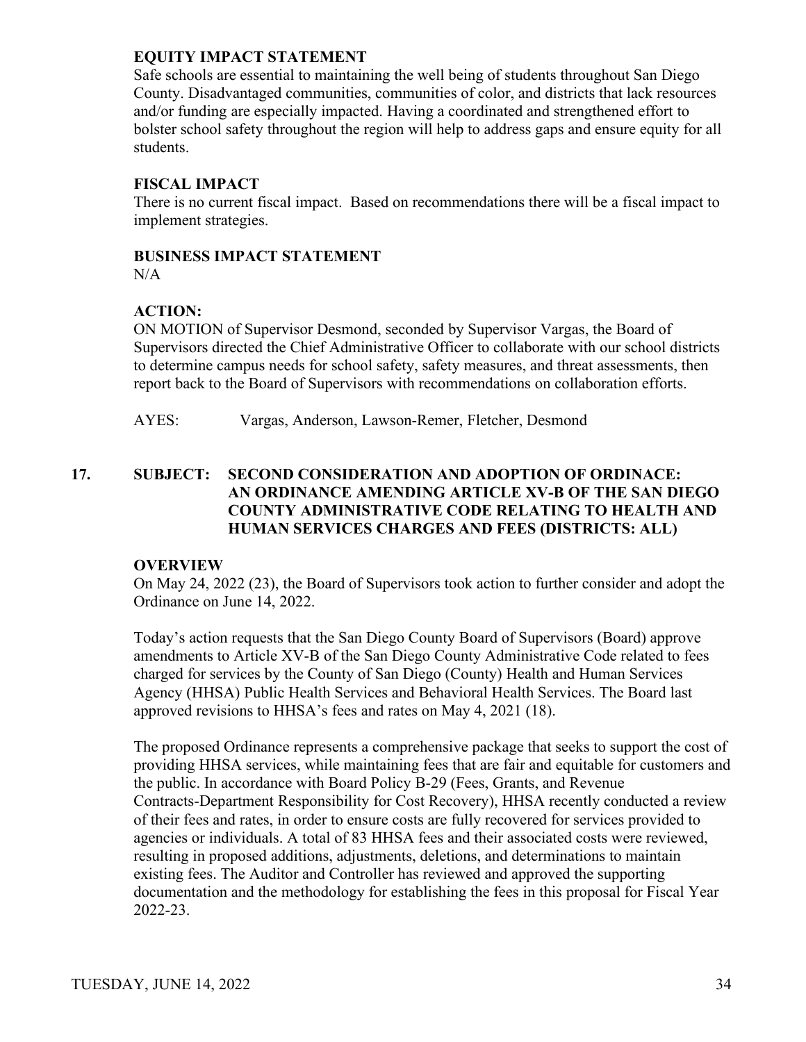**EQUITY IMPACT STATEMENT**
Safe schools are essential to maintaining the well being of students throughout San Diego County. Disadvantaged communities, communities of color, and districts that lack resources and/or funding are especially impacted. Having a coordinated and strengthened effort to bolster school safety throughout the region will help to address gaps and ensure equity for all students.

**FISCAL IMPACT**
There is no current fiscal impact. Based on recommendations there will be a fiscal impact to implement strategies.

**BUSINESS IMPACT STATEMENT**
N/A

**ACTION:**
ON MOTION of Supervisor Desmond, seconded by Supervisor Vargas, the Board of Supervisors directed the Chief Administrative Officer to collaborate with our school districts to determine campus needs for school safety, safety measures, and threat assessments, then report back to the Board of Supervisors with recommendations on collaboration efforts.

AYES: Vargas, Anderson, Lawson-Remer, Fletcher, Desmond

**17. SUBJECT: SECOND CONSIDERATION AND ADOPTION OF ORDINACE: AN ORDINANCE AMENDING ARTICLE XV-B OF THE SAN DIEGO COUNTY ADMINISTRATIVE CODE RELATING TO HEALTH AND HUMAN SERVICES CHARGES AND FEES (DISTRICTS: ALL)**

**OVERVIEW**
On May 24, 2022 (23), the Board of Supervisors took action to further consider and adopt the Ordinance on June 14, 2022.

Today's action requests that the San Diego County Board of Supervisors (Board) approve amendments to Article XV-B of the San Diego County Administrative Code related to fees charged for services by the County of San Diego (County) Health and Human Services Agency (HHSA) Public Health Services and Behavioral Health Services. The Board last approved revisions to HHSA's fees and rates on May 4, 2021 (18).

The proposed Ordinance represents a comprehensive package that seeks to support the cost of providing HHSA services, while maintaining fees that are fair and equitable for customers and the public. In accordance with Board Policy B-29 (Fees, Grants, and Revenue Contracts-Department Responsibility for Cost Recovery), HHSA recently conducted a review of their fees and rates, in order to ensure costs are fully recovered for services provided to agencies or individuals. A total of 83 HHSA fees and their associated costs were reviewed, resulting in proposed additions, adjustments, deletions, and determinations to maintain existing fees. The Auditor and Controller has reviewed and approved the supporting documentation and the methodology for establishing the fees in this proposal for Fiscal Year 2022-23.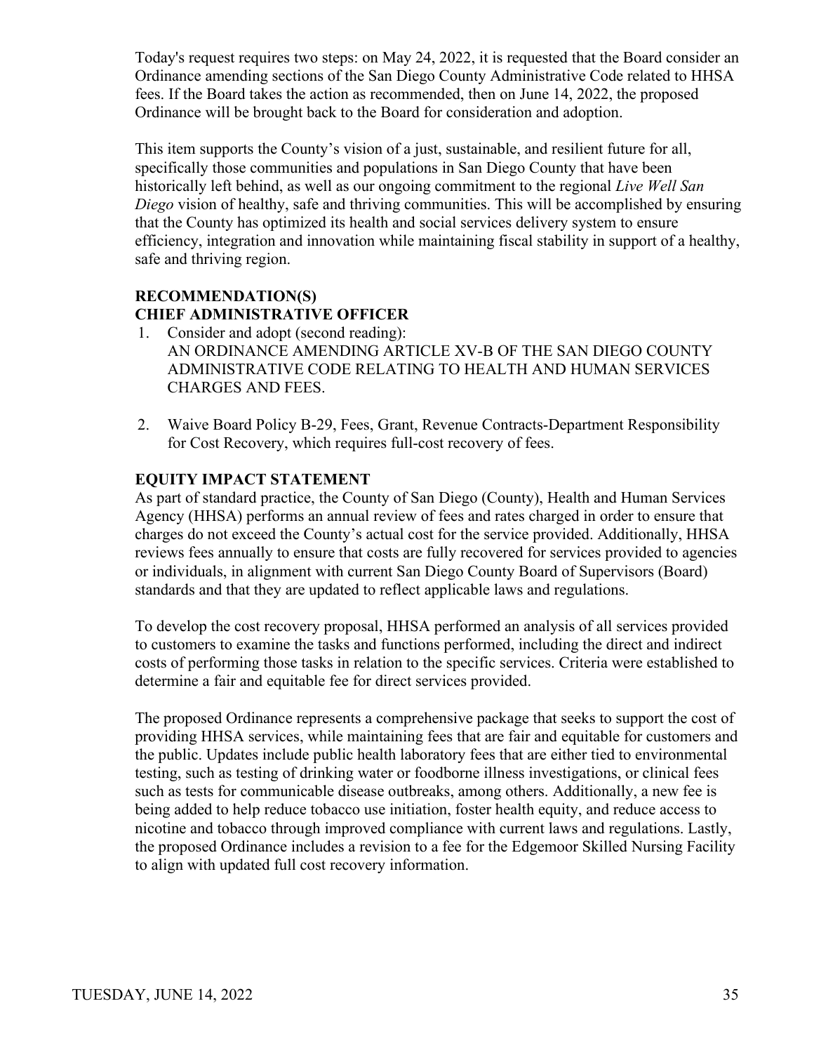Today's request requires two steps: on May 24, 2022, it is requested that the Board consider an Ordinance amending sections of the San Diego County Administrative Code related to HHSA fees. If the Board takes the action as recommended, then on June 14, 2022, the proposed Ordinance will be brought back to the Board for consideration and adoption.

This item supports the County's vision of a just, sustainable, and resilient future for all, specifically those communities and populations in San Diego County that have been historically left behind, as well as our ongoing commitment to the regional *Live Well San Diego* vision of healthy, safe and thriving communities. This will be accomplished by ensuring that the County has optimized its health and social services delivery system to ensure efficiency, integration and innovation while maintaining fiscal stability in support of a healthy, safe and thriving region.

**RECOMMENDATION(S)**
**CHIEF ADMINISTRATIVE OFFICER**

1. Consider and adopt (second reading):
   AN ORDINANCE AMENDING ARTICLE XV-B OF THE SAN DIEGO COUNTY ADMINISTRATIVE CODE RELATING TO HEALTH AND HUMAN SERVICES CHARGES AND FEES.

2. Waive Board Policy B-29, Fees, Grant, Revenue Contracts-Department Responsibility for Cost Recovery, which requires full-cost recovery of fees.

**EQUITY IMPACT STATEMENT**

As part of standard practice, the County of San Diego (County), Health and Human Services Agency (HHSA) performs an annual review of fees and rates charged in order to ensure that charges do not exceed the County's actual cost for the service provided. Additionally, HHSA reviews fees annually to ensure that costs are fully recovered for services provided to agencies or individuals, in alignment with current San Diego County Board of Supervisors (Board) standards and that they are updated to reflect applicable laws and regulations.

To develop the cost recovery proposal, HHSA performed an analysis of all services provided to customers to examine the tasks and functions performed, including the direct and indirect costs of performing those tasks in relation to the specific services. Criteria were established to determine a fair and equitable fee for direct services provided.

The proposed Ordinance represents a comprehensive package that seeks to support the cost of providing HHSA services, while maintaining fees that are fair and equitable for customers and the public. Updates include public health laboratory fees that are either tied to environmental testing, such as testing of drinking water or foodborne illness investigations, or clinical fees such as tests for communicable disease outbreaks, among others. Additionally, a new fee is being added to help reduce tobacco use initiation, foster health equity, and reduce access to nicotine and tobacco through improved compliance with current laws and regulations. Lastly, the proposed Ordinance includes a revision to a fee for the Edgemoor Skilled Nursing Facility to align with updated full cost recovery information.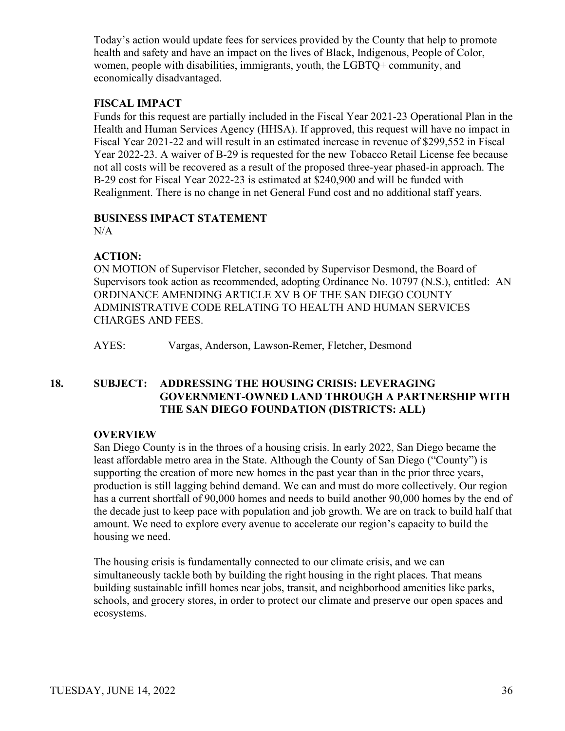Today's action would update fees for services provided by the County that help to promote health and safety and have an impact on the lives of Black, Indigenous, People of Color, women, people with disabilities, immigrants, youth, the LGBTQ+ community, and economically disadvantaged.

**FISCAL IMPACT**

Funds for this request are partially included in the Fiscal Year 2021-23 Operational Plan in the Health and Human Services Agency (HHSA). If approved, this request will have no impact in Fiscal Year 2021-22 and will result in an estimated increase in revenue of $299,552 in Fiscal Year 2022-23. A waiver of B-29 is requested for the new Tobacco Retail License fee because not all costs will be recovered as a result of the proposed three-year phased-in approach. The B-29 cost for Fiscal Year 2022-23 is estimated at $240,900 and will be funded with Realignment. There is no change in net General Fund cost and no additional staff years.

**BUSINESS IMPACT STATEMENT**

N/A

**ACTION:**

ON MOTION of Supervisor Fletcher, seconded by Supervisor Desmond, the Board of Supervisors took action as recommended, adopting Ordinance No. 10797 (N.S.), entitled: AN ORDINANCE AMENDING ARTICLE XV B OF THE SAN DIEGO COUNTY ADMINISTRATIVE CODE RELATING TO HEALTH AND HUMAN SERVICES CHARGES AND FEES.

AYES: Vargas, Anderson, Lawson-Remer, Fletcher, Desmond

## 18. SUBJECT: ADDRESSING THE HOUSING CRISIS: LEVERAGING GOVERNMENT-OWNED LAND THROUGH A PARTNERSHIP WITH THE SAN DIEGO FOUNDATION (DISTRICTS: ALL)

**OVERVIEW**

San Diego County is in the throes of a housing crisis. In early 2022, San Diego became the least affordable metro area in the State. Although the County of San Diego ("County") is supporting the creation of more new homes in the past year than in the prior three years, production is still lagging behind demand. We can and must do more collectively. Our region has a current shortfall of 90,000 homes and needs to build another 90,000 homes by the end of the decade just to keep pace with population and job growth. We are on track to build half that amount. We need to explore every avenue to accelerate our region's capacity to build the housing we need.

The housing crisis is fundamentally connected to our climate crisis, and we can simultaneously tackle both by building the right housing in the right places. That means building sustainable infill homes near jobs, transit, and neighborhood amenities like parks, schools, and grocery stores, in order to protect our climate and preserve our open spaces and ecosystems.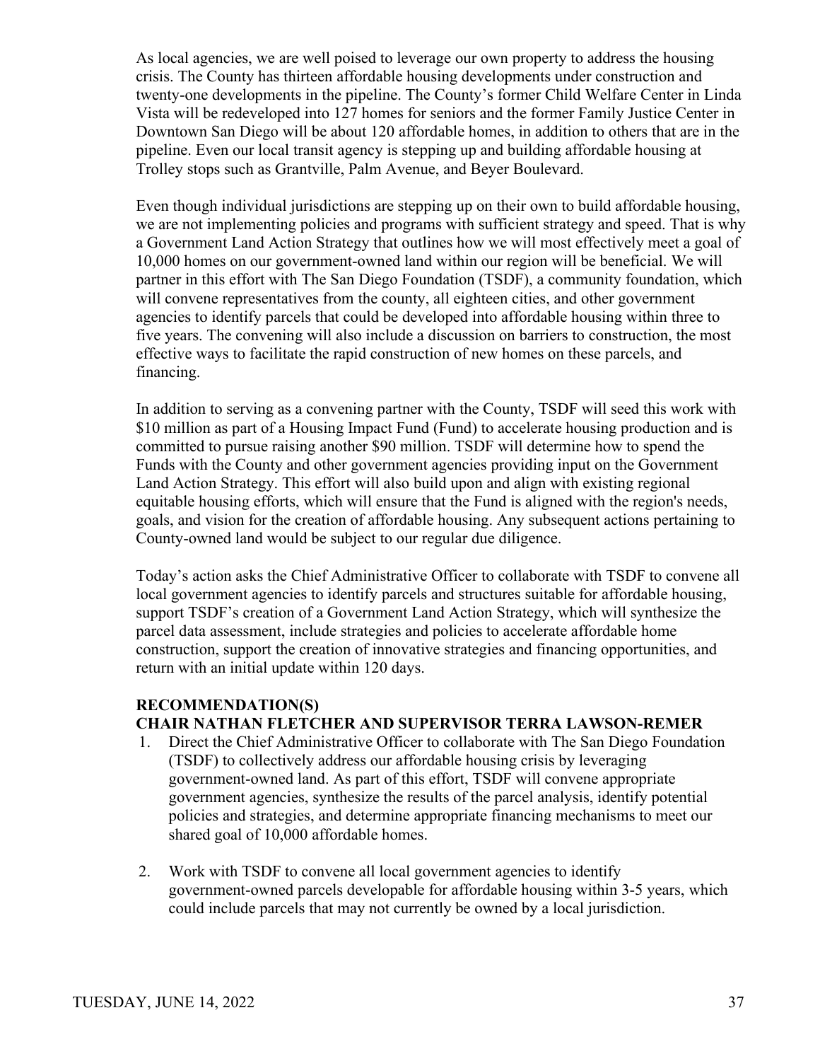As local agencies, we are well poised to leverage our own property to address the housing crisis. The County has thirteen affordable housing developments under construction and twenty-one developments in the pipeline. The County's former Child Welfare Center in Linda Vista will be redeveloped into 127 homes for seniors and the former Family Justice Center in Downtown San Diego will be about 120 affordable homes, in addition to others that are in the pipeline. Even our local transit agency is stepping up and building affordable housing at Trolley stops such as Grantville, Palm Avenue, and Beyer Boulevard.

Even though individual jurisdictions are stepping up on their own to build affordable housing, we are not implementing policies and programs with sufficient strategy and speed. That is why a Government Land Action Strategy that outlines how we will most effectively meet a goal of 10,000 homes on our government-owned land within our region will be beneficial. We will partner in this effort with The San Diego Foundation (TSDF), a community foundation, which will convene representatives from the county, all eighteen cities, and other government agencies to identify parcels that could be developed into affordable housing within three to five years. The convening will also include a discussion on barriers to construction, the most effective ways to facilitate the rapid construction of new homes on these parcels, and financing.

In addition to serving as a convening partner with the County, TSDF will seed this work with \$10 million as part of a Housing Impact Fund (Fund) to accelerate housing production and is committed to pursue raising another \$90 million. TSDF will determine how to spend the Funds with the County and other government agencies providing input on the Government Land Action Strategy. This effort will also build upon and align with existing regional equitable housing efforts, which will ensure that the Fund is aligned with the region's needs, goals, and vision for the creation of affordable housing. Any subsequent actions pertaining to County-owned land would be subject to our regular due diligence.

Today's action asks the Chief Administrative Officer to collaborate with TSDF to convene all local government agencies to identify parcels and structures suitable for affordable housing, support TSDF's creation of a Government Land Action Strategy, which will synthesize the parcel data assessment, include strategies and policies to accelerate affordable home construction, support the creation of innovative strategies and financing opportunities, and return with an initial update within 120 days.

**RECOMMENDATION(S)**
**CHAIR NATHAN FLETCHER AND SUPERVISOR TERRA LAWSON-REMER**

1. Direct the Chief Administrative Officer to collaborate with The San Diego Foundation (TSDF) to collectively address our affordable housing crisis by leveraging government-owned land. As part of this effort, TSDF will convene appropriate government agencies, synthesize the results of the parcel analysis, identify potential policies and strategies, and determine appropriate financing mechanisms to meet our shared goal of 10,000 affordable homes.

2. Work with TSDF to convene all local government agencies to identify government-owned parcels developable for affordable housing within 3-5 years, which could include parcels that may not currently be owned by a local jurisdiction.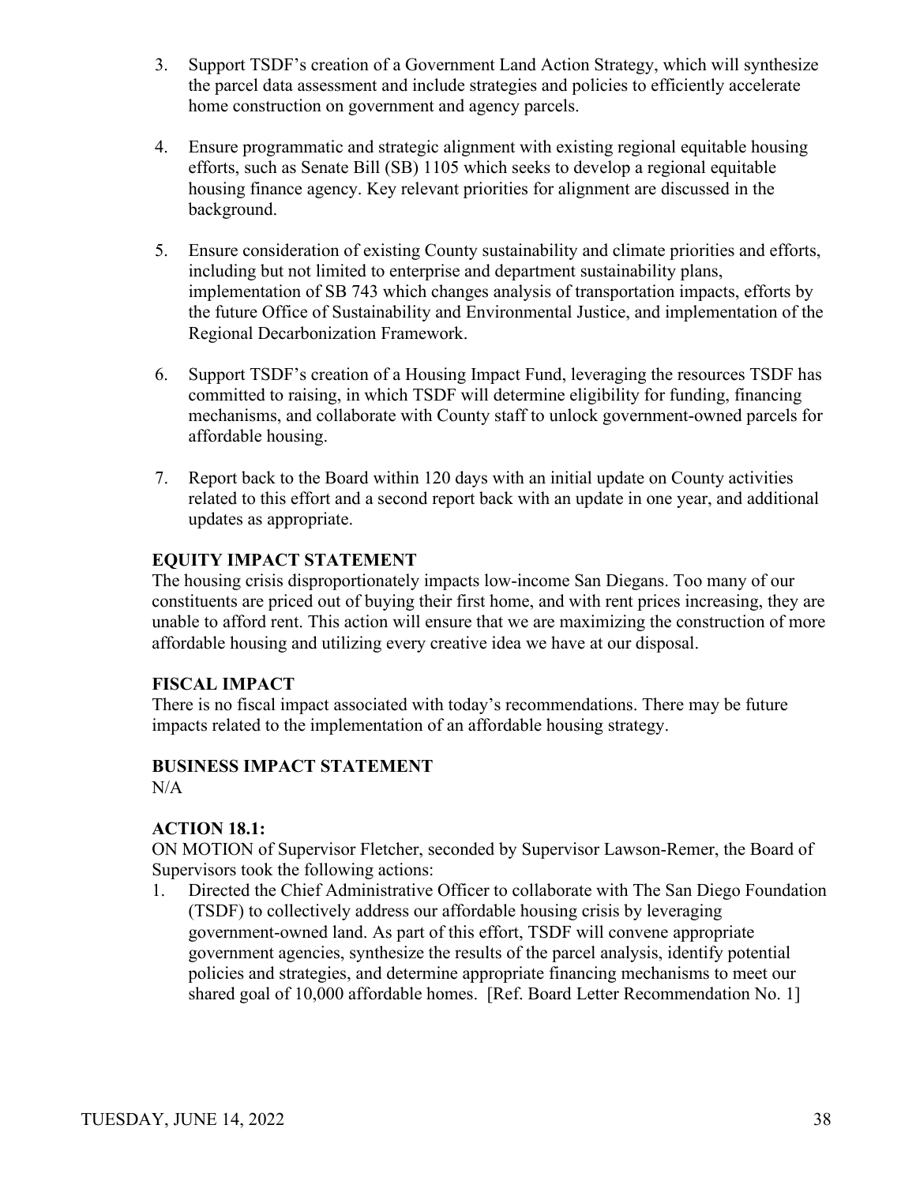3. Support TSDF's creation of a Government Land Action Strategy, which will synthesize the parcel data assessment and include strategies and policies to efficiently accelerate home construction on government and agency parcels.

4. Ensure programmatic and strategic alignment with existing regional equitable housing efforts, such as Senate Bill (SB) 1105 which seeks to develop a regional equitable housing finance agency. Key relevant priorities for alignment are discussed in the background.

5. Ensure consideration of existing County sustainability and climate priorities and efforts, including but not limited to enterprise and department sustainability plans, implementation of SB 743 which changes analysis of transportation impacts, efforts by the future Office of Sustainability and Environmental Justice, and implementation of the Regional Decarbonization Framework.

6. Support TSDF's creation of a Housing Impact Fund, leveraging the resources TSDF has committed to raising, in which TSDF will determine eligibility for funding, financing mechanisms, and collaborate with County staff to unlock government-owned parcels for affordable housing.

7. Report back to the Board within 120 days with an initial update on County activities related to this effort and a second report back with an update in one year, and additional updates as appropriate.

**EQUITY IMPACT STATEMENT**

The housing crisis disproportionately impacts low-income San Diegans. Too many of our constituents are priced out of buying their first home, and with rent prices increasing, they are unable to afford rent. This action will ensure that we are maximizing the construction of more affordable housing and utilizing every creative idea we have at our disposal.

**FISCAL IMPACT**

There is no fiscal impact associated with today's recommendations. There may be future impacts related to the implementation of an affordable housing strategy.

**BUSINESS IMPACT STATEMENT**

N/A

**ACTION 18.1:**

ON MOTION of Supervisor Fletcher, seconded by Supervisor Lawson-Remer, the Board of Supervisors took the following actions:

1. Directed the Chief Administrative Officer to collaborate with The San Diego Foundation (TSDF) to collectively address our affordable housing crisis by leveraging government-owned land. As part of this effort, TSDF will convene appropriate government agencies, synthesize the results of the parcel analysis, identify potential policies and strategies, and determine appropriate financing mechanisms to meet our shared goal of 10,000 affordable homes. [Ref. Board Letter Recommendation No. 1]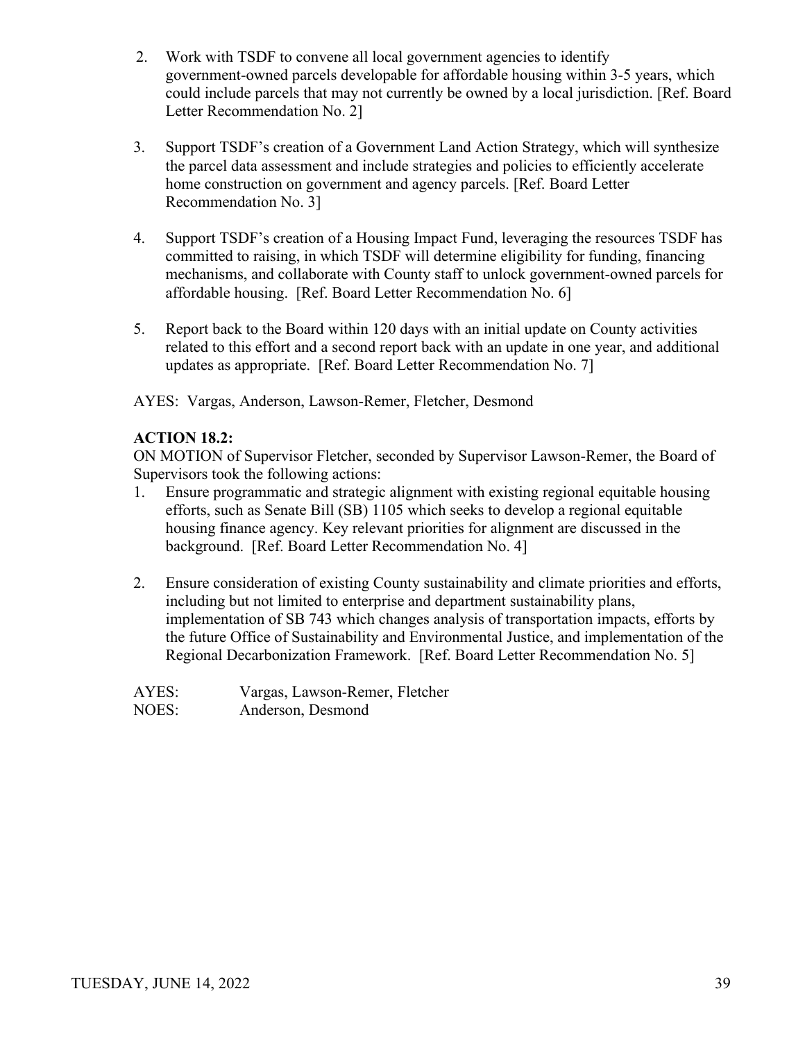2. Work with TSDF to convene all local government agencies to identify government-owned parcels developable for affordable housing within 3-5 years, which could include parcels that may not currently be owned by a local jurisdiction. [Ref. Board Letter Recommendation No. 2]

3. Support TSDF's creation of a Government Land Action Strategy, which will synthesize the parcel data assessment and include strategies and policies to efficiently accelerate home construction on government and agency parcels. [Ref. Board Letter Recommendation No. 3]

4. Support TSDF's creation of a Housing Impact Fund, leveraging the resources TSDF has committed to raising, in which TSDF will determine eligibility for funding, financing mechanisms, and collaborate with County staff to unlock government-owned parcels for affordable housing. [Ref. Board Letter Recommendation No. 6]

5. Report back to the Board within 120 days with an initial update on County activities related to this effort and a second report back with an update in one year, and additional updates as appropriate. [Ref. Board Letter Recommendation No. 7]

AYES: Vargas, Anderson, Lawson-Remer, Fletcher, Desmond

**ACTION 18.2:**

ON MOTION of Supervisor Fletcher, seconded by Supervisor Lawson-Remer, the Board of Supervisors took the following actions:

1. Ensure programmatic and strategic alignment with existing regional equitable housing efforts, such as Senate Bill (SB) 1105 which seeks to develop a regional equitable housing finance agency. Key relevant priorities for alignment are discussed in the background. [Ref. Board Letter Recommendation No. 4]

2. Ensure consideration of existing County sustainability and climate priorities and efforts, including but not limited to enterprise and department sustainability plans, implementation of SB 743 which changes analysis of transportation impacts, efforts by the future Office of Sustainability and Environmental Justice, and implementation of the Regional Decarbonization Framework. [Ref. Board Letter Recommendation No. 5]

AYES: Vargas, Lawson-Remer, Fletcher
NOES: Anderson, Desmond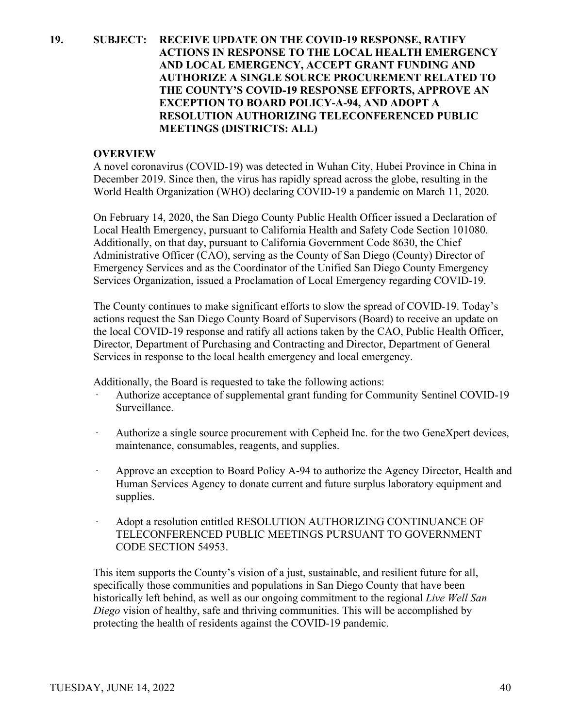**19. SUBJECT: RECEIVE UPDATE ON THE COVID-19 RESPONSE, RATIFY ACTIONS IN RESPONSE TO THE LOCAL HEALTH EMERGENCY AND LOCAL EMERGENCY, ACCEPT GRANT FUNDING AND AUTHORIZE A SINGLE SOURCE PROCUREMENT RELATED TO THE COUNTY'S COVID-19 RESPONSE EFFORTS, APPROVE AN EXCEPTION TO BOARD POLICY-A-94, AND ADOPT A RESOLUTION AUTHORIZING TELECONFERENCED PUBLIC MEETINGS (DISTRICTS: ALL)**

**OVERVIEW**

A novel coronavirus (COVID-19) was detected in Wuhan City, Hubei Province in China in December 2019. Since then, the virus has rapidly spread across the globe, resulting in the World Health Organization (WHO) declaring COVID-19 a pandemic on March 11, 2020.

On February 14, 2020, the San Diego County Public Health Officer issued a Declaration of Local Health Emergency, pursuant to California Health and Safety Code Section 101080. Additionally, on that day, pursuant to California Government Code 8630, the Chief Administrative Officer (CAO), serving as the County of San Diego (County) Director of Emergency Services and as the Coordinator of the Unified San Diego County Emergency Services Organization, issued a Proclamation of Local Emergency regarding COVID-19.

The County continues to make significant efforts to slow the spread of COVID-19. Today's actions request the San Diego County Board of Supervisors (Board) to receive an update on the local COVID-19 response and ratify all actions taken by the CAO, Public Health Officer, Director, Department of Purchasing and Contracting and Director, Department of General Services in response to the local health emergency and local emergency.

Additionally, the Board is requested to take the following actions:

- Authorize acceptance of supplemental grant funding for Community Sentinel COVID-19 Surveillance.
- Authorize a single source procurement with Cepheid Inc. for the two GeneXpert devices, maintenance, consumables, reagents, and supplies.
- Approve an exception to Board Policy A-94 to authorize the Agency Director, Health and Human Services Agency to donate current and future surplus laboratory equipment and supplies.
- Adopt a resolution entitled RESOLUTION AUTHORIZING CONTINUANCE OF TELECONFERENCED PUBLIC MEETINGS PURSUANT TO GOVERNMENT CODE SECTION 54953.

This item supports the County's vision of a just, sustainable, and resilient future for all, specifically those communities and populations in San Diego County that have been historically left behind, as well as our ongoing commitment to the regional *Live Well San Diego* vision of healthy, safe and thriving communities. This will be accomplished by protecting the health of residents against the COVID-19 pandemic.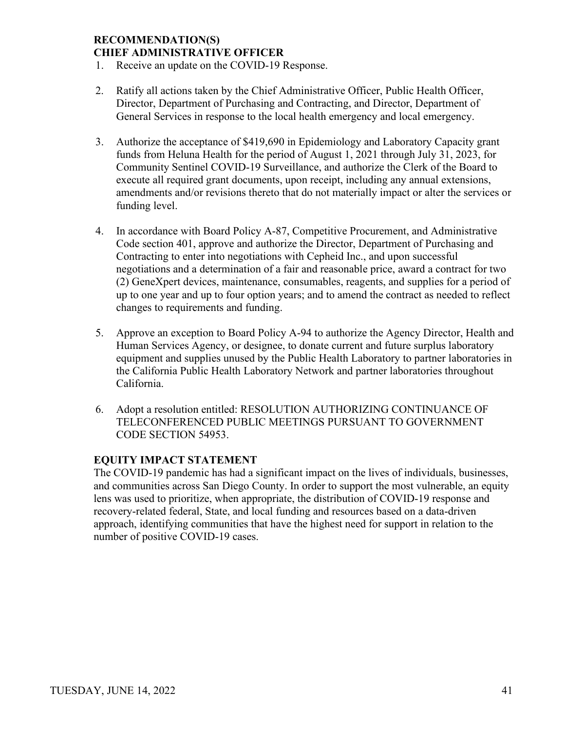**RECOMMENDATION(S)**
**CHIEF ADMINISTRATIVE OFFICER**

1. Receive an update on the COVID-19 Response.

2. Ratify all actions taken by the Chief Administrative Officer, Public Health Officer, Director, Department of Purchasing and Contracting, and Director, Department of General Services in response to the local health emergency and local emergency.

3. Authorize the acceptance of $419,690 in Epidemiology and Laboratory Capacity grant funds from Heluna Health for the period of August 1, 2021 through July 31, 2023, for Community Sentinel COVID-19 Surveillance, and authorize the Clerk of the Board to execute all required grant documents, upon receipt, including any annual extensions, amendments and/or revisions thereto that do not materially impact or alter the services or funding level.

4. In accordance with Board Policy A-87, Competitive Procurement, and Administrative Code section 401, approve and authorize the Director, Department of Purchasing and Contracting to enter into negotiations with Cepheid Inc., and upon successful negotiations and a determination of a fair and reasonable price, award a contract for two (2) GeneXpert devices, maintenance, consumables, reagents, and supplies for a period of up to one year and up to four option years; and to amend the contract as needed to reflect changes to requirements and funding.

5. Approve an exception to Board Policy A-94 to authorize the Agency Director, Health and Human Services Agency, or designee, to donate current and future surplus laboratory equipment and supplies unused by the Public Health Laboratory to partner laboratories in the California Public Health Laboratory Network and partner laboratories throughout California.

6. Adopt a resolution entitled: RESOLUTION AUTHORIZING CONTINUANCE OF TELECONFERENCED PUBLIC MEETINGS PURSUANT TO GOVERNMENT CODE SECTION 54953.

**EQUITY IMPACT STATEMENT**

The COVID-19 pandemic has had a significant impact on the lives of individuals, businesses, and communities across San Diego County. In order to support the most vulnerable, an equity lens was used to prioritize, when appropriate, the distribution of COVID-19 response and recovery-related federal, State, and local funding and resources based on a data-driven approach, identifying communities that have the highest need for support in relation to the number of positive COVID-19 cases.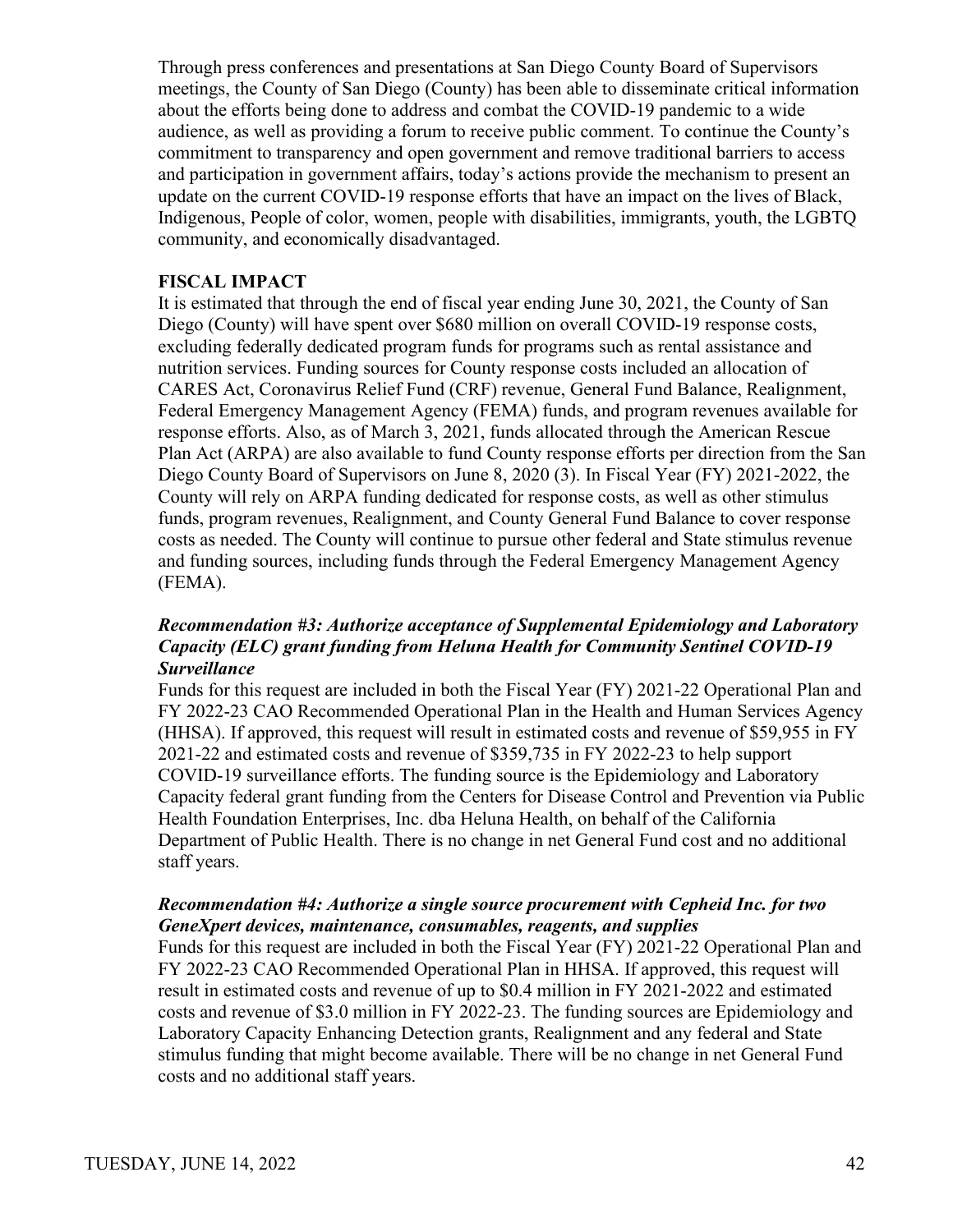Through press conferences and presentations at San Diego County Board of Supervisors meetings, the County of San Diego (County) has been able to disseminate critical information about the efforts being done to address and combat the COVID-19 pandemic to a wide audience, as well as providing a forum to receive public comment. To continue the County's commitment to transparency and open government and remove traditional barriers to access and participation in government affairs, today's actions provide the mechanism to present an update on the current COVID-19 response efforts that have an impact on the lives of Black, Indigenous, People of color, women, people with disabilities, immigrants, youth, the LGBTQ community, and economically disadvantaged.

**FISCAL IMPACT**

It is estimated that through the end of fiscal year ending June 30, 2021, the County of San Diego (County) will have spent over $680 million on overall COVID-19 response costs, excluding federally dedicated program funds for programs such as rental assistance and nutrition services. Funding sources for County response costs included an allocation of CARES Act, Coronavirus Relief Fund (CRF) revenue, General Fund Balance, Realignment, Federal Emergency Management Agency (FEMA) funds, and program revenues available for response efforts. Also, as of March 3, 2021, funds allocated through the American Rescue Plan Act (ARPA) are also available to fund County response efforts per direction from the San Diego County Board of Supervisors on June 8, 2020 (3). In Fiscal Year (FY) 2021-2022, the County will rely on ARPA funding dedicated for response costs, as well as other stimulus funds, program revenues, Realignment, and County General Fund Balance to cover response costs as needed. The County will continue to pursue other federal and State stimulus revenue and funding sources, including funds through the Federal Emergency Management Agency (FEMA).

***Recommendation #3: Authorize acceptance of Supplemental Epidemiology and Laboratory Capacity (ELC) grant funding from Heluna Health for Community Sentinel COVID-19 Surveillance***

Funds for this request are included in both the Fiscal Year (FY) 2021-22 Operational Plan and FY 2022-23 CAO Recommended Operational Plan in the Health and Human Services Agency (HHSA). If approved, this request will result in estimated costs and revenue of $59,955 in FY 2021-22 and estimated costs and revenue of $359,735 in FY 2022-23 to help support COVID-19 surveillance efforts. The funding source is the Epidemiology and Laboratory Capacity federal grant funding from the Centers for Disease Control and Prevention via Public Health Foundation Enterprises, Inc. dba Heluna Health, on behalf of the California Department of Public Health. There is no change in net General Fund cost and no additional staff years.

***Recommendation #4: Authorize a single source procurement with Cepheid Inc. for two GeneXpert devices, maintenance, consumables, reagents, and supplies***

Funds for this request are included in both the Fiscal Year (FY) 2021-22 Operational Plan and FY 2022-23 CAO Recommended Operational Plan in HHSA. If approved, this request will result in estimated costs and revenue of up to $0.4 million in FY 2021-2022 and estimated costs and revenue of $3.0 million in FY 2022-23. The funding sources are Epidemiology and Laboratory Capacity Enhancing Detection grants, Realignment and any federal and State stimulus funding that might become available. There will be no change in net General Fund costs and no additional staff years.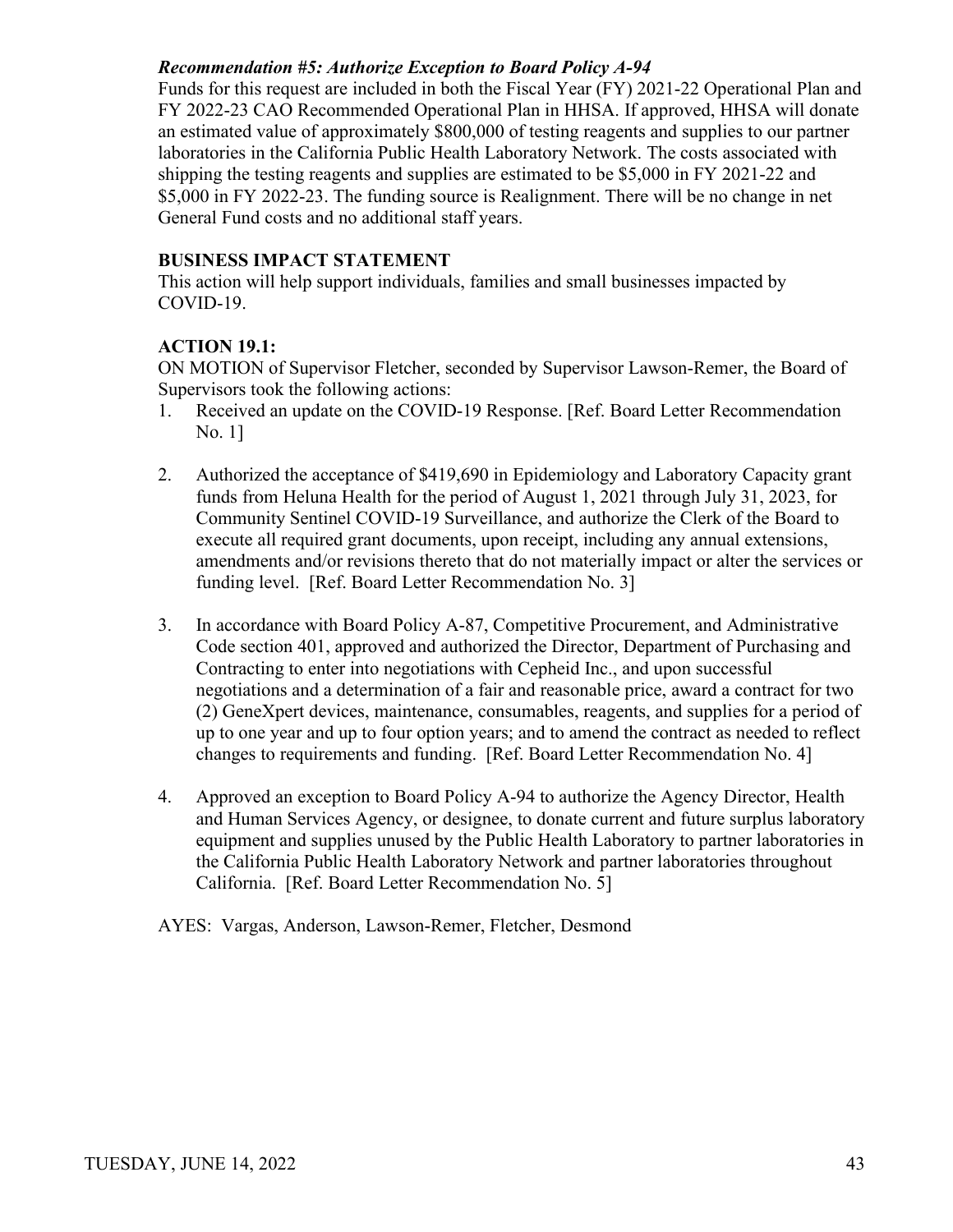***Recommendation #5: Authorize Exception to Board Policy A-94***

Funds for this request are included in both the Fiscal Year (FY) 2021-22 Operational Plan and FY 2022-23 CAO Recommended Operational Plan in HHSA. If approved, HHSA will donate an estimated value of approximately $800,000 of testing reagents and supplies to our partner laboratories in the California Public Health Laboratory Network. The costs associated with shipping the testing reagents and supplies are estimated to be $5,000 in FY 2021-22 and $5,000 in FY 2022-23. The funding source is Realignment. There will be no change in net General Fund costs and no additional staff years.

**BUSINESS IMPACT STATEMENT**

This action will help support individuals, families and small businesses impacted by COVID-19.

**ACTION 19.1:**

ON MOTION of Supervisor Fletcher, seconded by Supervisor Lawson-Remer, the Board of Supervisors took the following actions:

1. Received an update on the COVID-19 Response. [Ref. Board Letter Recommendation No. 1]

2. Authorized the acceptance of $419,690 in Epidemiology and Laboratory Capacity grant funds from Heluna Health for the period of August 1, 2021 through July 31, 2023, for Community Sentinel COVID-19 Surveillance, and authorize the Clerk of the Board to execute all required grant documents, upon receipt, including any annual extensions, amendments and/or revisions thereto that do not materially impact or alter the services or funding level. [Ref. Board Letter Recommendation No. 3]

3. In accordance with Board Policy A-87, Competitive Procurement, and Administrative Code section 401, approved and authorized the Director, Department of Purchasing and Contracting to enter into negotiations with Cepheid Inc., and upon successful negotiations and a determination of a fair and reasonable price, award a contract for two (2) GeneXpert devices, maintenance, consumables, reagents, and supplies for a period of up to one year and up to four option years; and to amend the contract as needed to reflect changes to requirements and funding. [Ref. Board Letter Recommendation No. 4]

4. Approved an exception to Board Policy A-94 to authorize the Agency Director, Health and Human Services Agency, or designee, to donate current and future surplus laboratory equipment and supplies unused by the Public Health Laboratory to partner laboratories in the California Public Health Laboratory Network and partner laboratories throughout California. [Ref. Board Letter Recommendation No. 5]

AYES: Vargas, Anderson, Lawson-Remer, Fletcher, Desmond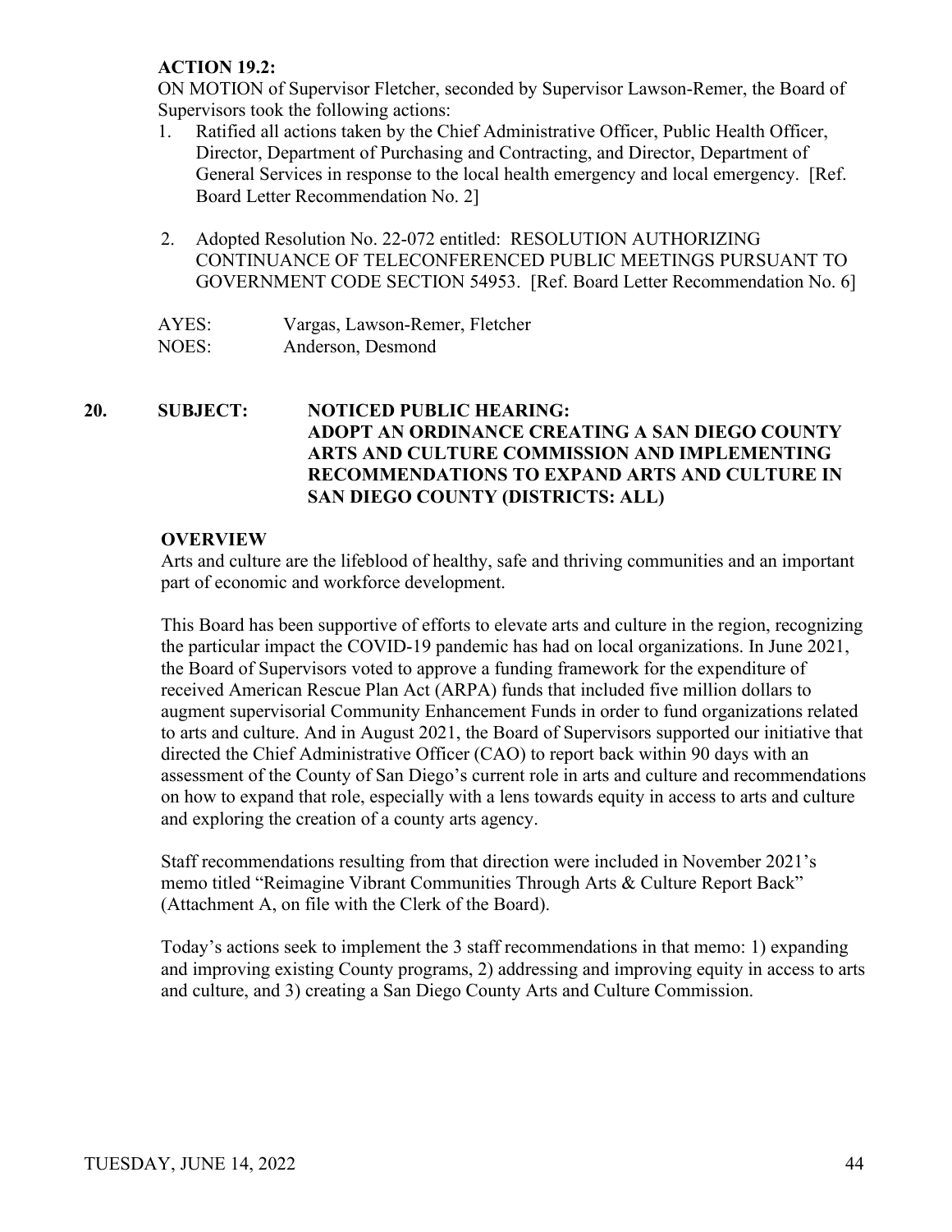**ACTION 19.2:**
ON MOTION of Supervisor Fletcher, seconded by Supervisor Lawson-Remer, the Board of Supervisors took the following actions:

1. Ratified all actions taken by the Chief Administrative Officer, Public Health Officer, Director, Department of Purchasing and Contracting, and Director, Department of General Services in response to the local health emergency and local emergency. [Ref. Board Letter Recommendation No. 2]

2. Adopted Resolution No. 22-072 entitled: RESOLUTION AUTHORIZING CONTINUANCE OF TELECONFERENCED PUBLIC MEETINGS PURSUANT TO GOVERNMENT CODE SECTION 54953. [Ref. Board Letter Recommendation No. 6]

AYES: Vargas, Lawson-Remer, Fletcher
NOES: Anderson, Desmond

**20. SUBJECT: NOTICED PUBLIC HEARING: ADOPT AN ORDINANCE CREATING A SAN DIEGO COUNTY ARTS AND CULTURE COMMISSION AND IMPLEMENTING RECOMMENDATIONS TO EXPAND ARTS AND CULTURE IN SAN DIEGO COUNTY (DISTRICTS: ALL)**

**OVERVIEW**

Arts and culture are the lifeblood of healthy, safe and thriving communities and an important part of economic and workforce development.

This Board has been supportive of efforts to elevate arts and culture in the region, recognizing the particular impact the COVID-19 pandemic has had on local organizations. In June 2021, the Board of Supervisors voted to approve a funding framework for the expenditure of received American Rescue Plan Act (ARPA) funds that included five million dollars to augment supervisorial Community Enhancement Funds in order to fund organizations related to arts and culture. And in August 2021, the Board of Supervisors supported our initiative that directed the Chief Administrative Officer (CAO) to report back within 90 days with an assessment of the County of San Diego's current role in arts and culture and recommendations on how to expand that role, especially with a lens towards equity in access to arts and culture and exploring the creation of a county arts agency.

Staff recommendations resulting from that direction were included in November 2021's memo titled "Reimagine Vibrant Communities Through Arts & Culture Report Back" (Attachment A, on file with the Clerk of the Board).

Today's actions seek to implement the 3 staff recommendations in that memo: 1) expanding and improving existing County programs, 2) addressing and improving equity in access to arts and culture, and 3) creating a San Diego County Arts and Culture Commission.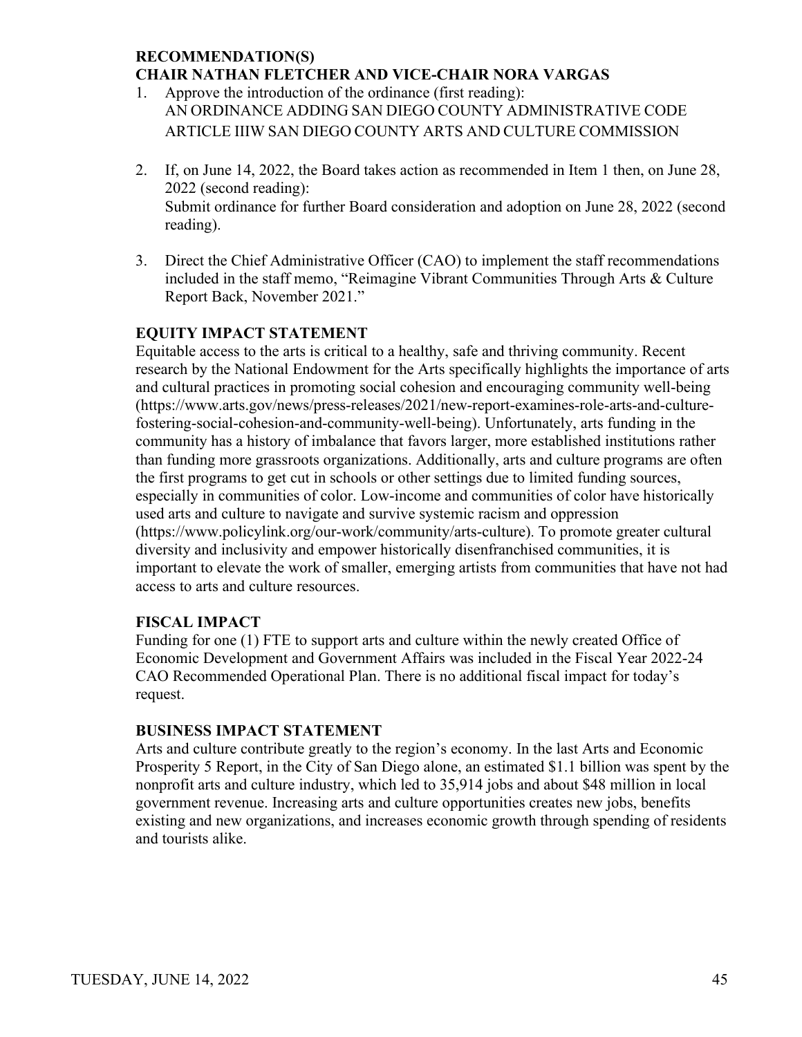## RECOMMENDATION(S)
## CHAIR NATHAN FLETCHER AND VICE-CHAIR NORA VARGAS

1. Approve the introduction of the ordinance (first reading):
   AN ORDINANCE ADDING SAN DIEGO COUNTY ADMINISTRATIVE CODE ARTICLE IIIW SAN DIEGO COUNTY ARTS AND CULTURE COMMISSION

2. If, on June 14, 2022, the Board takes action as recommended in Item 1 then, on June 28, 2022 (second reading):
   Submit ordinance for further Board consideration and adoption on June 28, 2022 (second reading).

3. Direct the Chief Administrative Officer (CAO) to implement the staff recommendations included in the staff memo, "Reimagine Vibrant Communities Through Arts & Culture Report Back, November 2021."

## EQUITY IMPACT STATEMENT

Equitable access to the arts is critical to a healthy, safe and thriving community. Recent research by the National Endowment for the Arts specifically highlights the importance of arts and cultural practices in promoting social cohesion and encouraging community well-being (https://www.arts.gov/news/press-releases/2021/new-report-examines-role-arts-and-culture-fostering-social-cohesion-and-community-well-being). Unfortunately, arts funding in the community has a history of imbalance that favors larger, more established institutions rather than funding more grassroots organizations. Additionally, arts and culture programs are often the first programs to get cut in schools or other settings due to limited funding sources, especially in communities of color. Low-income and communities of color have historically used arts and culture to navigate and survive systemic racism and oppression (https://www.policylink.org/our-work/community/arts-culture). To promote greater cultural diversity and inclusivity and empower historically disenfranchised communities, it is important to elevate the work of smaller, emerging artists from communities that have not had access to arts and culture resources.

## FISCAL IMPACT

Funding for one (1) FTE to support arts and culture within the newly created Office of Economic Development and Government Affairs was included in the Fiscal Year 2022-24 CAO Recommended Operational Plan. There is no additional fiscal impact for today's request.

## BUSINESS IMPACT STATEMENT

Arts and culture contribute greatly to the region's economy. In the last Arts and Economic Prosperity 5 Report, in the City of San Diego alone, an estimated $1.1 billion was spent by the nonprofit arts and culture industry, which led to 35,914 jobs and about $48 million in local government revenue. Increasing arts and culture opportunities creates new jobs, benefits existing and new organizations, and increases economic growth through spending of residents and tourists alike.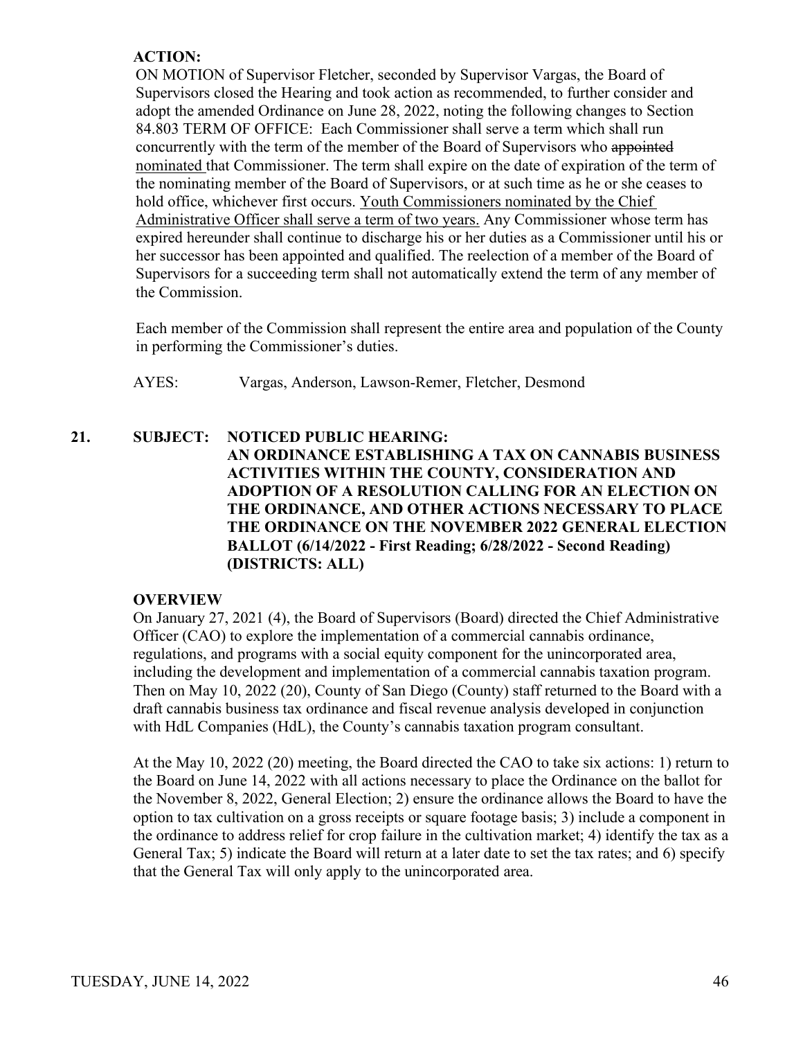**ACTION:**

ON MOTION of Supervisor Fletcher, seconded by Supervisor Vargas, the Board of Supervisors closed the Hearing and took action as recommended, to further consider and adopt the amended Ordinance on June 28, 2022, noting the following changes to Section 84.803 TERM OF OFFICE: Each Commissioner shall serve a term which shall run concurrently with the term of the member of the Board of Supervisors who ~~appointed~~ <u>nominated</u> that Commissioner. The term shall expire on the date of expiration of the term of the nominating member of the Board of Supervisors, or at such time as he or she ceases to hold office, whichever first occurs. <u>Youth Commissioners nominated by the Chief Administrative Officer shall serve a term of two years.</u> Any Commissioner whose term has expired hereunder shall continue to discharge his or her duties as a Commissioner until his or her successor has been appointed and qualified. The reelection of a member of the Board of Supervisors for a succeeding term shall not automatically extend the term of any member of the Commission.

Each member of the Commission shall represent the entire area and population of the County in performing the Commissioner's duties.

AYES: Vargas, Anderson, Lawson-Remer, Fletcher, Desmond

**21. SUBJECT: NOTICED PUBLIC HEARING: AN ORDINANCE ESTABLISHING A TAX ON CANNABIS BUSINESS ACTIVITIES WITHIN THE COUNTY, CONSIDERATION AND ADOPTION OF A RESOLUTION CALLING FOR AN ELECTION ON THE ORDINANCE, AND OTHER ACTIONS NECESSARY TO PLACE THE ORDINANCE ON THE NOVEMBER 2022 GENERAL ELECTION BALLOT (6/14/2022 - First Reading; 6/28/2022 - Second Reading) (DISTRICTS: ALL)**

**OVERVIEW**

On January 27, 2021 (4), the Board of Supervisors (Board) directed the Chief Administrative Officer (CAO) to explore the implementation of a commercial cannabis ordinance, regulations, and programs with a social equity component for the unincorporated area, including the development and implementation of a commercial cannabis taxation program. Then on May 10, 2022 (20), County of San Diego (County) staff returned to the Board with a draft cannabis business tax ordinance and fiscal revenue analysis developed in conjunction with HdL Companies (HdL), the County's cannabis taxation program consultant.

At the May 10, 2022 (20) meeting, the Board directed the CAO to take six actions: 1) return to the Board on June 14, 2022 with all actions necessary to place the Ordinance on the ballot for the November 8, 2022, General Election; 2) ensure the ordinance allows the Board to have the option to tax cultivation on a gross receipts or square footage basis; 3) include a component in the ordinance to address relief for crop failure in the cultivation market; 4) identify the tax as a General Tax; 5) indicate the Board will return at a later date to set the tax rates; and 6) specify that the General Tax will only apply to the unincorporated area.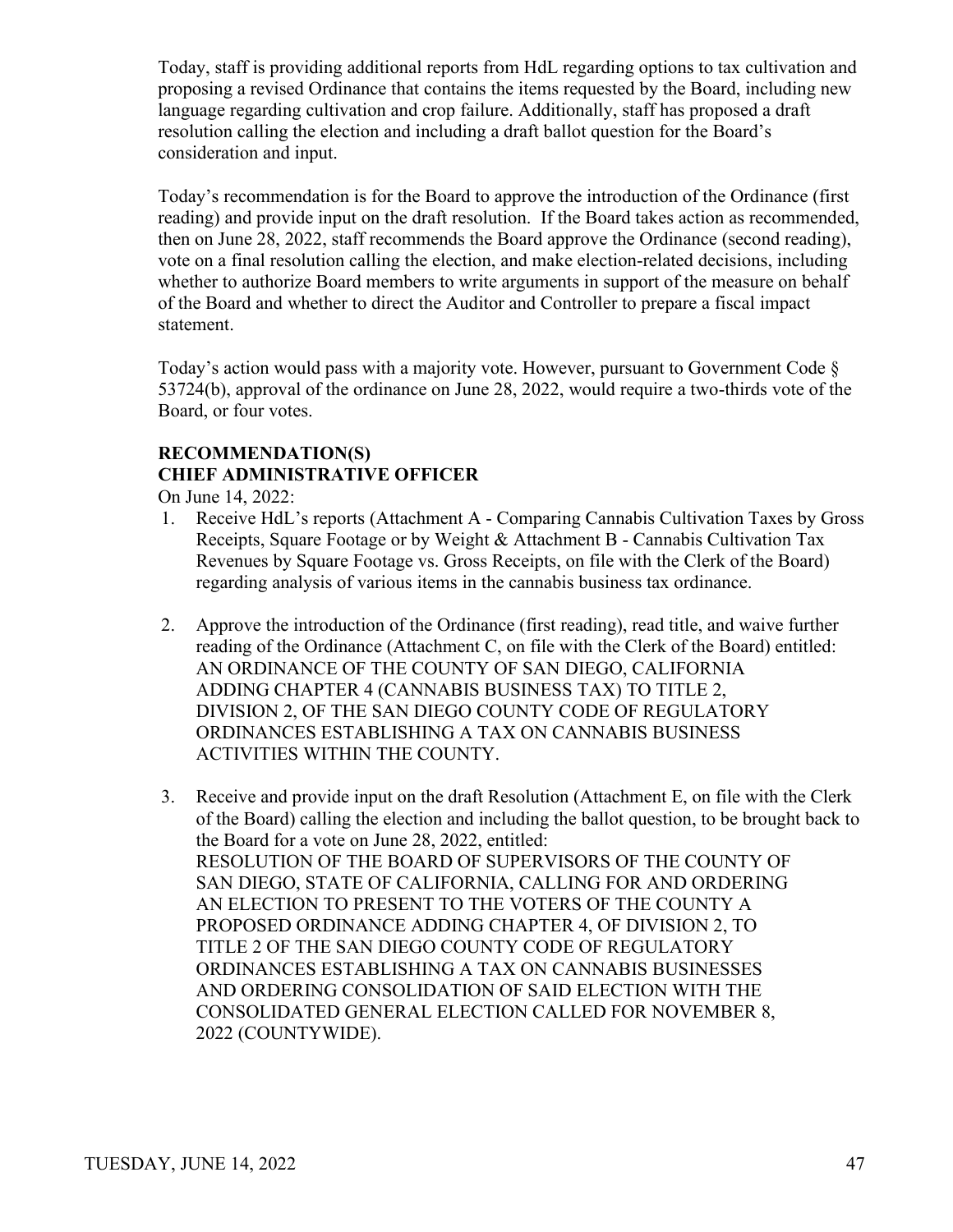Today, staff is providing additional reports from HdL regarding options to tax cultivation and proposing a revised Ordinance that contains the items requested by the Board, including new language regarding cultivation and crop failure. Additionally, staff has proposed a draft resolution calling the election and including a draft ballot question for the Board's consideration and input.

Today's recommendation is for the Board to approve the introduction of the Ordinance (first reading) and provide input on the draft resolution. If the Board takes action as recommended, then on June 28, 2022, staff recommends the Board approve the Ordinance (second reading), vote on a final resolution calling the election, and make election-related decisions, including whether to authorize Board members to write arguments in support of the measure on behalf of the Board and whether to direct the Auditor and Controller to prepare a fiscal impact statement.

Today's action would pass with a majority vote. However, pursuant to Government Code § 53724(b), approval of the ordinance on June 28, 2022, would require a two-thirds vote of the Board, or four votes.

**RECOMMENDATION(S)**
**CHIEF ADMINISTRATIVE OFFICER**

On June 14, 2022:

1. Receive HdL's reports (Attachment A - Comparing Cannabis Cultivation Taxes by Gross Receipts, Square Footage or by Weight & Attachment B - Cannabis Cultivation Tax Revenues by Square Footage vs. Gross Receipts, on file with the Clerk of the Board) regarding analysis of various items in the cannabis business tax ordinance.

2. Approve the introduction of the Ordinance (first reading), read title, and waive further reading of the Ordinance (Attachment C, on file with the Clerk of the Board) entitled:
   AN ORDINANCE OF THE COUNTY OF SAN DIEGO, CALIFORNIA ADDING CHAPTER 4 (CANNABIS BUSINESS TAX) TO TITLE 2, DIVISION 2, OF THE SAN DIEGO COUNTY CODE OF REGULATORY ORDINANCES ESTABLISHING A TAX ON CANNABIS BUSINESS ACTIVITIES WITHIN THE COUNTY.

3. Receive and provide input on the draft Resolution (Attachment E, on file with the Clerk of the Board) calling the election and including the ballot question, to be brought back to the Board for a vote on June 28, 2022, entitled:
   RESOLUTION OF THE BOARD OF SUPERVISORS OF THE COUNTY OF SAN DIEGO, STATE OF CALIFORNIA, CALLING FOR AND ORDERING AN ELECTION TO PRESENT TO THE VOTERS OF THE COUNTY A PROPOSED ORDINANCE ADDING CHAPTER 4, OF DIVISION 2, TO TITLE 2 OF THE SAN DIEGO COUNTY CODE OF REGULATORY ORDINANCES ESTABLISHING A TAX ON CANNABIS BUSINESSES AND ORDERING CONSOLIDATION OF SAID ELECTION WITH THE CONSOLIDATED GENERAL ELECTION CALLED FOR NOVEMBER 8, 2022 (COUNTYWIDE).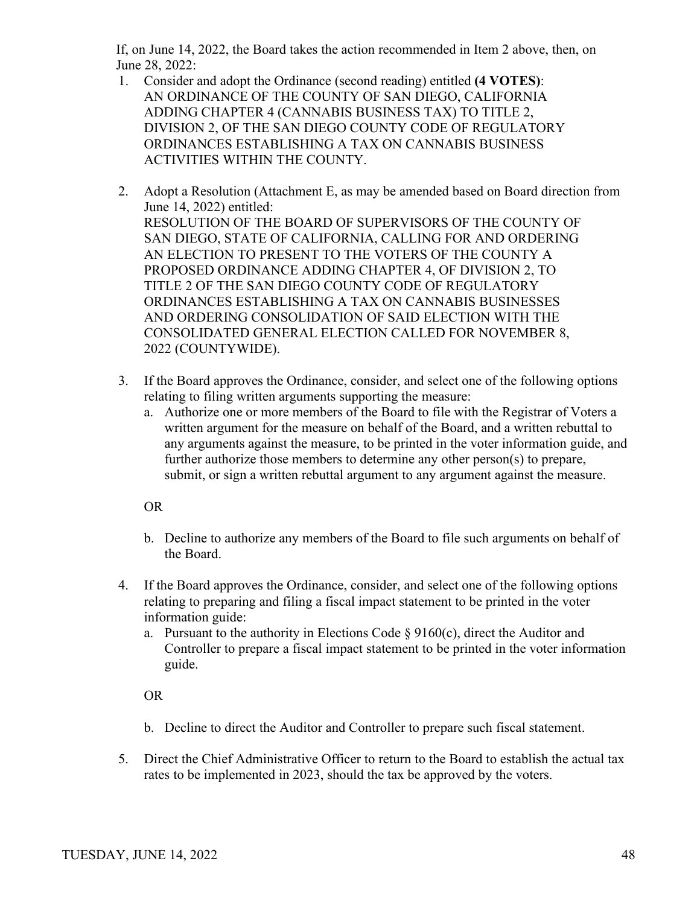If, on June 14, 2022, the Board takes the action recommended in Item 2 above, then, on June 28, 2022:

1. Consider and adopt the Ordinance (second reading) entitled **(4 VOTES)**:
   AN ORDINANCE OF THE COUNTY OF SAN DIEGO, CALIFORNIA ADDING CHAPTER 4 (CANNABIS BUSINESS TAX) TO TITLE 2, DIVISION 2, OF THE SAN DIEGO COUNTY CODE OF REGULATORY ORDINANCES ESTABLISHING A TAX ON CANNABIS BUSINESS ACTIVITIES WITHIN THE COUNTY.

2. Adopt a Resolution (Attachment E, as may be amended based on Board direction from June 14, 2022) entitled:
   RESOLUTION OF THE BOARD OF SUPERVISORS OF THE COUNTY OF SAN DIEGO, STATE OF CALIFORNIA, CALLING FOR AND ORDERING AN ELECTION TO PRESENT TO THE VOTERS OF THE COUNTY A PROPOSED ORDINANCE ADDING CHAPTER 4, OF DIVISION 2, TO TITLE 2 OF THE SAN DIEGO COUNTY CODE OF REGULATORY ORDINANCES ESTABLISHING A TAX ON CANNABIS BUSINESSES AND ORDERING CONSOLIDATION OF SAID ELECTION WITH THE CONSOLIDATED GENERAL ELECTION CALLED FOR NOVEMBER 8, 2022 (COUNTYWIDE).

3. If the Board approves the Ordinance, consider, and select one of the following options relating to filing written arguments supporting the measure:
   a. Authorize one or more members of the Board to file with the Registrar of Voters a written argument for the measure on behalf of the Board, and a written rebuttal to any arguments against the measure, to be printed in the voter information guide, and further authorize those members to determine any other person(s) to prepare, submit, or sign a written rebuttal argument to any argument against the measure.

   OR

   b. Decline to authorize any members of the Board to file such arguments on behalf of the Board.

4. If the Board approves the Ordinance, consider, and select one of the following options relating to preparing and filing a fiscal impact statement to be printed in the voter information guide:
   a. Pursuant to the authority in Elections Code § 9160(c), direct the Auditor and Controller to prepare a fiscal impact statement to be printed in the voter information guide.

   OR

   b. Decline to direct the Auditor and Controller to prepare such fiscal statement.

5. Direct the Chief Administrative Officer to return to the Board to establish the actual tax rates to be implemented in 2023, should the tax be approved by the voters.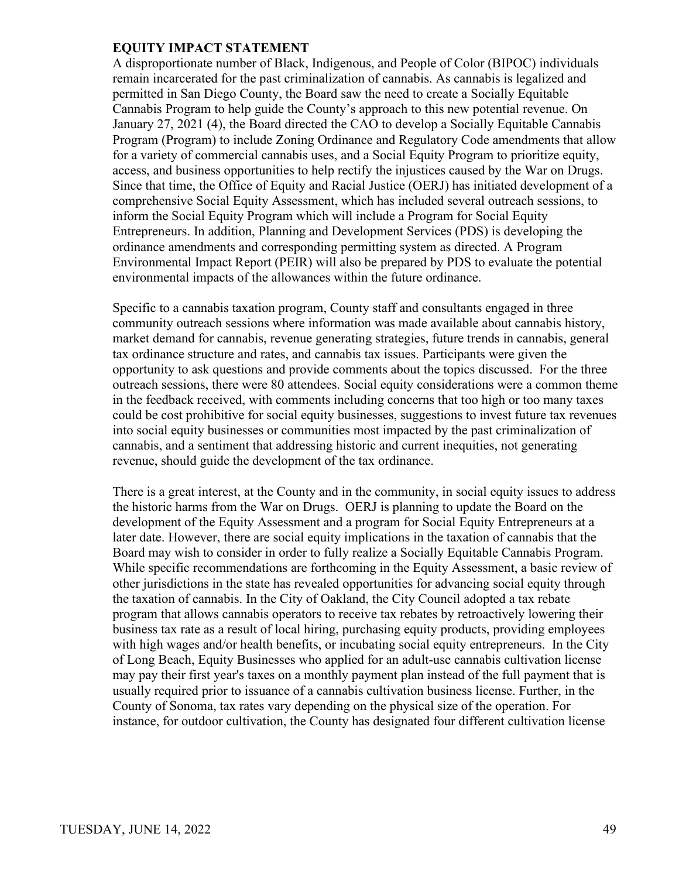**EQUITY IMPACT STATEMENT**

A disproportionate number of Black, Indigenous, and People of Color (BIPOC) individuals remain incarcerated for the past criminalization of cannabis. As cannabis is legalized and permitted in San Diego County, the Board saw the need to create a Socially Equitable Cannabis Program to help guide the County's approach to this new potential revenue. On January 27, 2021 (4), the Board directed the CAO to develop a Socially Equitable Cannabis Program (Program) to include Zoning Ordinance and Regulatory Code amendments that allow for a variety of commercial cannabis uses, and a Social Equity Program to prioritize equity, access, and business opportunities to help rectify the injustices caused by the War on Drugs. Since that time, the Office of Equity and Racial Justice (OERJ) has initiated development of a comprehensive Social Equity Assessment, which has included several outreach sessions, to inform the Social Equity Program which will include a Program for Social Equity Entrepreneurs. In addition, Planning and Development Services (PDS) is developing the ordinance amendments and corresponding permitting system as directed. A Program Environmental Impact Report (PEIR) will also be prepared by PDS to evaluate the potential environmental impacts of the allowances within the future ordinance.

Specific to a cannabis taxation program, County staff and consultants engaged in three community outreach sessions where information was made available about cannabis history, market demand for cannabis, revenue generating strategies, future trends in cannabis, general tax ordinance structure and rates, and cannabis tax issues. Participants were given the opportunity to ask questions and provide comments about the topics discussed. For the three outreach sessions, there were 80 attendees. Social equity considerations were a common theme in the feedback received, with comments including concerns that too high or too many taxes could be cost prohibitive for social equity businesses, suggestions to invest future tax revenues into social equity businesses or communities most impacted by the past criminalization of cannabis, and a sentiment that addressing historic and current inequities, not generating revenue, should guide the development of the tax ordinance.

There is a great interest, at the County and in the community, in social equity issues to address the historic harms from the War on Drugs. OERJ is planning to update the Board on the development of the Equity Assessment and a program for Social Equity Entrepreneurs at a later date. However, there are social equity implications in the taxation of cannabis that the Board may wish to consider in order to fully realize a Socially Equitable Cannabis Program. While specific recommendations are forthcoming in the Equity Assessment, a basic review of other jurisdictions in the state has revealed opportunities for advancing social equity through the taxation of cannabis. In the City of Oakland, the City Council adopted a tax rebate program that allows cannabis operators to receive tax rebates by retroactively lowering their business tax rate as a result of local hiring, purchasing equity products, providing employees with high wages and/or health benefits, or incubating social equity entrepreneurs. In the City of Long Beach, Equity Businesses who applied for an adult-use cannabis cultivation license may pay their first year's taxes on a monthly payment plan instead of the full payment that is usually required prior to issuance of a cannabis cultivation business license. Further, in the County of Sonoma, tax rates vary depending on the physical size of the operation. For instance, for outdoor cultivation, the County has designated four different cultivation license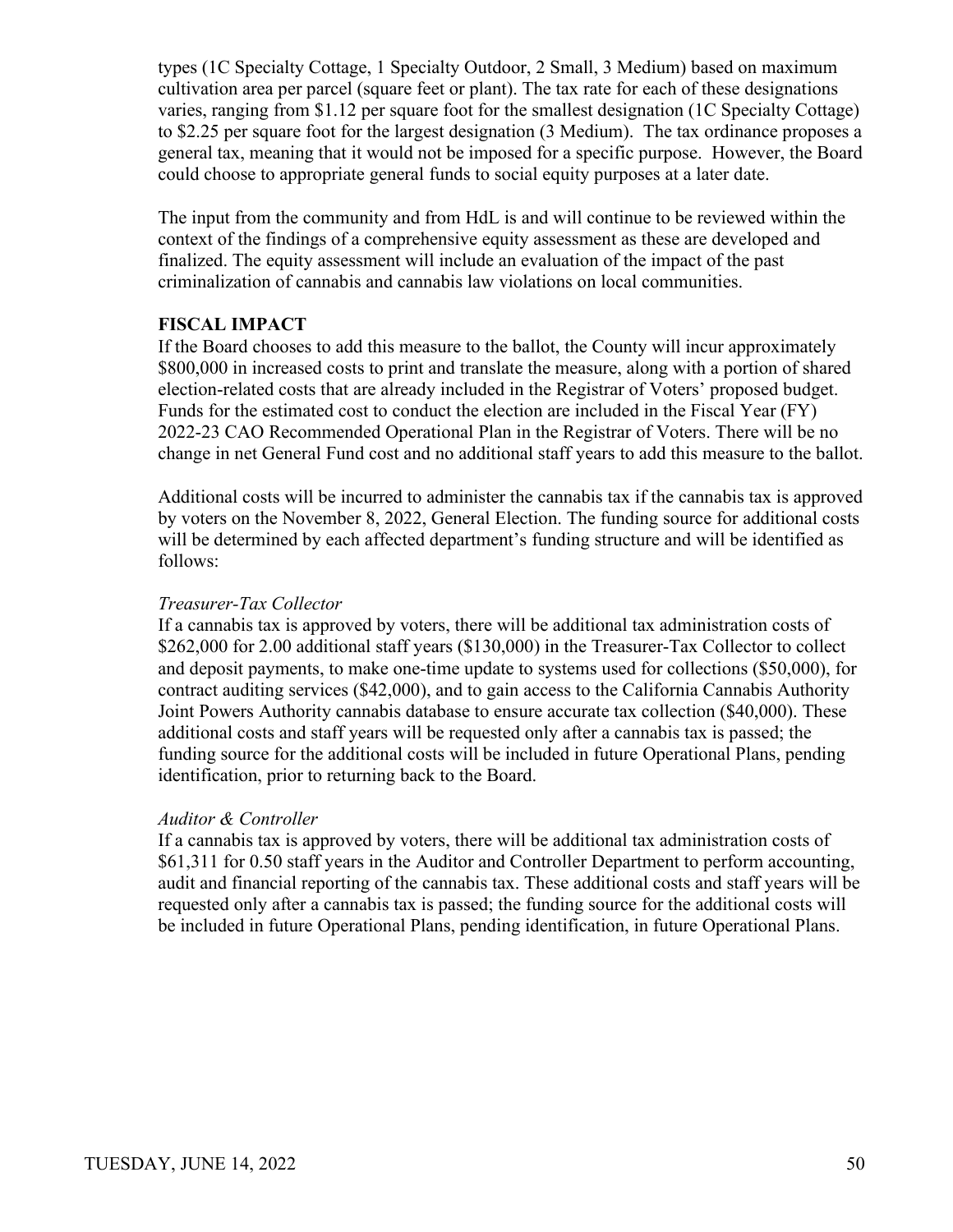types (1C Specialty Cottage, 1 Specialty Outdoor, 2 Small, 3 Medium) based on maximum cultivation area per parcel (square feet or plant). The tax rate for each of these designations varies, ranging from $1.12 per square foot for the smallest designation (1C Specialty Cottage) to $2.25 per square foot for the largest designation (3 Medium). The tax ordinance proposes a general tax, meaning that it would not be imposed for a specific purpose. However, the Board could choose to appropriate general funds to social equity purposes at a later date.

The input from the community and from HdL is and will continue to be reviewed within the context of the findings of a comprehensive equity assessment as these are developed and finalized. The equity assessment will include an evaluation of the impact of the past criminalization of cannabis and cannabis law violations on local communities.

**FISCAL IMPACT**

If the Board chooses to add this measure to the ballot, the County will incur approximately $800,000 in increased costs to print and translate the measure, along with a portion of shared election-related costs that are already included in the Registrar of Voters' proposed budget. Funds for the estimated cost to conduct the election are included in the Fiscal Year (FY) 2022-23 CAO Recommended Operational Plan in the Registrar of Voters. There will be no change in net General Fund cost and no additional staff years to add this measure to the ballot.

Additional costs will be incurred to administer the cannabis tax if the cannabis tax is approved by voters on the November 8, 2022, General Election. The funding source for additional costs will be determined by each affected department's funding structure and will be identified as follows:

*Treasurer-Tax Collector*

If a cannabis tax is approved by voters, there will be additional tax administration costs of $262,000 for 2.00 additional staff years ($130,000) in the Treasurer-Tax Collector to collect and deposit payments, to make one-time update to systems used for collections ($50,000), for contract auditing services ($42,000), and to gain access to the California Cannabis Authority Joint Powers Authority cannabis database to ensure accurate tax collection ($40,000). These additional costs and staff years will be requested only after a cannabis tax is passed; the funding source for the additional costs will be included in future Operational Plans, pending identification, prior to returning back to the Board.

*Auditor & Controller*

If a cannabis tax is approved by voters, there will be additional tax administration costs of $61,311 for 0.50 staff years in the Auditor and Controller Department to perform accounting, audit and financial reporting of the cannabis tax. These additional costs and staff years will be requested only after a cannabis tax is passed; the funding source for the additional costs will be included in future Operational Plans, pending identification, in future Operational Plans.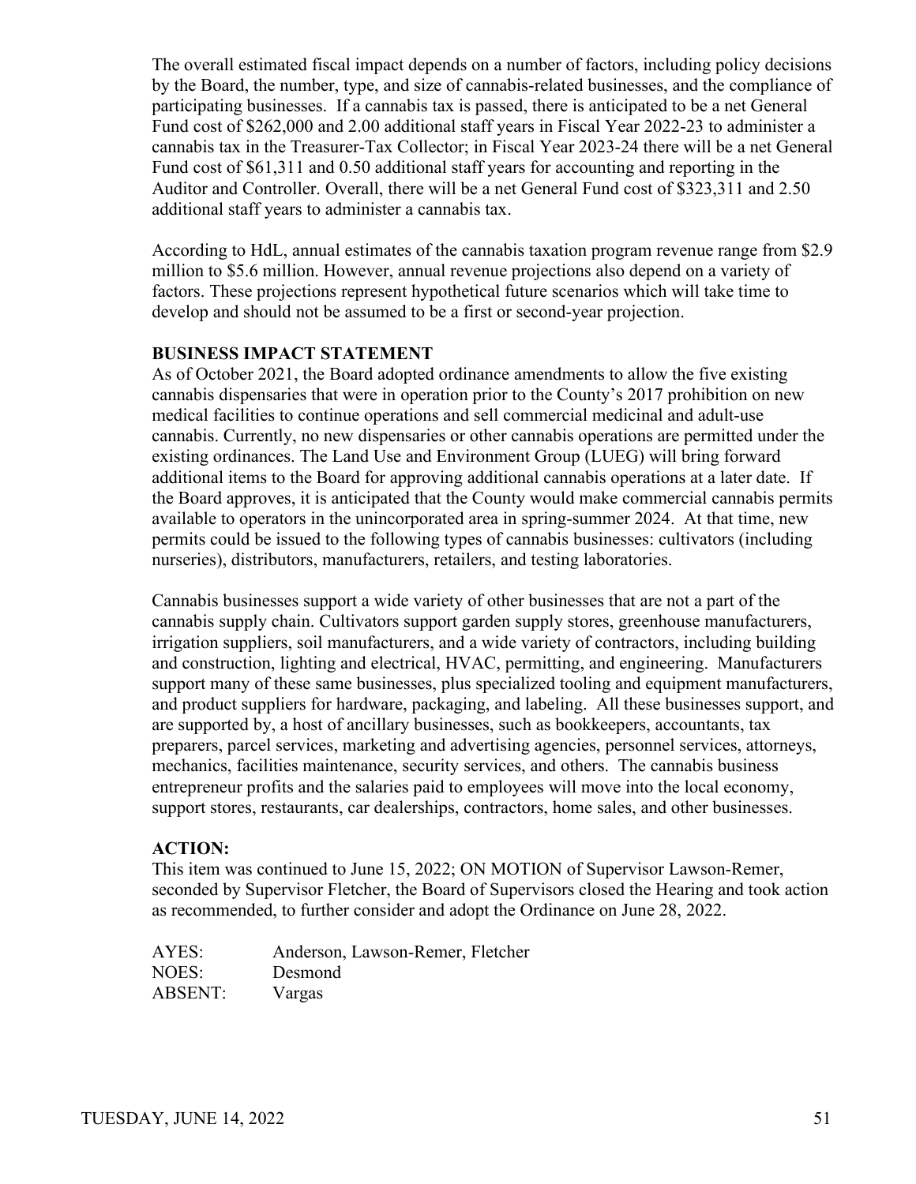The overall estimated fiscal impact depends on a number of factors, including policy decisions by the Board, the number, type, and size of cannabis-related businesses, and the compliance of participating businesses. If a cannabis tax is passed, there is anticipated to be a net General Fund cost of $262,000 and 2.00 additional staff years in Fiscal Year 2022-23 to administer a cannabis tax in the Treasurer-Tax Collector; in Fiscal Year 2023-24 there will be a net General Fund cost of $61,311 and 0.50 additional staff years for accounting and reporting in the Auditor and Controller. Overall, there will be a net General Fund cost of $323,311 and 2.50 additional staff years to administer a cannabis tax.

According to HdL, annual estimates of the cannabis taxation program revenue range from $2.9 million to $5.6 million. However, annual revenue projections also depend on a variety of factors. These projections represent hypothetical future scenarios which will take time to develop and should not be assumed to be a first or second-year projection.

**BUSINESS IMPACT STATEMENT**

As of October 2021, the Board adopted ordinance amendments to allow the five existing cannabis dispensaries that were in operation prior to the County's 2017 prohibition on new medical facilities to continue operations and sell commercial medicinal and adult-use cannabis. Currently, no new dispensaries or other cannabis operations are permitted under the existing ordinances. The Land Use and Environment Group (LUEG) will bring forward additional items to the Board for approving additional cannabis operations at a later date. If the Board approves, it is anticipated that the County would make commercial cannabis permits available to operators in the unincorporated area in spring-summer 2024. At that time, new permits could be issued to the following types of cannabis businesses: cultivators (including nurseries), distributors, manufacturers, retailers, and testing laboratories.

Cannabis businesses support a wide variety of other businesses that are not a part of the cannabis supply chain. Cultivators support garden supply stores, greenhouse manufacturers, irrigation suppliers, soil manufacturers, and a wide variety of contractors, including building and construction, lighting and electrical, HVAC, permitting, and engineering. Manufacturers support many of these same businesses, plus specialized tooling and equipment manufacturers, and product suppliers for hardware, packaging, and labeling. All these businesses support, and are supported by, a host of ancillary businesses, such as bookkeepers, accountants, tax preparers, parcel services, marketing and advertising agencies, personnel services, attorneys, mechanics, facilities maintenance, security services, and others. The cannabis business entrepreneur profits and the salaries paid to employees will move into the local economy, support stores, restaurants, car dealerships, contractors, home sales, and other businesses.

**ACTION:**

This item was continued to June 15, 2022; ON MOTION of Supervisor Lawson-Remer, seconded by Supervisor Fletcher, the Board of Supervisors closed the Hearing and took action as recommended, to further consider and adopt the Ordinance on June 28, 2022.

AYES: Anderson, Lawson-Remer, Fletcher
NOES: Desmond
ABSENT: Vargas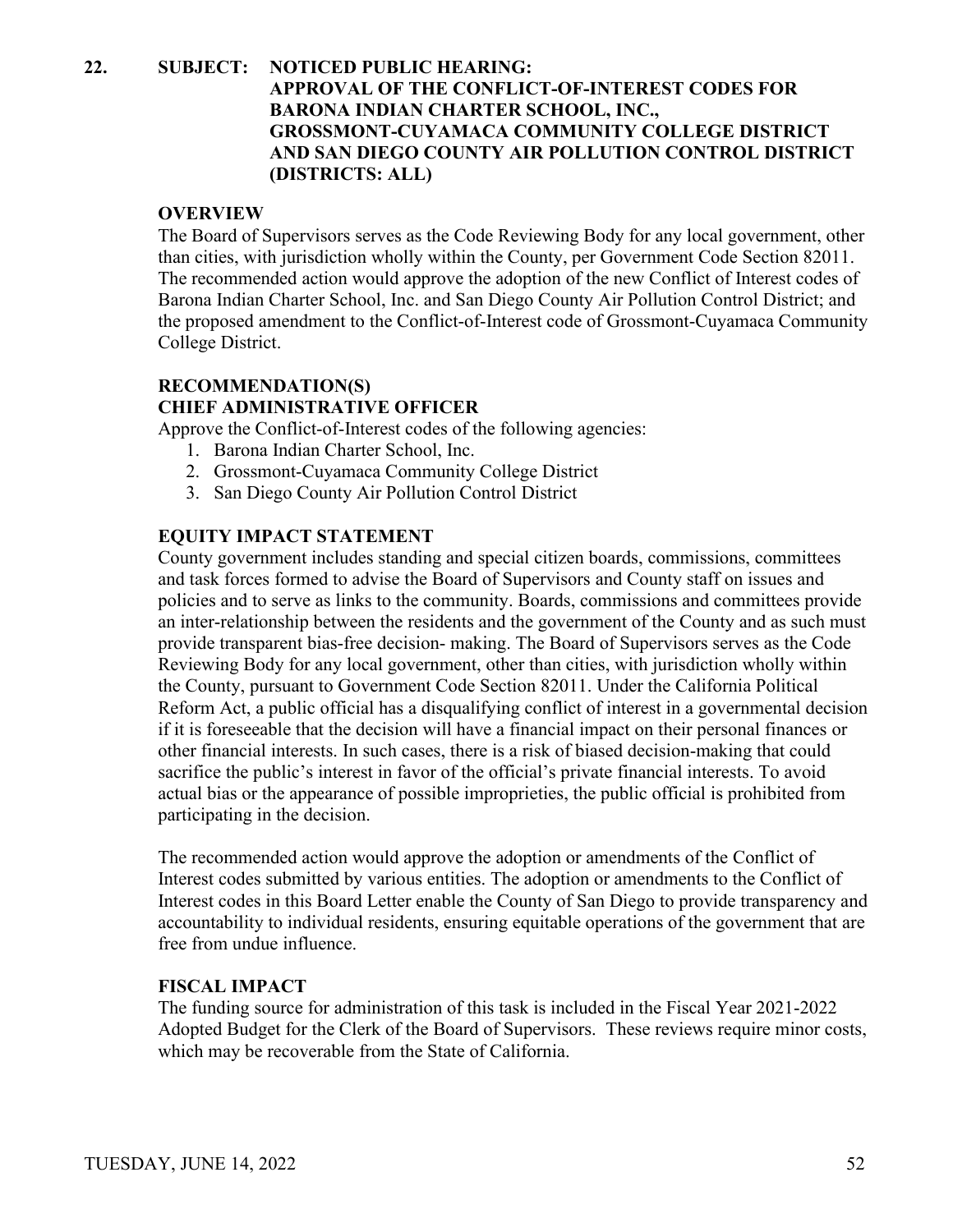**22. SUBJECT: NOTICED PUBLIC HEARING: APPROVAL OF THE CONFLICT-OF-INTEREST CODES FOR BARONA INDIAN CHARTER SCHOOL, INC., GROSSMONT-CUYAMACA COMMUNITY COLLEGE DISTRICT AND SAN DIEGO COUNTY AIR POLLUTION CONTROL DISTRICT (DISTRICTS: ALL)**

**OVERVIEW**

The Board of Supervisors serves as the Code Reviewing Body for any local government, other than cities, with jurisdiction wholly within the County, per Government Code Section 82011. The recommended action would approve the adoption of the new Conflict of Interest codes of Barona Indian Charter School, Inc. and San Diego County Air Pollution Control District; and the proposed amendment to the Conflict-of-Interest code of Grossmont-Cuyamaca Community College District.

**RECOMMENDATION(S)**
**CHIEF ADMINISTRATIVE OFFICER**

Approve the Conflict-of-Interest codes of the following agencies:

1. Barona Indian Charter School, Inc.
2. Grossmont-Cuyamaca Community College District
3. San Diego County Air Pollution Control District

**EQUITY IMPACT STATEMENT**

County government includes standing and special citizen boards, commissions, committees and task forces formed to advise the Board of Supervisors and County staff on issues and policies and to serve as links to the community. Boards, commissions and committees provide an inter-relationship between the residents and the government of the County and as such must provide transparent bias-free decision- making. The Board of Supervisors serves as the Code Reviewing Body for any local government, other than cities, with jurisdiction wholly within the County, pursuant to Government Code Section 82011. Under the California Political Reform Act, a public official has a disqualifying conflict of interest in a governmental decision if it is foreseeable that the decision will have a financial impact on their personal finances or other financial interests. In such cases, there is a risk of biased decision-making that could sacrifice the public's interest in favor of the official's private financial interests. To avoid actual bias or the appearance of possible improprieties, the public official is prohibited from participating in the decision.

The recommended action would approve the adoption or amendments of the Conflict of Interest codes submitted by various entities. The adoption or amendments to the Conflict of Interest codes in this Board Letter enable the County of San Diego to provide transparency and accountability to individual residents, ensuring equitable operations of the government that are free from undue influence.

**FISCAL IMPACT**

The funding source for administration of this task is included in the Fiscal Year 2021-2022 Adopted Budget for the Clerk of the Board of Supervisors. These reviews require minor costs, which may be recoverable from the State of California.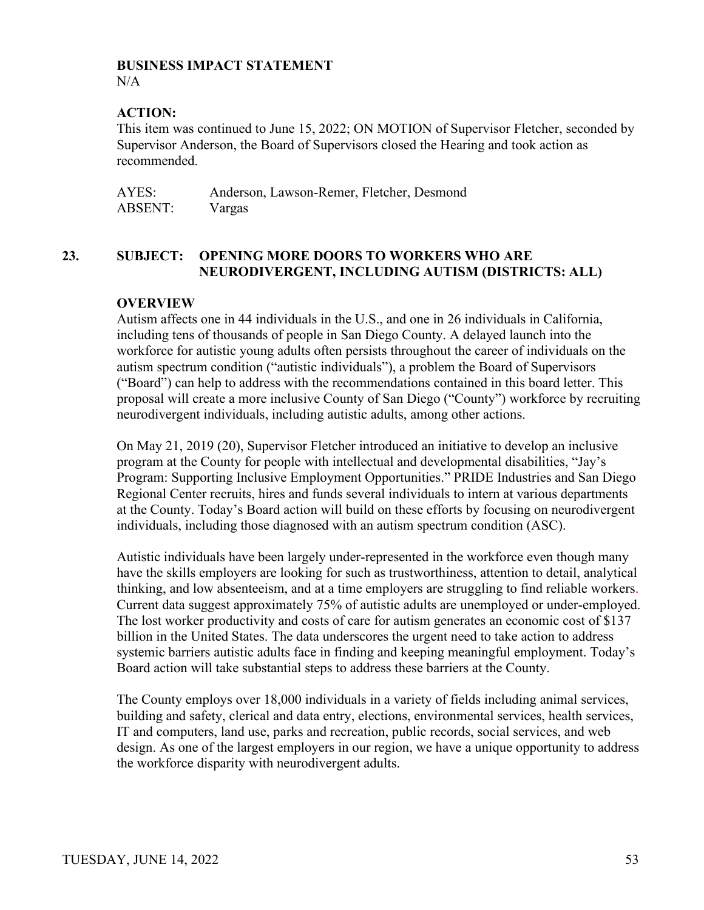**BUSINESS IMPACT STATEMENT**
N/A

**ACTION:**
This item was continued to June 15, 2022; ON MOTION of Supervisor Fletcher, seconded by Supervisor Anderson, the Board of Supervisors closed the Hearing and took action as recommended.

AYES: Anderson, Lawson-Remer, Fletcher, Desmond
ABSENT: Vargas

## 23. SUBJECT: OPENING MORE DOORS TO WORKERS WHO ARE NEURODIVERGENT, INCLUDING AUTISM (DISTRICTS: ALL)

**OVERVIEW**
Autism affects one in 44 individuals in the U.S., and one in 26 individuals in California, including tens of thousands of people in San Diego County. A delayed launch into the workforce for autistic young adults often persists throughout the career of individuals on the autism spectrum condition ("autistic individuals"), a problem the Board of Supervisors ("Board") can help to address with the recommendations contained in this board letter. This proposal will create a more inclusive County of San Diego ("County") workforce by recruiting neurodivergent individuals, including autistic adults, among other actions.

On May 21, 2019 (20), Supervisor Fletcher introduced an initiative to develop an inclusive program at the County for people with intellectual and developmental disabilities, "Jay's Program: Supporting Inclusive Employment Opportunities." PRIDE Industries and San Diego Regional Center recruits, hires and funds several individuals to intern at various departments at the County. Today's Board action will build on these efforts by focusing on neurodivergent individuals, including those diagnosed with an autism spectrum condition (ASC).

Autistic individuals have been largely under-represented in the workforce even though many have the skills employers are looking for such as trustworthiness, attention to detail, analytical thinking, and low absenteeism, and at a time employers are struggling to find reliable workers. Current data suggest approximately 75% of autistic adults are unemployed or under-employed. The lost worker productivity and costs of care for autism generates an economic cost of $137 billion in the United States. The data underscores the urgent need to take action to address systemic barriers autistic adults face in finding and keeping meaningful employment. Today's Board action will take substantial steps to address these barriers at the County.

The County employs over 18,000 individuals in a variety of fields including animal services, building and safety, clerical and data entry, elections, environmental services, health services, IT and computers, land use, parks and recreation, public records, social services, and web design. As one of the largest employers in our region, we have a unique opportunity to address the workforce disparity with neurodivergent adults.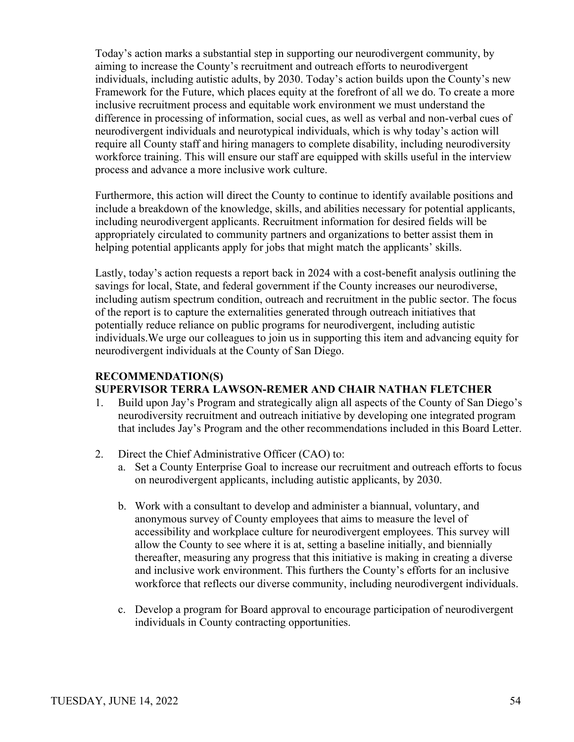Today's action marks a substantial step in supporting our neurodivergent community, by aiming to increase the County's recruitment and outreach efforts to neurodivergent individuals, including autistic adults, by 2030. Today's action builds upon the County's new Framework for the Future, which places equity at the forefront of all we do. To create a more inclusive recruitment process and equitable work environment we must understand the difference in processing of information, social cues, as well as verbal and non-verbal cues of neurodivergent individuals and neurotypical individuals, which is why today's action will require all County staff and hiring managers to complete disability, including neurodiversity workforce training. This will ensure our staff are equipped with skills useful in the interview process and advance a more inclusive work culture.

Furthermore, this action will direct the County to continue to identify available positions and include a breakdown of the knowledge, skills, and abilities necessary for potential applicants, including neurodivergent applicants. Recruitment information for desired fields will be appropriately circulated to community partners and organizations to better assist them in helping potential applicants apply for jobs that might match the applicants' skills.

Lastly, today's action requests a report back in 2024 with a cost-benefit analysis outlining the savings for local, State, and federal government if the County increases our neurodiverse, including autism spectrum condition, outreach and recruitment in the public sector. The focus of the report is to capture the externalities generated through outreach initiatives that potentially reduce reliance on public programs for neurodivergent, including autistic individuals.We urge our colleagues to join us in supporting this item and advancing equity for neurodivergent individuals at the County of San Diego.

**RECOMMENDATION(S)**
**SUPERVISOR TERRA LAWSON-REMER AND CHAIR NATHAN FLETCHER**

1. Build upon Jay's Program and strategically align all aspects of the County of San Diego's neurodiversity recruitment and outreach initiative by developing one integrated program that includes Jay's Program and the other recommendations included in this Board Letter.

2. Direct the Chief Administrative Officer (CAO) to:
   a. Set a County Enterprise Goal to increase our recruitment and outreach efforts to focus on neurodivergent applicants, including autistic applicants, by 2030.

   b. Work with a consultant to develop and administer a biannual, voluntary, and anonymous survey of County employees that aims to measure the level of accessibility and workplace culture for neurodivergent employees. This survey will allow the County to see where it is at, setting a baseline initially, and biennially thereafter, measuring any progress that this initiative is making in creating a diverse and inclusive work environment. This furthers the County's efforts for an inclusive workforce that reflects our diverse community, including neurodivergent individuals.

   c. Develop a program for Board approval to encourage participation of neurodivergent individuals in County contracting opportunities.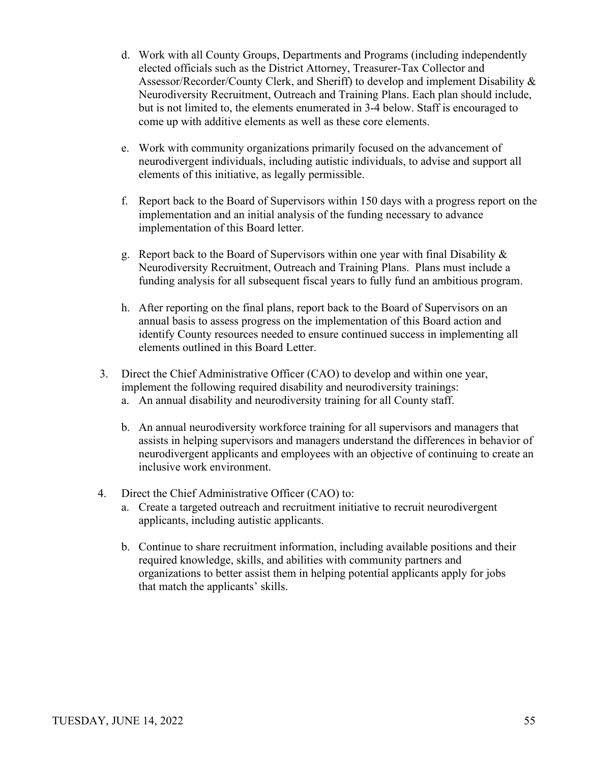d. Work with all County Groups, Departments and Programs (including independently elected officials such as the District Attorney, Treasurer-Tax Collector and Assessor/Recorder/County Clerk, and Sheriff) to develop and implement Disability & Neurodiversity Recruitment, Outreach and Training Plans. Each plan should include, but is not limited to, the elements enumerated in 3-4 below. Staff is encouraged to come up with additive elements as well as these core elements.

e. Work with community organizations primarily focused on the advancement of neurodivergent individuals, including autistic individuals, to advise and support all elements of this initiative, as legally permissible.

f. Report back to the Board of Supervisors within 150 days with a progress report on the implementation and an initial analysis of the funding necessary to advance implementation of this Board letter.

g. Report back to the Board of Supervisors within one year with final Disability & Neurodiversity Recruitment, Outreach and Training Plans. Plans must include a funding analysis for all subsequent fiscal years to fully fund an ambitious program.

h. After reporting on the final plans, report back to the Board of Supervisors on an annual basis to assess progress on the implementation of this Board action and identify County resources needed to ensure continued success in implementing all elements outlined in this Board Letter.

3. Direct the Chief Administrative Officer (CAO) to develop and within one year, implement the following required disability and neurodiversity trainings:
   a. An annual disability and neurodiversity training for all County staff.

   b. An annual neurodiversity workforce training for all supervisors and managers that assists in helping supervisors and managers understand the differences in behavior of neurodivergent applicants and employees with an objective of continuing to create an inclusive work environment.

4. Direct the Chief Administrative Officer (CAO) to:
   a. Create a targeted outreach and recruitment initiative to recruit neurodivergent applicants, including autistic applicants.

   b. Continue to share recruitment information, including available positions and their required knowledge, skills, and abilities with community partners and organizations to better assist them in helping potential applicants apply for jobs that match the applicants' skills.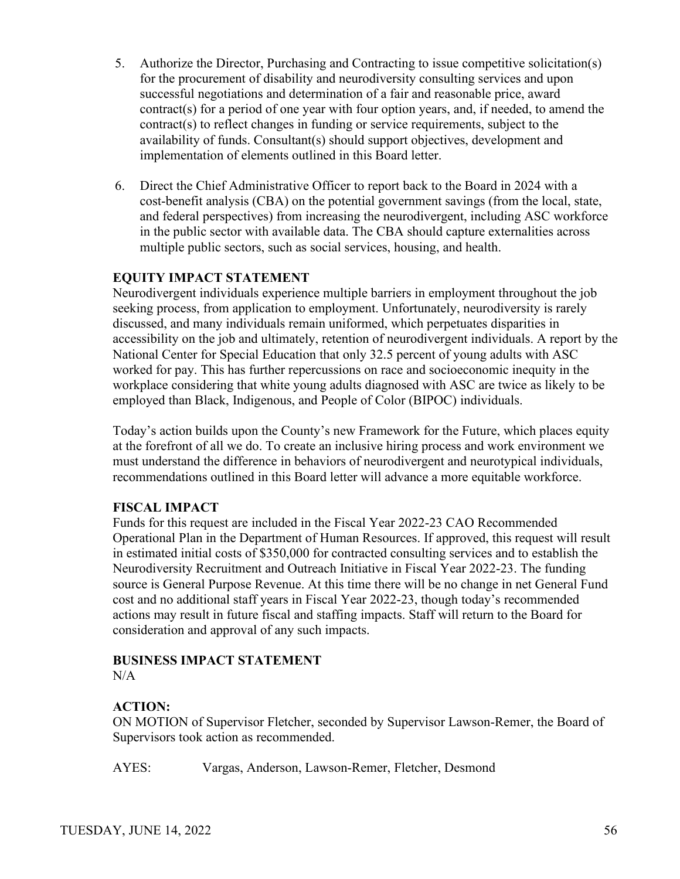5. Authorize the Director, Purchasing and Contracting to issue competitive solicitation(s) for the procurement of disability and neurodiversity consulting services and upon successful negotiations and determination of a fair and reasonable price, award contract(s) for a period of one year with four option years, and, if needed, to amend the contract(s) to reflect changes in funding or service requirements, subject to the availability of funds. Consultant(s) should support objectives, development and implementation of elements outlined in this Board letter.

6. Direct the Chief Administrative Officer to report back to the Board in 2024 with a cost-benefit analysis (CBA) on the potential government savings (from the local, state, and federal perspectives) from increasing the neurodivergent, including ASC workforce in the public sector with available data. The CBA should capture externalities across multiple public sectors, such as social services, housing, and health.

**EQUITY IMPACT STATEMENT**

Neurodivergent individuals experience multiple barriers in employment throughout the job seeking process, from application to employment. Unfortunately, neurodiversity is rarely discussed, and many individuals remain uniformed, which perpetuates disparities in accessibility on the job and ultimately, retention of neurodivergent individuals. A report by the National Center for Special Education that only 32.5 percent of young adults with ASC worked for pay. This has further repercussions on race and socioeconomic inequity in the workplace considering that white young adults diagnosed with ASC are twice as likely to be employed than Black, Indigenous, and People of Color (BIPOC) individuals.

Today's action builds upon the County's new Framework for the Future, which places equity at the forefront of all we do. To create an inclusive hiring process and work environment we must understand the difference in behaviors of neurodivergent and neurotypical individuals, recommendations outlined in this Board letter will advance a more equitable workforce.

**FISCAL IMPACT**

Funds for this request are included in the Fiscal Year 2022-23 CAO Recommended Operational Plan in the Department of Human Resources. If approved, this request will result in estimated initial costs of $350,000 for contracted consulting services and to establish the Neurodiversity Recruitment and Outreach Initiative in Fiscal Year 2022-23. The funding source is General Purpose Revenue. At this time there will be no change in net General Fund cost and no additional staff years in Fiscal Year 2022-23, though today's recommended actions may result in future fiscal and staffing impacts. Staff will return to the Board for consideration and approval of any such impacts.

**BUSINESS IMPACT STATEMENT**

N/A

**ACTION:**

ON MOTION of Supervisor Fletcher, seconded by Supervisor Lawson-Remer, the Board of Supervisors took action as recommended.

AYES: Vargas, Anderson, Lawson-Remer, Fletcher, Desmond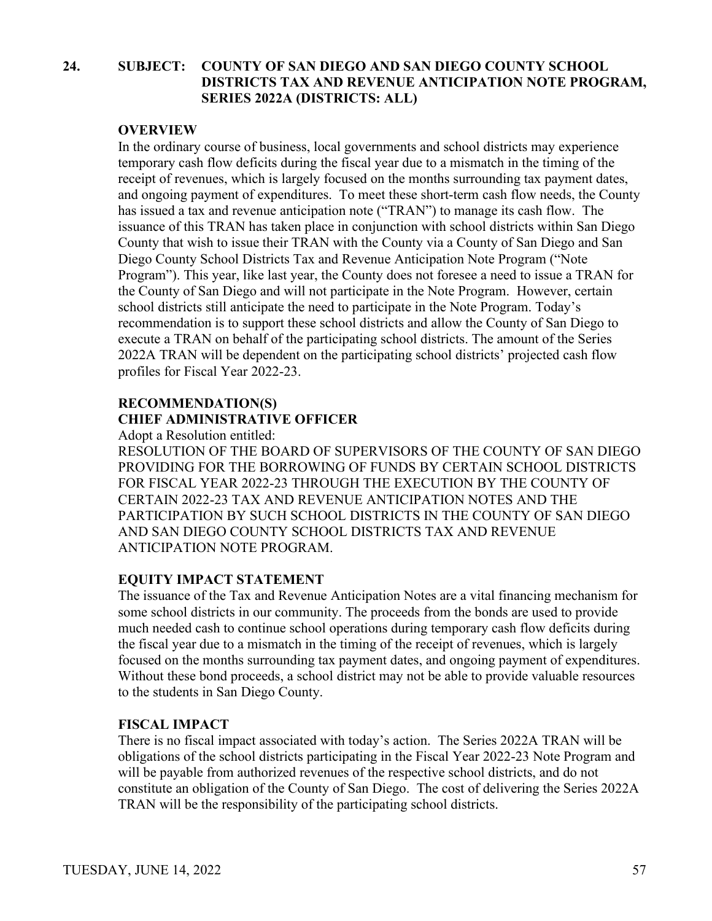**24. SUBJECT: COUNTY OF SAN DIEGO AND SAN DIEGO COUNTY SCHOOL DISTRICTS TAX AND REVENUE ANTICIPATION NOTE PROGRAM, SERIES 2022A (DISTRICTS: ALL)**

**OVERVIEW**

In the ordinary course of business, local governments and school districts may experience temporary cash flow deficits during the fiscal year due to a mismatch in the timing of the receipt of revenues, which is largely focused on the months surrounding tax payment dates, and ongoing payment of expenditures. To meet these short-term cash flow needs, the County has issued a tax and revenue anticipation note ("TRAN") to manage its cash flow. The issuance of this TRAN has taken place in conjunction with school districts within San Diego County that wish to issue their TRAN with the County via a County of San Diego and San Diego County School Districts Tax and Revenue Anticipation Note Program ("Note Program"). This year, like last year, the County does not foresee a need to issue a TRAN for the County of San Diego and will not participate in the Note Program. However, certain school districts still anticipate the need to participate in the Note Program. Today's recommendation is to support these school districts and allow the County of San Diego to execute a TRAN on behalf of the participating school districts. The amount of the Series 2022A TRAN will be dependent on the participating school districts' projected cash flow profiles for Fiscal Year 2022-23.

**RECOMMENDATION(S)**
**CHIEF ADMINISTRATIVE OFFICER**

Adopt a Resolution entitled:

RESOLUTION OF THE BOARD OF SUPERVISORS OF THE COUNTY OF SAN DIEGO PROVIDING FOR THE BORROWING OF FUNDS BY CERTAIN SCHOOL DISTRICTS FOR FISCAL YEAR 2022-23 THROUGH THE EXECUTION BY THE COUNTY OF CERTAIN 2022-23 TAX AND REVENUE ANTICIPATION NOTES AND THE PARTICIPATION BY SUCH SCHOOL DISTRICTS IN THE COUNTY OF SAN DIEGO AND SAN DIEGO COUNTY SCHOOL DISTRICTS TAX AND REVENUE ANTICIPATION NOTE PROGRAM.

**EQUITY IMPACT STATEMENT**

The issuance of the Tax and Revenue Anticipation Notes are a vital financing mechanism for some school districts in our community. The proceeds from the bonds are used to provide much needed cash to continue school operations during temporary cash flow deficits during the fiscal year due to a mismatch in the timing of the receipt of revenues, which is largely focused on the months surrounding tax payment dates, and ongoing payment of expenditures. Without these bond proceeds, a school district may not be able to provide valuable resources to the students in San Diego County.

**FISCAL IMPACT**

There is no fiscal impact associated with today's action. The Series 2022A TRAN will be obligations of the school districts participating in the Fiscal Year 2022-23 Note Program and will be payable from authorized revenues of the respective school districts, and do not constitute an obligation of the County of San Diego. The cost of delivering the Series 2022A TRAN will be the responsibility of the participating school districts.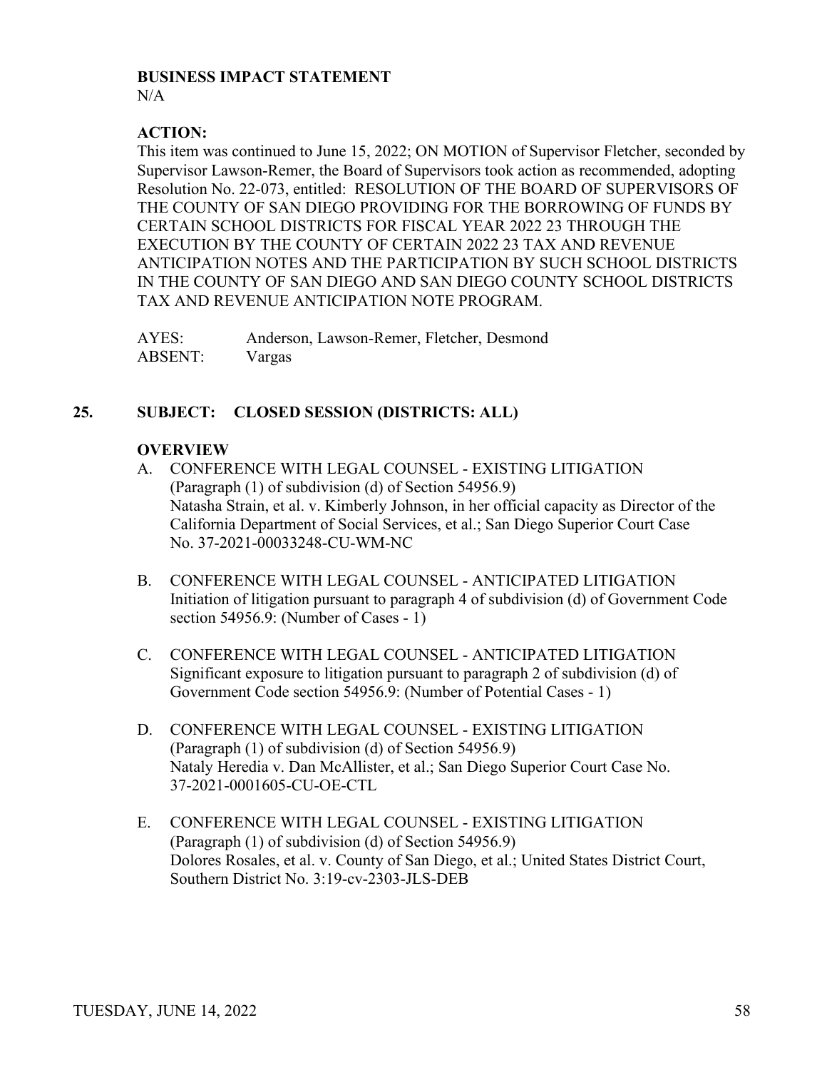**BUSINESS IMPACT STATEMENT**
N/A

**ACTION:**
This item was continued to June 15, 2022; ON MOTION of Supervisor Fletcher, seconded by Supervisor Lawson-Remer, the Board of Supervisors took action as recommended, adopting Resolution No. 22-073, entitled: RESOLUTION OF THE BOARD OF SUPERVISORS OF THE COUNTY OF SAN DIEGO PROVIDING FOR THE BORROWING OF FUNDS BY CERTAIN SCHOOL DISTRICTS FOR FISCAL YEAR 2022 23 THROUGH THE EXECUTION BY THE COUNTY OF CERTAIN 2022 23 TAX AND REVENUE ANTICIPATION NOTES AND THE PARTICIPATION BY SUCH SCHOOL DISTRICTS IN THE COUNTY OF SAN DIEGO AND SAN DIEGO COUNTY SCHOOL DISTRICTS TAX AND REVENUE ANTICIPATION NOTE PROGRAM.

AYES: Anderson, Lawson-Remer, Fletcher, Desmond
ABSENT: Vargas

## 25. SUBJECT: CLOSED SESSION (DISTRICTS: ALL)

**OVERVIEW**

A. CONFERENCE WITH LEGAL COUNSEL - EXISTING LITIGATION
(Paragraph (1) of subdivision (d) of Section 54956.9)
Natasha Strain, et al. v. Kimberly Johnson, in her official capacity as Director of the California Department of Social Services, et al.; San Diego Superior Court Case No. 37-2021-00033248-CU-WM-NC

B. CONFERENCE WITH LEGAL COUNSEL - ANTICIPATED LITIGATION
Initiation of litigation pursuant to paragraph 4 of subdivision (d) of Government Code section 54956.9: (Number of Cases - 1)

C. CONFERENCE WITH LEGAL COUNSEL - ANTICIPATED LITIGATION
Significant exposure to litigation pursuant to paragraph 2 of subdivision (d) of Government Code section 54956.9: (Number of Potential Cases - 1)

D. CONFERENCE WITH LEGAL COUNSEL - EXISTING LITIGATION
(Paragraph (1) of subdivision (d) of Section 54956.9)
Nataly Heredia v. Dan McAllister, et al.; San Diego Superior Court Case No. 37-2021-0001605-CU-OE-CTL

E. CONFERENCE WITH LEGAL COUNSEL - EXISTING LITIGATION
(Paragraph (1) of subdivision (d) of Section 54956.9)
Dolores Rosales, et al. v. County of San Diego, et al.; United States District Court, Southern District No. 3:19-cv-2303-JLS-DEB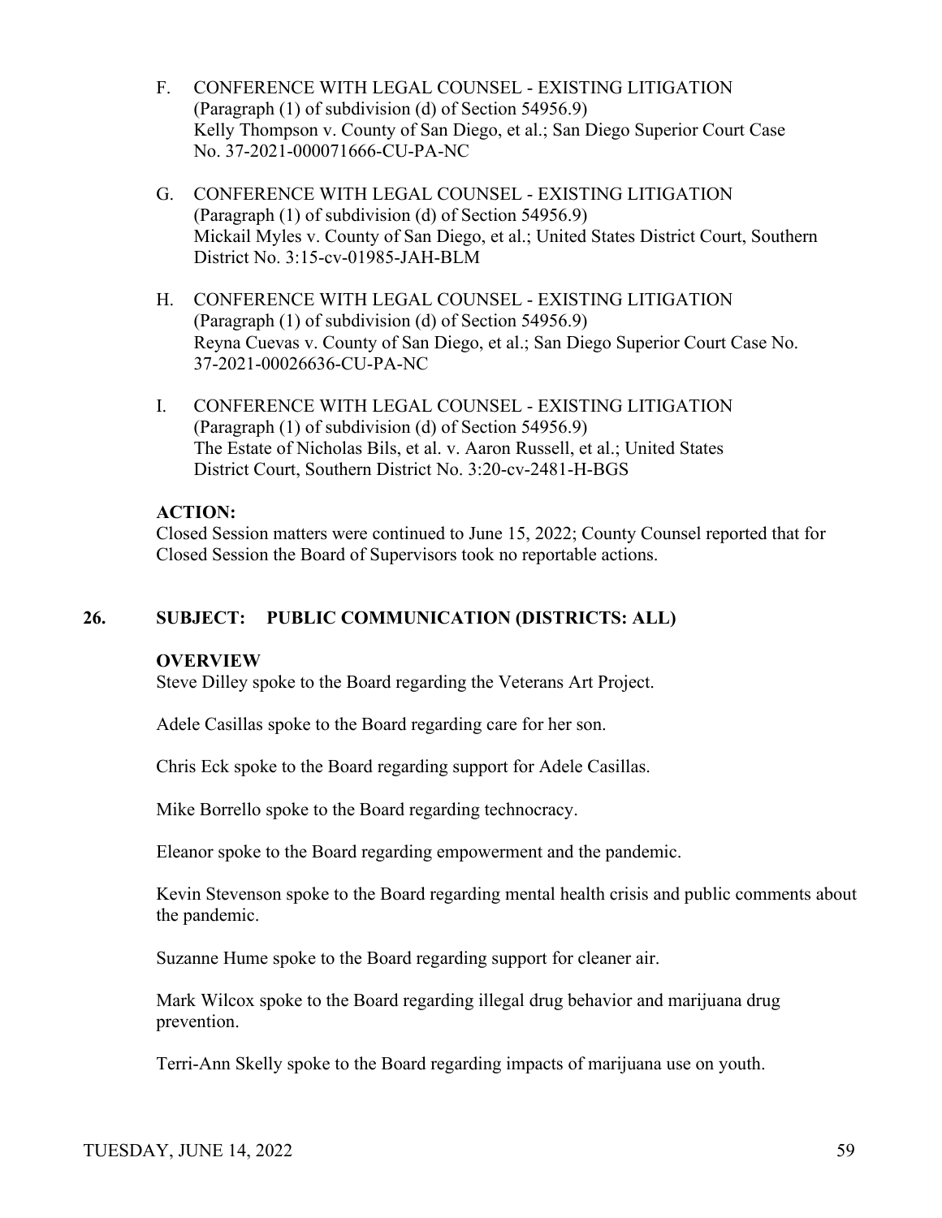F. CONFERENCE WITH LEGAL COUNSEL - EXISTING LITIGATION
(Paragraph (1) of subdivision (d) of Section 54956.9)
Kelly Thompson v. County of San Diego, et al.; San Diego Superior Court Case No. 37-2021-000071666-CU-PA-NC

G. CONFERENCE WITH LEGAL COUNSEL - EXISTING LITIGATION
(Paragraph (1) of subdivision (d) of Section 54956.9)
Mickail Myles v. County of San Diego, et al.; United States District Court, Southern District No. 3:15-cv-01985-JAH-BLM

H. CONFERENCE WITH LEGAL COUNSEL - EXISTING LITIGATION
(Paragraph (1) of subdivision (d) of Section 54956.9)
Reyna Cuevas v. County of San Diego, et al.; San Diego Superior Court Case No. 37-2021-00026636-CU-PA-NC

I. CONFERENCE WITH LEGAL COUNSEL - EXISTING LITIGATION
(Paragraph (1) of subdivision (d) of Section 54956.9)
The Estate of Nicholas Bils, et al. v. Aaron Russell, et al.; United States District Court, Southern District No. 3:20-cv-2481-H-BGS

**ACTION:**
Closed Session matters were continued to June 15, 2022; County Counsel reported that for Closed Session the Board of Supervisors took no reportable actions.

## 26. SUBJECT: PUBLIC COMMUNICATION (DISTRICTS: ALL)

**OVERVIEW**
Steve Dilley spoke to the Board regarding the Veterans Art Project.

Adele Casillas spoke to the Board regarding care for her son.

Chris Eck spoke to the Board regarding support for Adele Casillas.

Mike Borrello spoke to the Board regarding technocracy.

Eleanor spoke to the Board regarding empowerment and the pandemic.

Kevin Stevenson spoke to the Board regarding mental health crisis and public comments about the pandemic.

Suzanne Hume spoke to the Board regarding support for cleaner air.

Mark Wilcox spoke to the Board regarding illegal drug behavior and marijuana drug prevention.

Terri-Ann Skelly spoke to the Board regarding impacts of marijuana use on youth.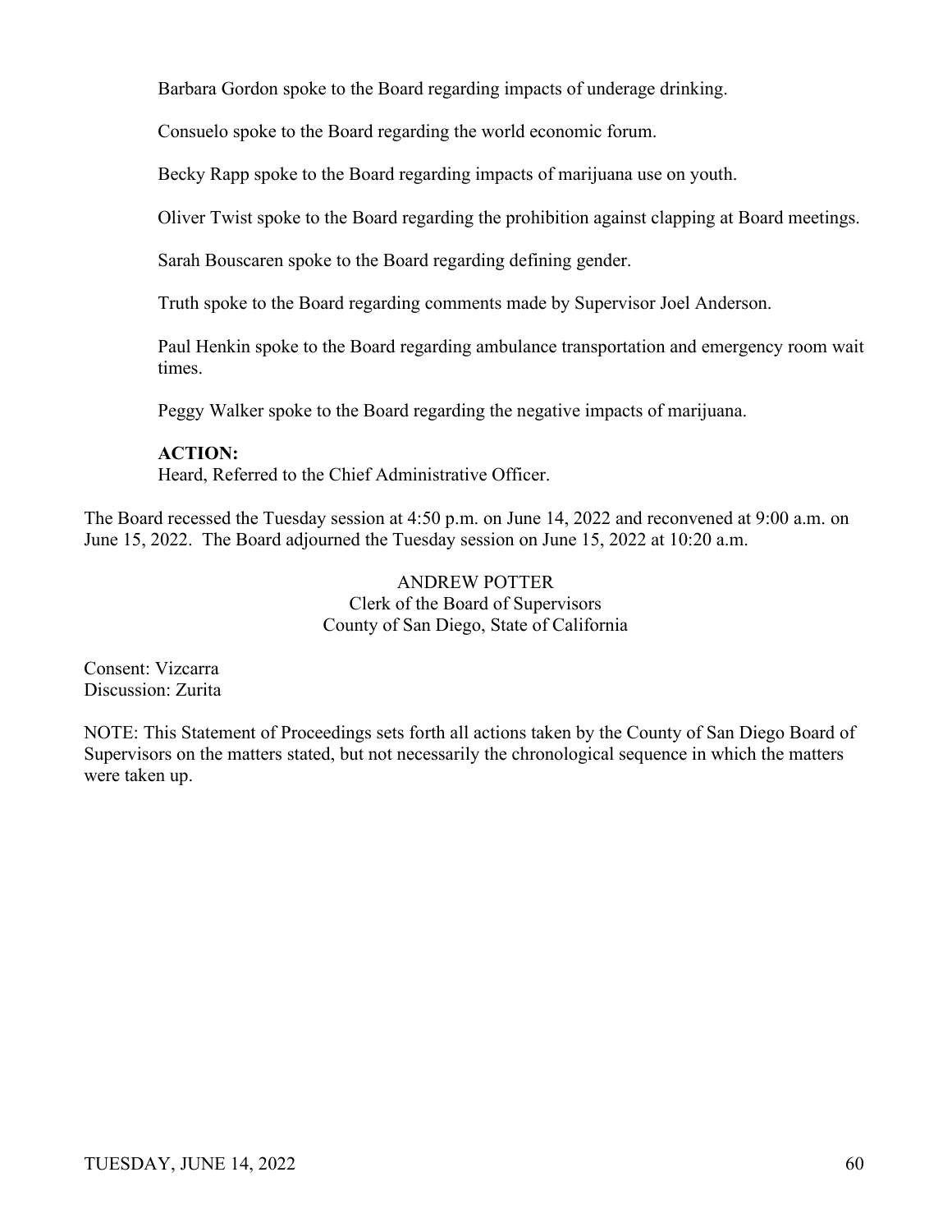Barbara Gordon spoke to the Board regarding impacts of underage drinking.

Consuelo spoke to the Board regarding the world economic forum.

Becky Rapp spoke to the Board regarding impacts of marijuana use on youth.

Oliver Twist spoke to the Board regarding the prohibition against clapping at Board meetings.

Sarah Bouscaren spoke to the Board regarding defining gender.

Truth spoke to the Board regarding comments made by Supervisor Joel Anderson.

Paul Henkin spoke to the Board regarding ambulance transportation and emergency room wait times.

Peggy Walker spoke to the Board regarding the negative impacts of marijuana.

**ACTION:**
Heard, Referred to the Chief Administrative Officer.

The Board recessed the Tuesday session at 4:50 p.m. on June 14, 2022 and reconvened at 9:00 a.m. on June 15, 2022. The Board adjourned the Tuesday session on June 15, 2022 at 10:20 a.m.

ANDREW POTTER
Clerk of the Board of Supervisors
County of San Diego, State of California

Consent: Vizcarra
Discussion: Zurita

NOTE: This Statement of Proceedings sets forth all actions taken by the County of San Diego Board of Supervisors on the matters stated, but not necessarily the chronological sequence in which the matters were taken up.